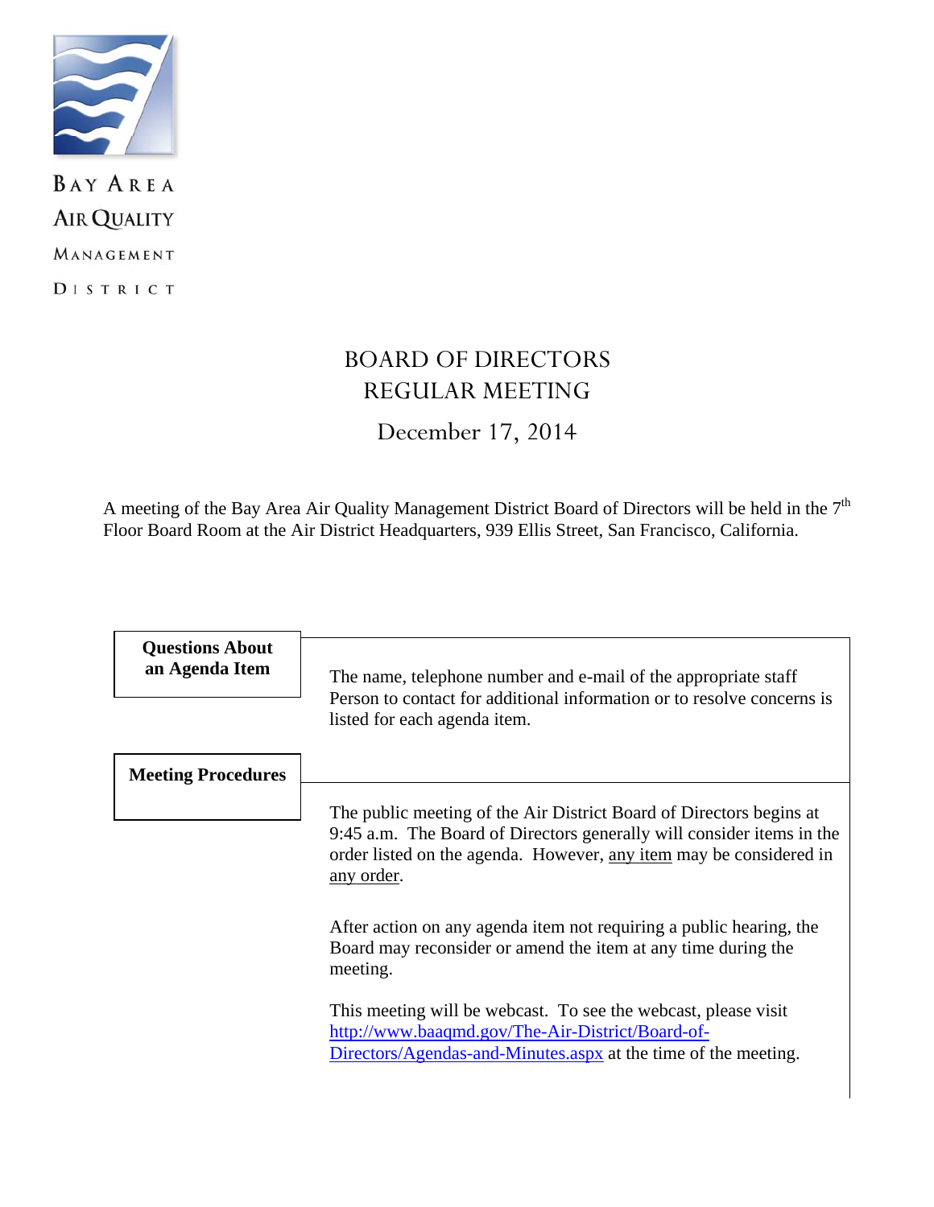BAY AREA
AIR QUALITY
MANAGEMENT
DISTRICT

# BOARD OF DIRECTORS
# REGULAR MEETING

## December 17, 2014

A meeting of the Bay Area Air Quality Management District Board of Directors will be held in the 7th Floor Board Room at the Air District Headquarters, 939 Ellis Street, San Francisco, California.

| | |
|---|---|
| **Questions About an Agenda Item** | The name, telephone number and e-mail of the appropriate staff Person to contact for additional information or to resolve concerns is listed for each agenda item. |
| **Meeting Procedures** | The public meeting of the Air District Board of Directors begins at 9:45 a.m. The Board of Directors generally will consider items in the order listed on the agenda. However, any item may be considered in any order.<br><br>After action on any agenda item not requiring a public hearing, the Board may reconsider or amend the item at any time during the meeting.<br><br>This meeting will be webcast. To see the webcast, please visit http://www.baaqmd.gov/The-Air-District/Board-of-Directors/Agendas-and-Minutes.aspx at the time of the meeting. |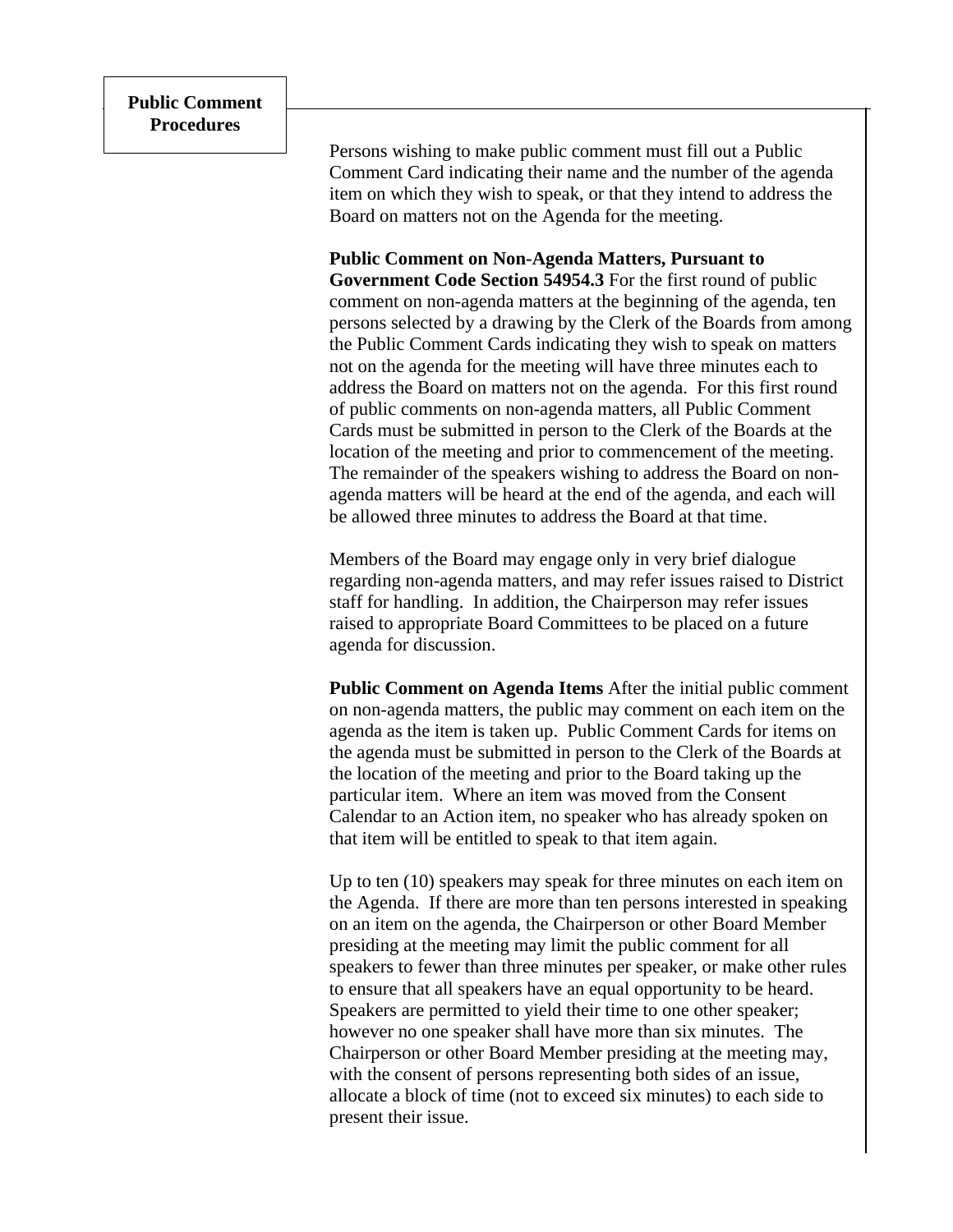## Public Comment Procedures

Persons wishing to make public comment must fill out a Public Comment Card indicating their name and the number of the agenda item on which they wish to speak, or that they intend to address the Board on matters not on the Agenda for the meeting.

**Public Comment on Non-Agenda Matters, Pursuant to Government Code Section 54954.3** For the first round of public comment on non-agenda matters at the beginning of the agenda, ten persons selected by a drawing by the Clerk of the Boards from among the Public Comment Cards indicating they wish to speak on matters not on the agenda for the meeting will have three minutes each to address the Board on matters not on the agenda. For this first round of public comments on non-agenda matters, all Public Comment Cards must be submitted in person to the Clerk of the Boards at the location of the meeting and prior to commencement of the meeting. The remainder of the speakers wishing to address the Board on non-agenda matters will be heard at the end of the agenda, and each will be allowed three minutes to address the Board at that time.

Members of the Board may engage only in very brief dialogue regarding non-agenda matters, and may refer issues raised to District staff for handling. In addition, the Chairperson may refer issues raised to appropriate Board Committees to be placed on a future agenda for discussion.

**Public Comment on Agenda Items** After the initial public comment on non-agenda matters, the public may comment on each item on the agenda as the item is taken up. Public Comment Cards for items on the agenda must be submitted in person to the Clerk of the Boards at the location of the meeting and prior to the Board taking up the particular item. Where an item was moved from the Consent Calendar to an Action item, no speaker who has already spoken on that item will be entitled to speak to that item again.

Up to ten (10) speakers may speak for three minutes on each item on the Agenda. If there are more than ten persons interested in speaking on an item on the agenda, the Chairperson or other Board Member presiding at the meeting may limit the public comment for all speakers to fewer than three minutes per speaker, or make other rules to ensure that all speakers have an equal opportunity to be heard. Speakers are permitted to yield their time to one other speaker; however no one speaker shall have more than six minutes. The Chairperson or other Board Member presiding at the meeting may, with the consent of persons representing both sides of an issue, allocate a block of time (not to exceed six minutes) to each side to present their issue.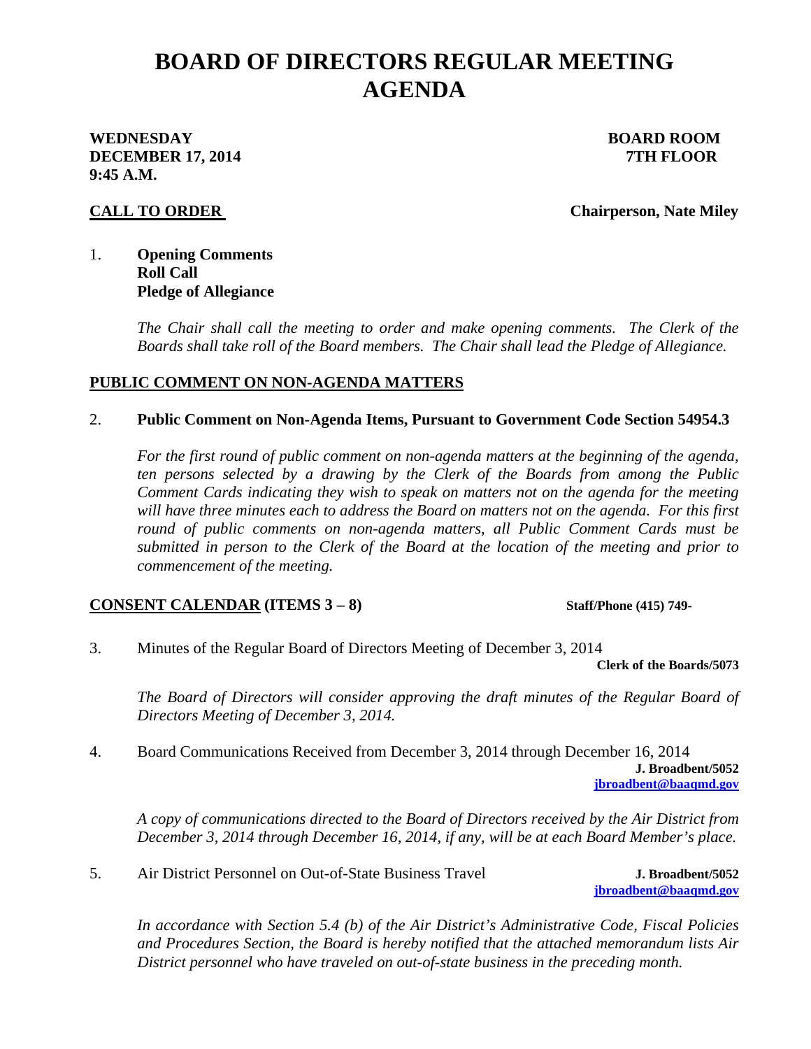# BOARD OF DIRECTORS REGULAR MEETING AGENDA

**WEDNESDAY**
**DECEMBER 17, 2014**
**9:45 A.M.**

**BOARD ROOM**
**7TH FLOOR**

**CALL TO ORDER** **Chairperson, Nate Miley**

1. **Opening Comments**
   **Roll Call**
   **Pledge of Allegiance**

   *The Chair shall call the meeting to order and make opening comments. The Clerk of the Boards shall take roll of the Board members. The Chair shall lead the Pledge of Allegiance.*

**PUBLIC COMMENT ON NON-AGENDA MATTERS**

2. **Public Comment on Non-Agenda Items, Pursuant to Government Code Section 54954.3**

   *For the first round of public comment on non-agenda matters at the beginning of the agenda, ten persons selected by a drawing by the Clerk of the Boards from among the Public Comment Cards indicating they wish to speak on matters not on the agenda for the meeting will have three minutes each to address the Board on matters not on the agenda. For this first round of public comments on non-agenda matters, all Public Comment Cards must be submitted in person to the Clerk of the Board at the location of the meeting and prior to commencement of the meeting.*

**CONSENT CALENDAR (ITEMS 3 – 8)** **Staff/Phone (415) 749-**

3. Minutes of the Regular Board of Directors Meeting of December 3, 2014
   **Clerk of the Boards/5073**

   *The Board of Directors will consider approving the draft minutes of the Regular Board of Directors Meeting of December 3, 2014.*

4. Board Communications Received from December 3, 2014 through December 16, 2014
   **J. Broadbent/5052**
   **jbroadbent@baaqmd.gov**

   *A copy of communications directed to the Board of Directors received by the Air District from December 3, 2014 through December 16, 2014, if any, will be at each Board Member's place.*

5. Air District Personnel on Out-of-State Business Travel **J. Broadbent/5052**
   **jbroadbent@baaqmd.gov**

   *In accordance with Section 5.4 (b) of the Air District's Administrative Code, Fiscal Policies and Procedures Section, the Board is hereby notified that the attached memorandum lists Air District personnel who have traveled on out-of-state business in the preceding month.*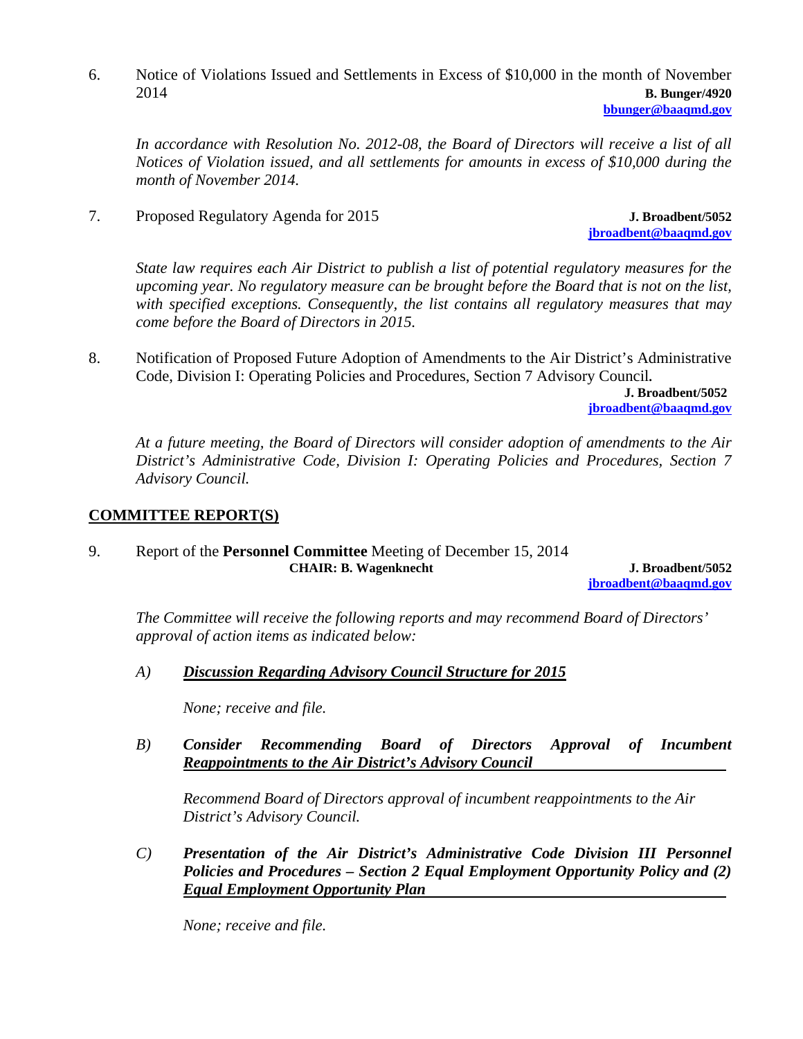6. Notice of Violations Issued and Settlements in Excess of $10,000 in the month of November 2014 **B. Bunger/4920**
**bbunger@baaqmd.gov**

*In accordance with Resolution No. 2012-08, the Board of Directors will receive a list of all Notices of Violation issued, and all settlements for amounts in excess of $10,000 during the month of November 2014.*

7. Proposed Regulatory Agenda for 2015 **J. Broadbent/5052**
**jbroadbent@baaqmd.gov**

*State law requires each Air District to publish a list of potential regulatory measures for the upcoming year. No regulatory measure can be brought before the Board that is not on the list, with specified exceptions. Consequently, the list contains all regulatory measures that may come before the Board of Directors in 2015.*

8. Notification of Proposed Future Adoption of Amendments to the Air District's Administrative Code, Division I: Operating Policies and Procedures, Section 7 Advisory Council. **J. Broadbent/5052**
**jbroadbent@baaqmd.gov**

*At a future meeting, the Board of Directors will consider adoption of amendments to the Air District's Administrative Code, Division I: Operating Policies and Procedures, Section 7 Advisory Council.*

## COMMITTEE REPORT(S)

9. Report of the **Personnel Committee** Meeting of December 15, 2014
**CHAIR: B. Wagenknecht** **J. Broadbent/5052**
**jbroadbent@baaqmd.gov**

*The Committee will receive the following reports and may recommend Board of Directors' approval of action items as indicated below:*

*A)* ***Discussion Regarding Advisory Council Structure for 2015***

*None; receive and file.*

*B)* ***Consider Recommending Board of Directors Approval of Incumbent Reappointments to the Air District's Advisory Council***

*Recommend Board of Directors approval of incumbent reappointments to the Air District's Advisory Council.*

*C)* ***Presentation of the Air District's Administrative Code Division III Personnel Policies and Procedures – Section 2 Equal Employment Opportunity Policy and (2) Equal Employment Opportunity Plan***

*None; receive and file.*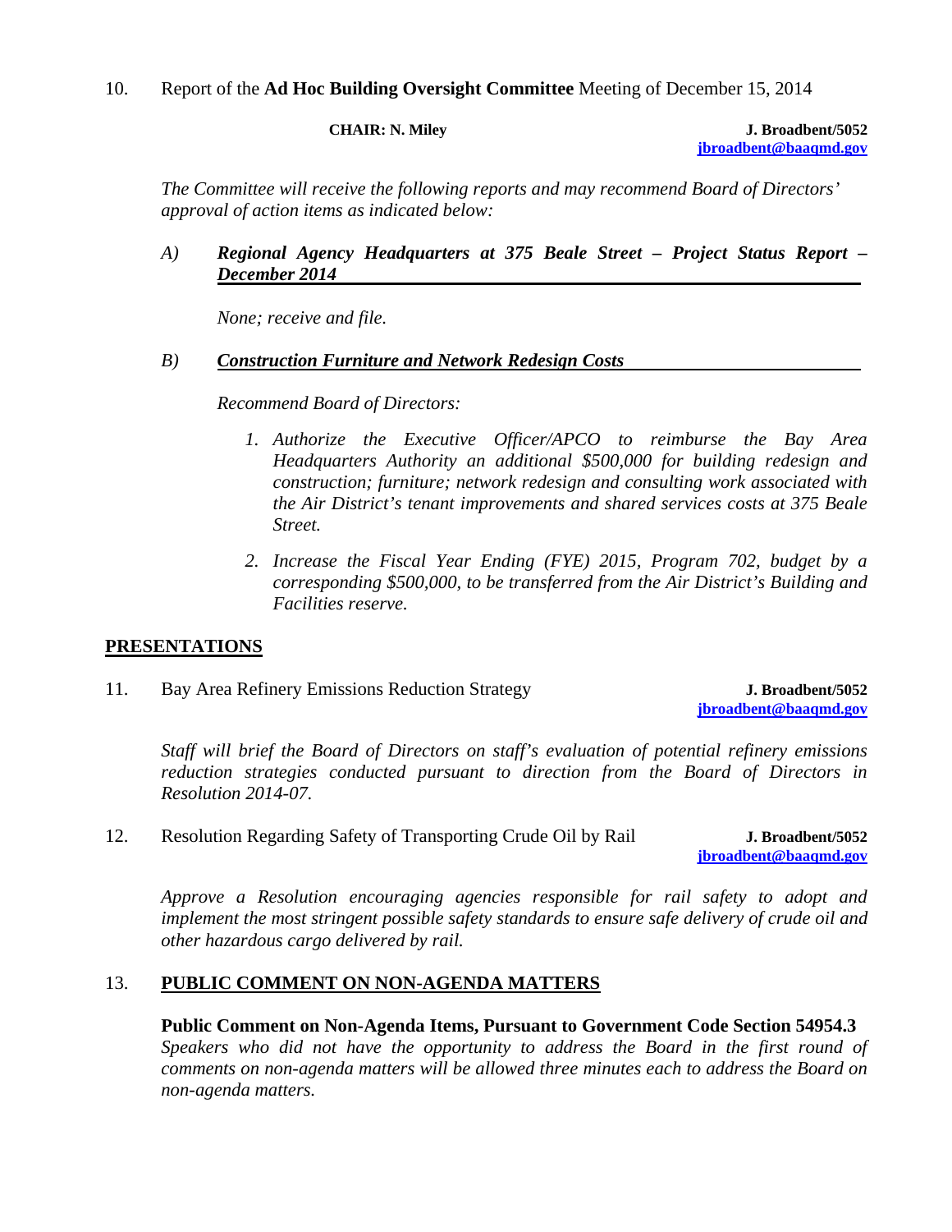10. Report of the **Ad Hoc Building Oversight Committee** Meeting of December 15, 2014

**CHAIR: N. Miley** **J. Broadbent/5052**
**jbroadbent@baaqmd.gov**

*The Committee will receive the following reports and may recommend Board of Directors' approval of action items as indicated below:*

*A)* ***Regional Agency Headquarters at 375 Beale Street – Project Status Report – December 2014***

*None; receive and file.*

*B)* ***Construction Furniture and Network Redesign Costs***

*Recommend Board of Directors:*

1. *Authorize the Executive Officer/APCO to reimburse the Bay Area Headquarters Authority an additional $500,000 for building redesign and construction; furniture; network redesign and consulting work associated with the Air District's tenant improvements and shared services costs at 375 Beale Street.*

2. *Increase the Fiscal Year Ending (FYE) 2015, Program 702, budget by a corresponding $500,000, to be transferred from the Air District's Building and Facilities reserve.*

## PRESENTATIONS

11. Bay Area Refinery Emissions Reduction Strategy **J. Broadbent/5052**
**jbroadbent@baaqmd.gov**

*Staff will brief the Board of Directors on staff's evaluation of potential refinery emissions reduction strategies conducted pursuant to direction from the Board of Directors in Resolution 2014-07.*

12. Resolution Regarding Safety of Transporting Crude Oil by Rail **J. Broadbent/5052**
**jbroadbent@baaqmd.gov**

*Approve a Resolution encouraging agencies responsible for rail safety to adopt and implement the most stringent possible safety standards to ensure safe delivery of crude oil and other hazardous cargo delivered by rail.*

13. **PUBLIC COMMENT ON NON-AGENDA MATTERS**

**Public Comment on Non-Agenda Items, Pursuant to Government Code Section 54954.3**
*Speakers who did not have the opportunity to address the Board in the first round of comments on non-agenda matters will be allowed three minutes each to address the Board on non-agenda matters.*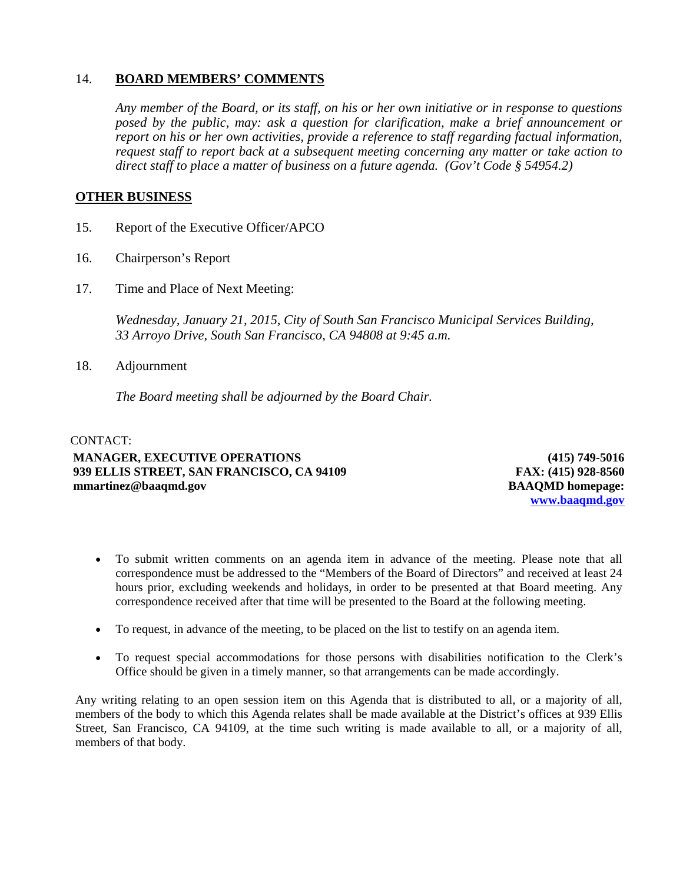14. **BOARD MEMBERS' COMMENTS**

*Any member of the Board, or its staff, on his or her own initiative or in response to questions posed by the public, may: ask a question for clarification, make a brief announcement or report on his or her own activities, provide a reference to staff regarding factual information, request staff to report back at a subsequent meeting concerning any matter or take action to direct staff to place a matter of business on a future agenda. (Gov't Code § 54954.2)*

**OTHER BUSINESS**

15. Report of the Executive Officer/APCO

16. Chairperson's Report

17. Time and Place of Next Meeting:

    *Wednesday, January 21, 2015, City of South San Francisco Municipal Services Building, 33 Arroyo Drive, South San Francisco, CA 94808 at 9:45 a.m.*

18. Adjournment

    *The Board meeting shall be adjourned by the Board Chair.*

CONTACT:

**MANAGER, EXECUTIVE OPERATIONS**
**939 ELLIS STREET, SAN FRANCISCO, CA 94109**
**mmartinez@baaqmd.gov**

**(415) 749-5016**
**FAX: (415) 928-8560**
**BAAQMD homepage:**
**www.baaqmd.gov**

- To submit written comments on an agenda item in advance of the meeting. Please note that all correspondence must be addressed to the "Members of the Board of Directors" and received at least 24 hours prior, excluding weekends and holidays, in order to be presented at that Board meeting. Any correspondence received after that time will be presented to the Board at the following meeting.

- To request, in advance of the meeting, to be placed on the list to testify on an agenda item.

- To request special accommodations for those persons with disabilities notification to the Clerk's Office should be given in a timely manner, so that arrangements can be made accordingly.

Any writing relating to an open session item on this Agenda that is distributed to all, or a majority of all, members of the body to which this Agenda relates shall be made available at the District's offices at 939 Ellis Street, San Francisco, CA 94109, at the time such writing is made available to all, or a majority of all, members of that body.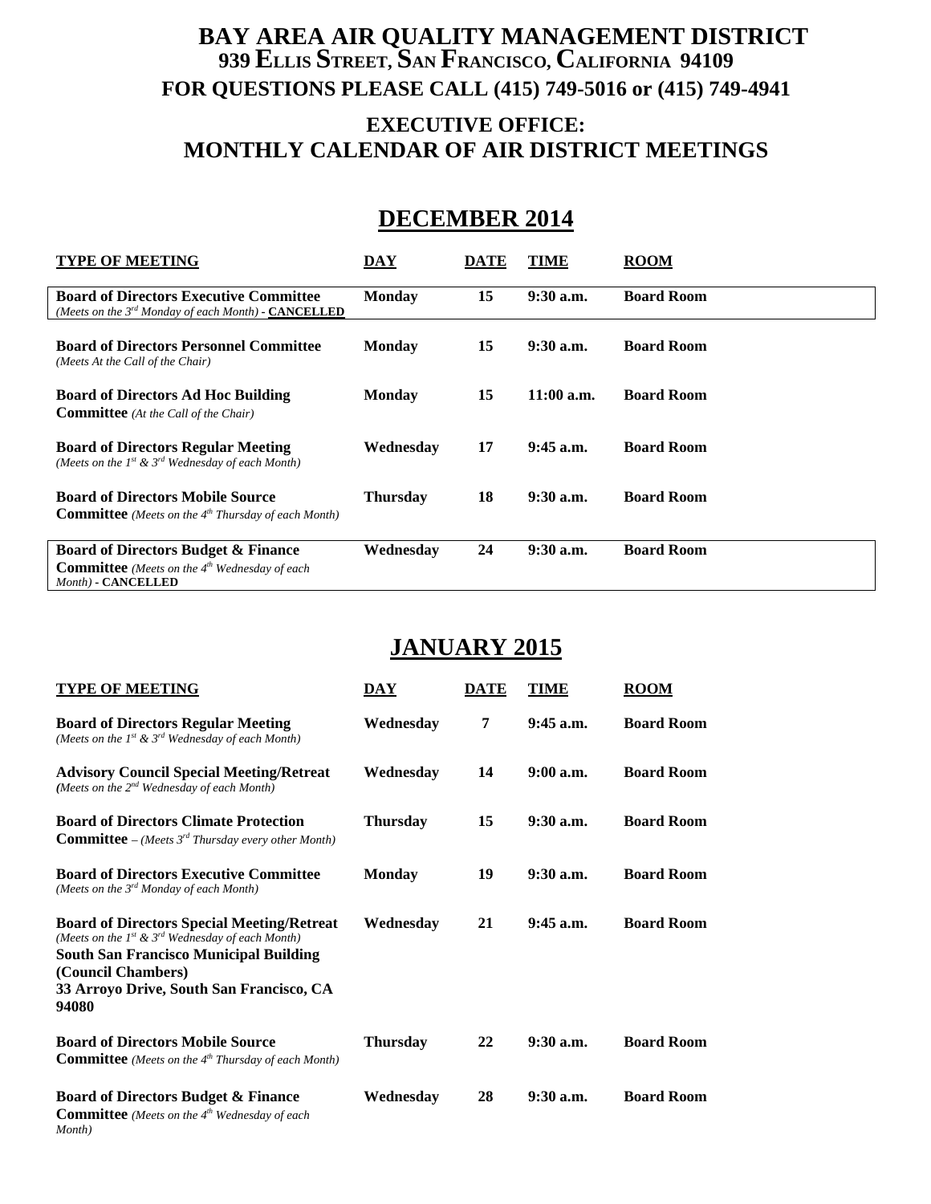# BAY AREA AIR QUALITY MANAGEMENT DISTRICT

**939 Ellis Street, San Francisco, California 94109**

**FOR QUESTIONS PLEASE CALL (415) 749-5016 or (415) 749-4941**

## EXECUTIVE OFFICE:
## MONTHLY CALENDAR OF AIR DISTRICT MEETINGS

## DECEMBER 2014

| TYPE OF MEETING | DAY | DATE | TIME | ROOM |
|---|---|---|---|---|
| **Board of Directors Executive Committee** *(Meets on the 3rd Monday of each Month)* - **CANCELLED** | **Monday** | **15** | **9:30 a.m.** | **Board Room** |
| **Board of Directors Personnel Committee** *(Meets At the Call of the Chair)* | **Monday** | **15** | **9:30 a.m.** | **Board Room** |
| **Board of Directors Ad Hoc Building Committee** *(At the Call of the Chair)* | **Monday** | **15** | **11:00 a.m.** | **Board Room** |
| **Board of Directors Regular Meeting** *(Meets on the 1st & 3rd Wednesday of each Month)* | **Wednesday** | **17** | **9:45 a.m.** | **Board Room** |
| **Board of Directors Mobile Source Committee** *(Meets on the 4th Thursday of each Month)* | **Thursday** | **18** | **9:30 a.m.** | **Board Room** |
| **Board of Directors Budget & Finance Committee** *(Meets on the 4th Wednesday of each Month)* - **CANCELLED** | **Wednesday** | **24** | **9:30 a.m.** | **Board Room** |

## JANUARY 2015

| TYPE OF MEETING | DAY | DATE | TIME | ROOM |
|---|---|---|---|---|
| **Board of Directors Regular Meeting** *(Meets on the 1st & 3rd Wednesday of each Month)* | **Wednesday** | **7** | **9:45 a.m.** | **Board Room** |
| **Advisory Council Special Meeting/Retreat** *(Meets on the 2nd Wednesday of each Month)* | **Wednesday** | **14** | **9:00 a.m.** | **Board Room** |
| **Board of Directors Climate Protection Committee** – *(Meets 3rd Thursday every other Month)* | **Thursday** | **15** | **9:30 a.m.** | **Board Room** |
| **Board of Directors Executive Committee** *(Meets on the 3rd Monday of each Month)* | **Monday** | **19** | **9:30 a.m.** | **Board Room** |
| **Board of Directors Special Meeting/Retreat** *(Meets on the 1st & 3rd Wednesday of each Month)* **South San Francisco Municipal Building (Council Chambers) 33 Arroyo Drive, South San Francisco, CA 94080** | **Wednesday** | **21** | **9:45 a.m.** | **Board Room** |
| **Board of Directors Mobile Source Committee** *(Meets on the 4th Thursday of each Month)* | **Thursday** | **22** | **9:30 a.m.** | **Board Room** |
| **Board of Directors Budget & Finance Committee** *(Meets on the 4th Wednesday of each Month)* | **Wednesday** | **28** | **9:30 a.m.** | **Board Room** |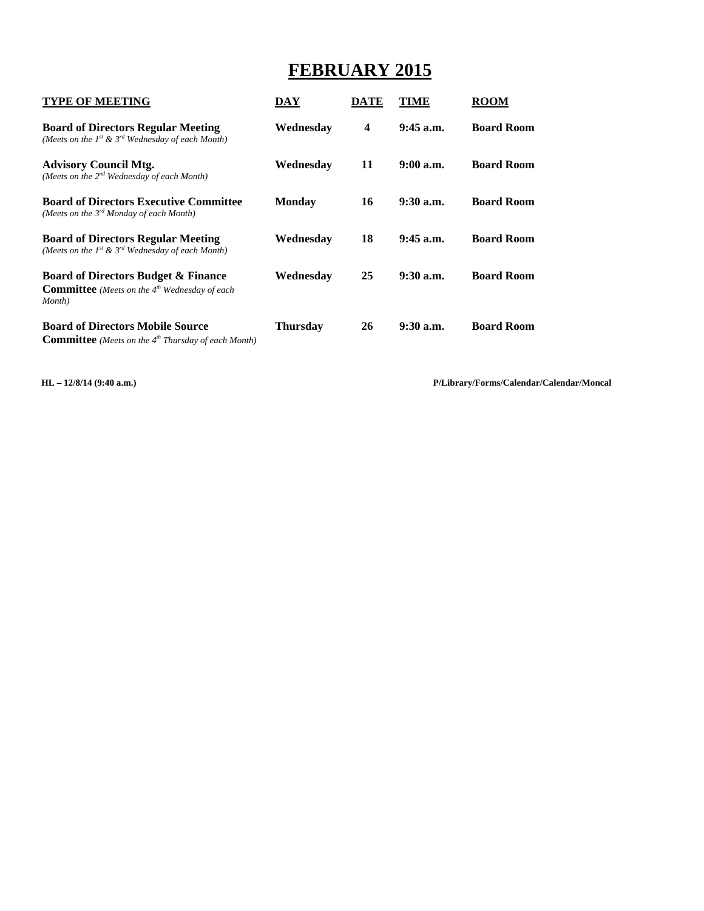# FEBRUARY 2015

| TYPE OF MEETING | DAY | DATE | TIME | ROOM |
|---|---|---|---|---|
| **Board of Directors Regular Meeting** *(Meets on the 1st & 3rd Wednesday of each Month)* | **Wednesday** | **4** | **9:45 a.m.** | **Board Room** |
| **Advisory Council Mtg.** *(Meets on the 2nd Wednesday of each Month)* | **Wednesday** | **11** | **9:00 a.m.** | **Board Room** |
| **Board of Directors Executive Committee** *(Meets on the 3rd Monday of each Month)* | **Monday** | **16** | **9:30 a.m.** | **Board Room** |
| **Board of Directors Regular Meeting** *(Meets on the 1st & 3rd Wednesday of each Month)* | **Wednesday** | **18** | **9:45 a.m.** | **Board Room** |
| **Board of Directors Budget & Finance Committee** *(Meets on the 4th Wednesday of each Month)* | **Wednesday** | **25** | **9:30 a.m.** | **Board Room** |
| **Board of Directors Mobile Source Committee** *(Meets on the 4th Thursday of each Month)* | **Thursday** | **26** | **9:30 a.m.** | **Board Room** |

**HL – 12/8/14 (9:40 a.m.)** **P/Library/Forms/Calendar/Calendar/Moncal**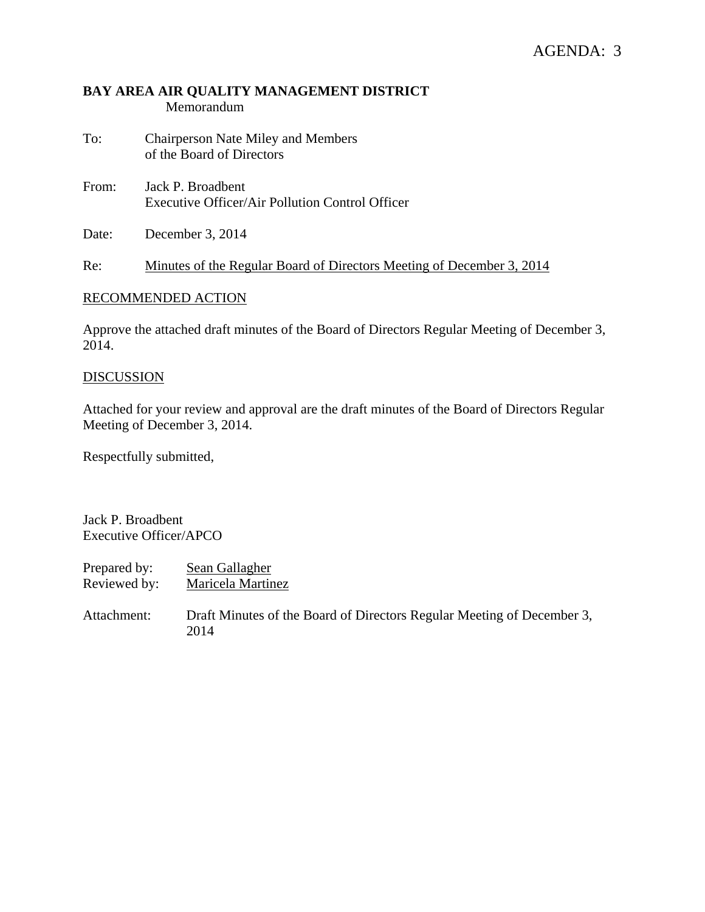AGENDA: 3

**BAY AREA AIR QUALITY MANAGEMENT DISTRICT**
Memorandum

To: Chairperson Nate Miley and Members of the Board of Directors

From: Jack P. Broadbent
Executive Officer/Air Pollution Control Officer

Date: December 3, 2014

Re: Minutes of the Regular Board of Directors Meeting of December 3, 2014

RECOMMENDED ACTION

Approve the attached draft minutes of the Board of Directors Regular Meeting of December 3, 2014.

DISCUSSION

Attached for your review and approval are the draft minutes of the Board of Directors Regular Meeting of December 3, 2014.

Respectfully submitted,

Jack P. Broadbent
Executive Officer/APCO

Prepared by: Sean Gallagher
Reviewed by: Maricela Martinez

Attachment: Draft Minutes of the Board of Directors Regular Meeting of December 3, 2014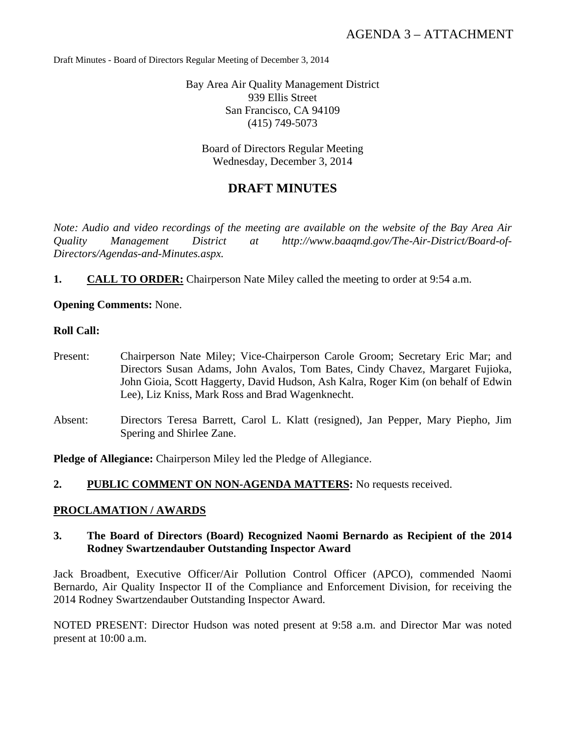AGENDA 3 – ATTACHMENT

Draft Minutes - Board of Directors Regular Meeting of December 3, 2014

Bay Area Air Quality Management District
939 Ellis Street
San Francisco, CA 94109
(415) 749-5073

Board of Directors Regular Meeting
Wednesday, December 3, 2014

# DRAFT MINUTES

*Note: Audio and video recordings of the meeting are available on the website of the Bay Area Air Quality Management District at http://www.baaqmd.gov/The-Air-District/Board-of-Directors/Agendas-and-Minutes.aspx.*

**1. CALL TO ORDER:** Chairperson Nate Miley called the meeting to order at 9:54 a.m.

**Opening Comments:** None.

**Roll Call:**

Present: Chairperson Nate Miley; Vice-Chairperson Carole Groom; Secretary Eric Mar; and Directors Susan Adams, John Avalos, Tom Bates, Cindy Chavez, Margaret Fujioka, John Gioia, Scott Haggerty, David Hudson, Ash Kalra, Roger Kim (on behalf of Edwin Lee), Liz Kniss, Mark Ross and Brad Wagenknecht.

Absent: Directors Teresa Barrett, Carol L. Klatt (resigned), Jan Pepper, Mary Piepho, Jim Spering and Shirlee Zane.

**Pledge of Allegiance:** Chairperson Miley led the Pledge of Allegiance.

**2. PUBLIC COMMENT ON NON-AGENDA MATTERS:** No requests received.

**PROCLAMATION / AWARDS**

**3. The Board of Directors (Board) Recognized Naomi Bernardo as Recipient of the 2014 Rodney Swartzendauber Outstanding Inspector Award**

Jack Broadbent, Executive Officer/Air Pollution Control Officer (APCO), commended Naomi Bernardo, Air Quality Inspector II of the Compliance and Enforcement Division, for receiving the 2014 Rodney Swartzendauber Outstanding Inspector Award.

NOTED PRESENT: Director Hudson was noted present at 9:58 a.m. and Director Mar was noted present at 10:00 a.m.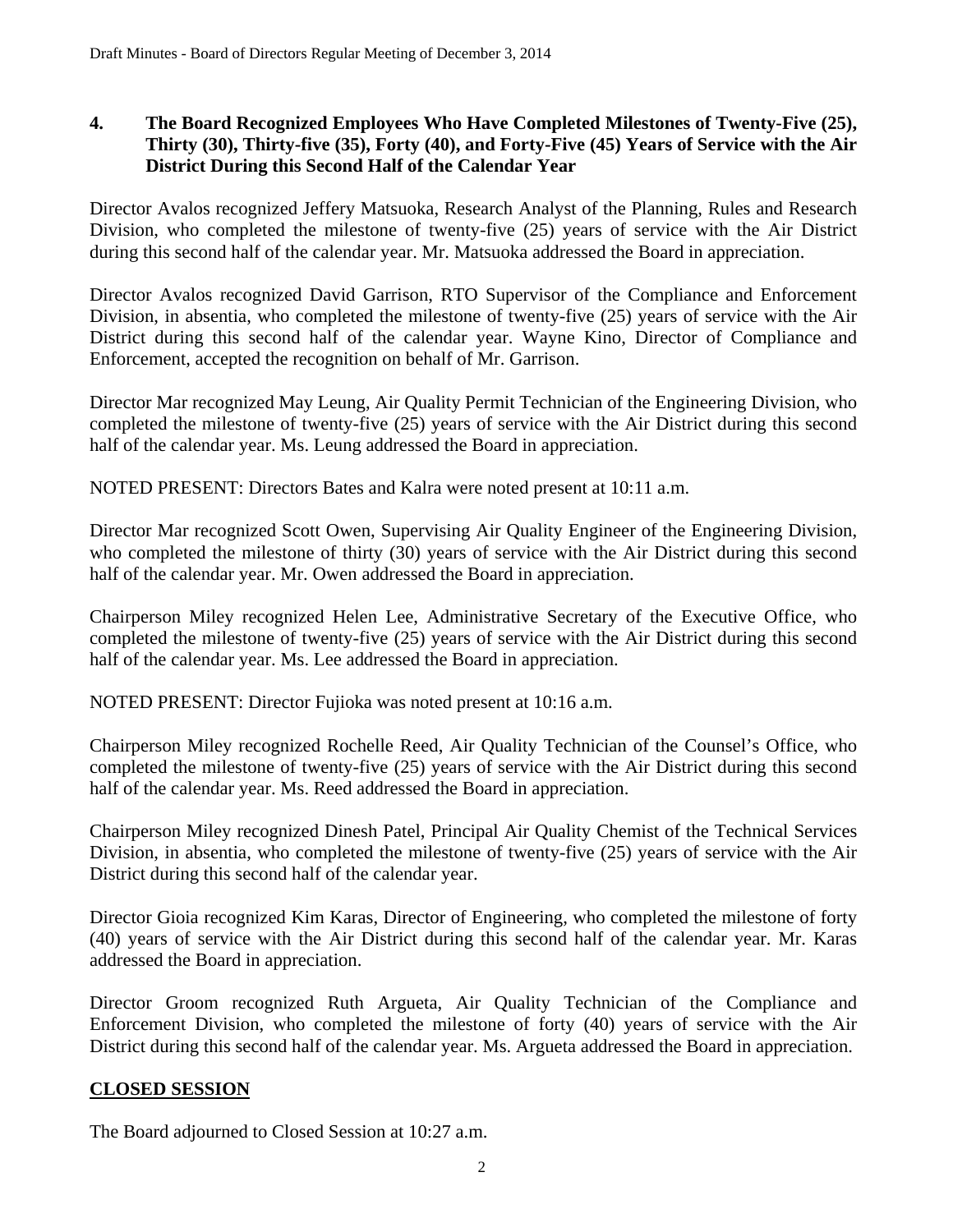### 4. The Board Recognized Employees Who Have Completed Milestones of Twenty-Five (25), Thirty (30), Thirty-five (35), Forty (40), and Forty-Five (45) Years of Service with the Air District During this Second Half of the Calendar Year

Director Avalos recognized Jeffery Matsuoka, Research Analyst of the Planning, Rules and Research Division, who completed the milestone of twenty-five (25) years of service with the Air District during this second half of the calendar year. Mr. Matsuoka addressed the Board in appreciation.

Director Avalos recognized David Garrison, RTO Supervisor of the Compliance and Enforcement Division, in absentia, who completed the milestone of twenty-five (25) years of service with the Air District during this second half of the calendar year. Wayne Kino, Director of Compliance and Enforcement, accepted the recognition on behalf of Mr. Garrison.

Director Mar recognized May Leung, Air Quality Permit Technician of the Engineering Division, who completed the milestone of twenty-five (25) years of service with the Air District during this second half of the calendar year. Ms. Leung addressed the Board in appreciation.

NOTED PRESENT: Directors Bates and Kalra were noted present at 10:11 a.m.

Director Mar recognized Scott Owen, Supervising Air Quality Engineer of the Engineering Division, who completed the milestone of thirty (30) years of service with the Air District during this second half of the calendar year. Mr. Owen addressed the Board in appreciation.

Chairperson Miley recognized Helen Lee, Administrative Secretary of the Executive Office, who completed the milestone of twenty-five (25) years of service with the Air District during this second half of the calendar year. Ms. Lee addressed the Board in appreciation.

NOTED PRESENT: Director Fujioka was noted present at 10:16 a.m.

Chairperson Miley recognized Rochelle Reed, Air Quality Technician of the Counsel's Office, who completed the milestone of twenty-five (25) years of service with the Air District during this second half of the calendar year. Ms. Reed addressed the Board in appreciation.

Chairperson Miley recognized Dinesh Patel, Principal Air Quality Chemist of the Technical Services Division, in absentia, who completed the milestone of twenty-five (25) years of service with the Air District during this second half of the calendar year.

Director Gioia recognized Kim Karas, Director of Engineering, who completed the milestone of forty (40) years of service with the Air District during this second half of the calendar year. Mr. Karas addressed the Board in appreciation.

Director Groom recognized Ruth Argueta, Air Quality Technician of the Compliance and Enforcement Division, who completed the milestone of forty (40) years of service with the Air District during this second half of the calendar year. Ms. Argueta addressed the Board in appreciation.

## CLOSED SESSION

The Board adjourned to Closed Session at 10:27 a.m.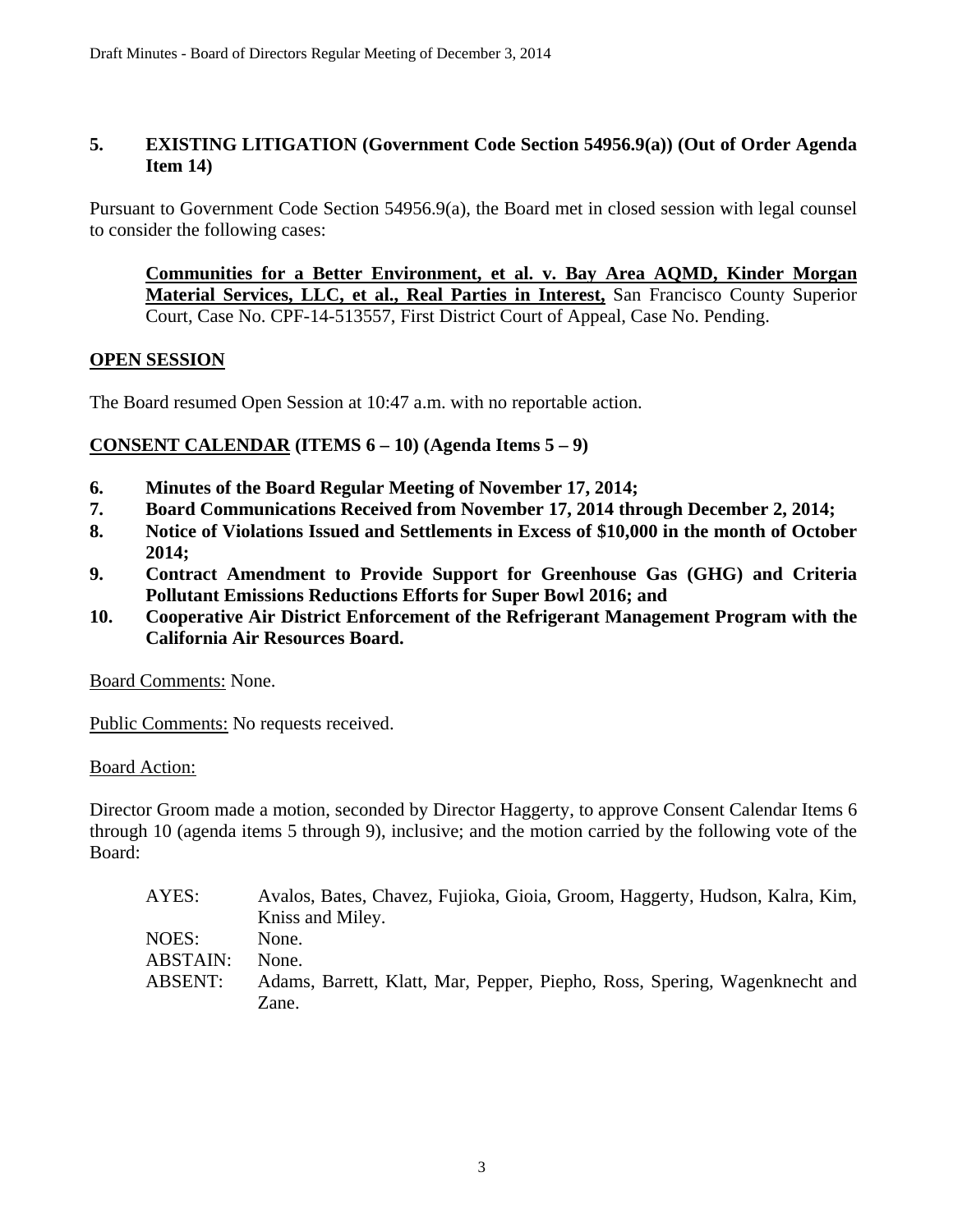## 5. EXISTING LITIGATION (Government Code Section 54956.9(a)) (Out of Order Agenda Item 14)

Pursuant to Government Code Section 54956.9(a), the Board met in closed session with legal counsel to consider the following cases:

> **Communities for a Better Environment, et al. v. Bay Area AQMD, Kinder Morgan Material Services, LLC, et al., Real Parties in Interest,** San Francisco County Superior Court, Case No. CPF-14-513557, First District Court of Appeal, Case No. Pending.

**OPEN SESSION**

The Board resumed Open Session at 10:47 a.m. with no reportable action.

**CONSENT CALENDAR (ITEMS 6 – 10) (Agenda Items 5 – 9)**

**6. Minutes of the Board Regular Meeting of November 17, 2014;**
**7. Board Communications Received from November 17, 2014 through December 2, 2014;**
**8. Notice of Violations Issued and Settlements in Excess of $10,000 in the month of October 2014;**
**9. Contract Amendment to Provide Support for Greenhouse Gas (GHG) and Criteria Pollutant Emissions Reductions Efforts for Super Bowl 2016; and**
**10. Cooperative Air District Enforcement of the Refrigerant Management Program with the California Air Resources Board.**

Board Comments: None.

Public Comments: No requests received.

Board Action:

Director Groom made a motion, seconded by Director Haggerty, to approve Consent Calendar Items 6 through 10 (agenda items 5 through 9), inclusive; and the motion carried by the following vote of the Board:

| | |
|---|---|
| AYES: | Avalos, Bates, Chavez, Fujioka, Gioia, Groom, Haggerty, Hudson, Kalra, Kim, Kniss and Miley. |
| NOES: | None. |
| ABSTAIN: | None. |
| ABSENT: | Adams, Barrett, Klatt, Mar, Pepper, Piepho, Ross, Spering, Wagenknecht and Zane. |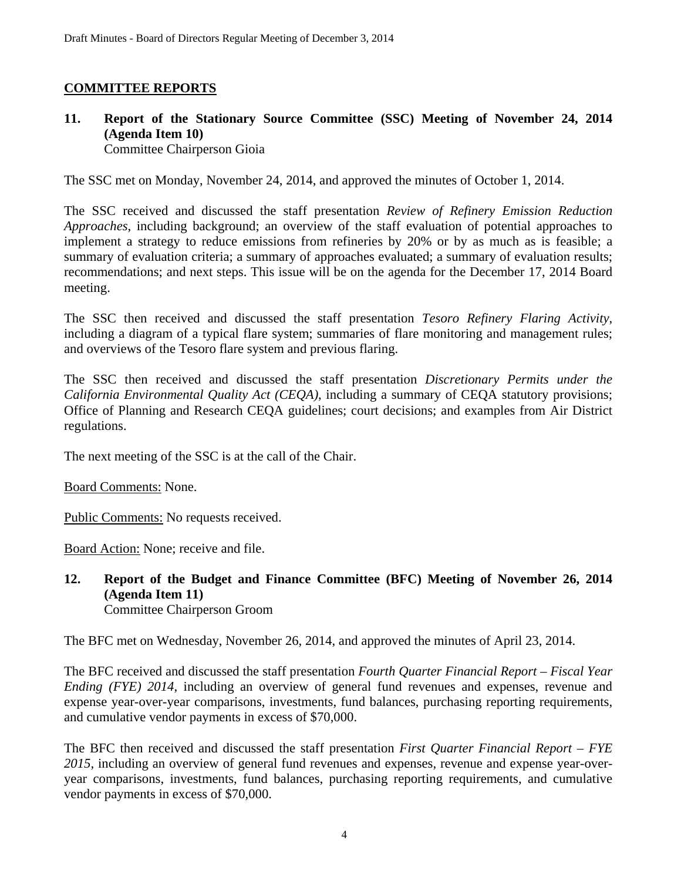## COMMITTEE REPORTS

**11. Report of the Stationary Source Committee (SSC) Meeting of November 24, 2014 (Agenda Item 10)**
Committee Chairperson Gioia

The SSC met on Monday, November 24, 2014, and approved the minutes of October 1, 2014.

The SSC received and discussed the staff presentation *Review of Refinery Emission Reduction Approaches*, including background; an overview of the staff evaluation of potential approaches to implement a strategy to reduce emissions from refineries by 20% or by as much as is feasible; a summary of evaluation criteria; a summary of approaches evaluated; a summary of evaluation results; recommendations; and next steps. This issue will be on the agenda for the December 17, 2014 Board meeting.

The SSC then received and discussed the staff presentation *Tesoro Refinery Flaring Activity*, including a diagram of a typical flare system; summaries of flare monitoring and management rules; and overviews of the Tesoro flare system and previous flaring.

The SSC then received and discussed the staff presentation *Discretionary Permits under the California Environmental Quality Act (CEQA)*, including a summary of CEQA statutory provisions; Office of Planning and Research CEQA guidelines; court decisions; and examples from Air District regulations.

The next meeting of the SSC is at the call of the Chair.

Board Comments: None.

Public Comments: No requests received.

Board Action: None; receive and file.

**12. Report of the Budget and Finance Committee (BFC) Meeting of November 26, 2014 (Agenda Item 11)**
Committee Chairperson Groom

The BFC met on Wednesday, November 26, 2014, and approved the minutes of April 23, 2014.

The BFC received and discussed the staff presentation *Fourth Quarter Financial Report – Fiscal Year Ending (FYE) 2014*, including an overview of general fund revenues and expenses, revenue and expense year-over-year comparisons, investments, fund balances, purchasing reporting requirements, and cumulative vendor payments in excess of $70,000.

The BFC then received and discussed the staff presentation *First Quarter Financial Report – FYE 2015*, including an overview of general fund revenues and expenses, revenue and expense year-over-year comparisons, investments, fund balances, purchasing reporting requirements, and cumulative vendor payments in excess of $70,000.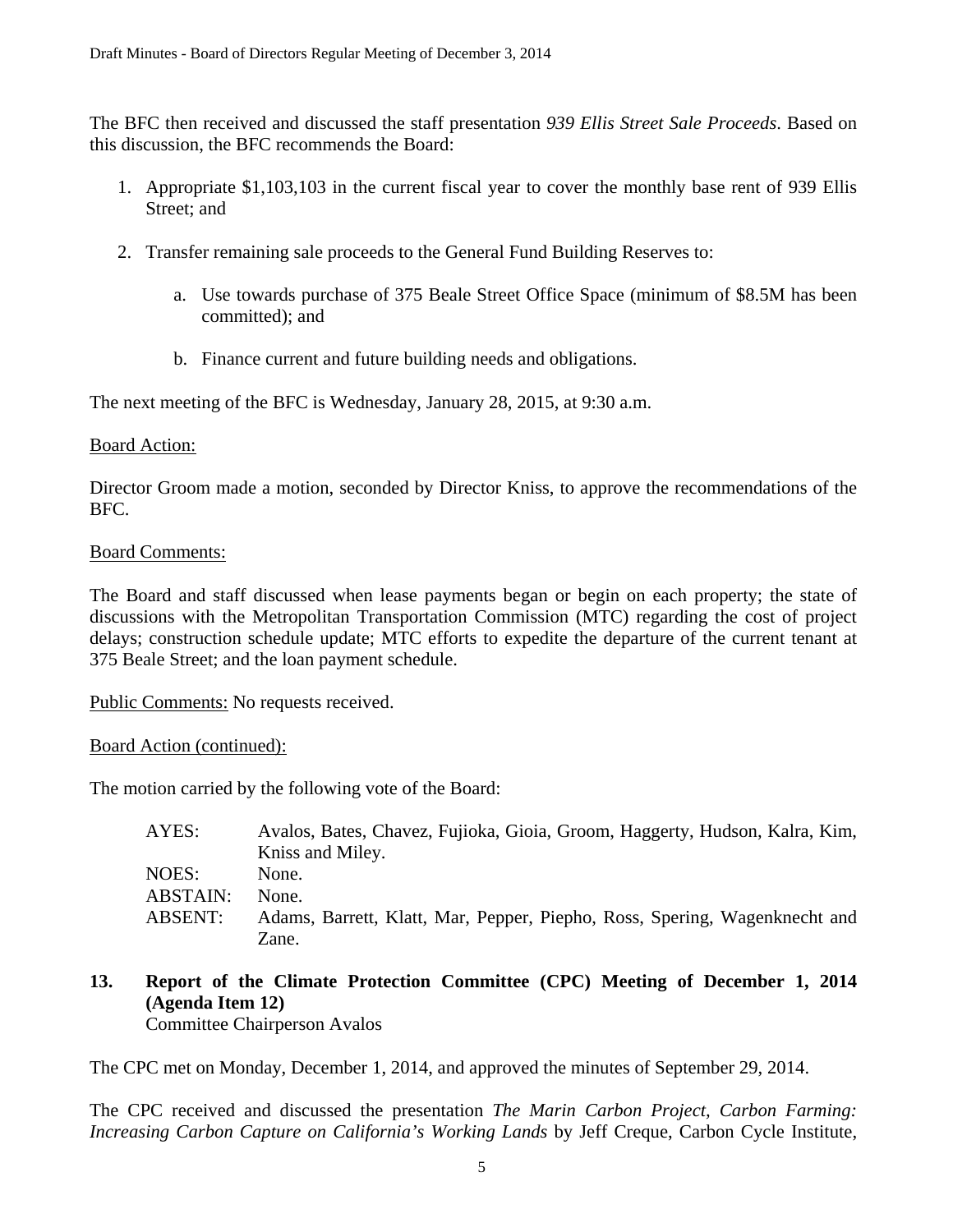The BFC then received and discussed the staff presentation *939 Ellis Street Sale Proceeds*. Based on this discussion, the BFC recommends the Board:

1. Appropriate $1,103,103 in the current fiscal year to cover the monthly base rent of 939 Ellis Street; and

2. Transfer remaining sale proceeds to the General Fund Building Reserves to:

    a. Use towards purchase of 375 Beale Street Office Space (minimum of $8.5M has been committed); and

    b. Finance current and future building needs and obligations.

The next meeting of the BFC is Wednesday, January 28, 2015, at 9:30 a.m.

Board Action:

Director Groom made a motion, seconded by Director Kniss, to approve the recommendations of the BFC.

Board Comments:

The Board and staff discussed when lease payments began or begin on each property; the state of discussions with the Metropolitan Transportation Commission (MTC) regarding the cost of project delays; construction schedule update; MTC efforts to expedite the departure of the current tenant at 375 Beale Street; and the loan payment schedule.

Public Comments: No requests received.

Board Action (continued):

The motion carried by the following vote of the Board:

| | |
|---|---|
| AYES: | Avalos, Bates, Chavez, Fujioka, Gioia, Groom, Haggerty, Hudson, Kalra, Kim, Kniss and Miley. |
| NOES: | None. |
| ABSTAIN: | None. |
| ABSENT: | Adams, Barrett, Klatt, Mar, Pepper, Piepho, Ross, Spering, Wagenknecht and Zane. |

**13. Report of the Climate Protection Committee (CPC) Meeting of December 1, 2014 (Agenda Item 12)**
Committee Chairperson Avalos

The CPC met on Monday, December 1, 2014, and approved the minutes of September 29, 2014.

The CPC received and discussed the presentation *The Marin Carbon Project, Carbon Farming: Increasing Carbon Capture on California's Working Lands* by Jeff Creque, Carbon Cycle Institute,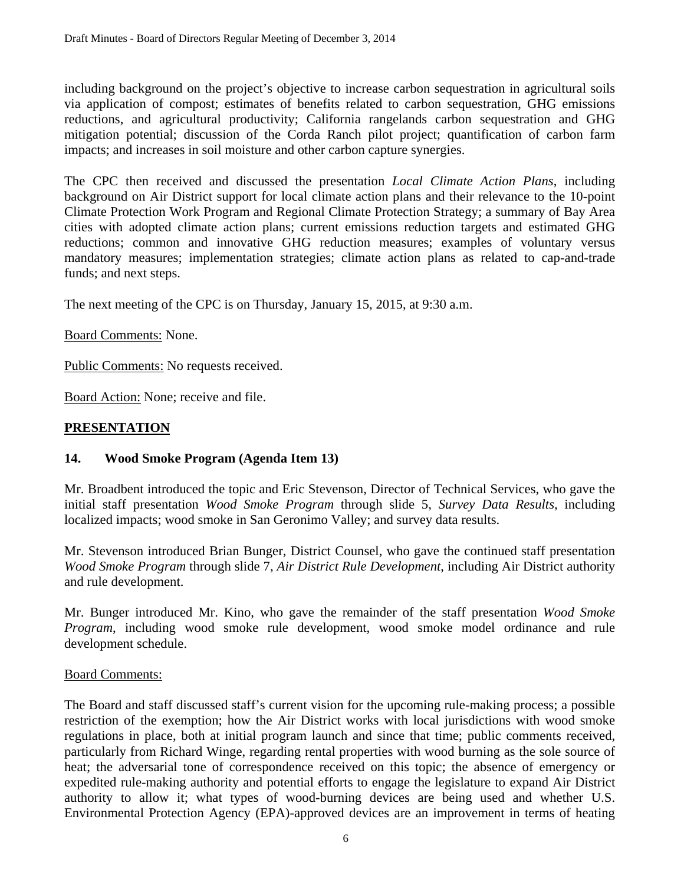including background on the project's objective to increase carbon sequestration in agricultural soils via application of compost; estimates of benefits related to carbon sequestration, GHG emissions reductions, and agricultural productivity; California rangelands carbon sequestration and GHG mitigation potential; discussion of the Corda Ranch pilot project; quantification of carbon farm impacts; and increases in soil moisture and other carbon capture synergies.

The CPC then received and discussed the presentation *Local Climate Action Plans*, including background on Air District support for local climate action plans and their relevance to the 10-point Climate Protection Work Program and Regional Climate Protection Strategy; a summary of Bay Area cities with adopted climate action plans; current emissions reduction targets and estimated GHG reductions; common and innovative GHG reduction measures; examples of voluntary versus mandatory measures; implementation strategies; climate action plans as related to cap-and-trade funds; and next steps.

The next meeting of the CPC is on Thursday, January 15, 2015, at 9:30 a.m.

Board Comments: None.

Public Comments: No requests received.

Board Action: None; receive and file.

## PRESENTATION

### 14. Wood Smoke Program (Agenda Item 13)

Mr. Broadbent introduced the topic and Eric Stevenson, Director of Technical Services, who gave the initial staff presentation *Wood Smoke Program* through slide 5, *Survey Data Results*, including localized impacts; wood smoke in San Geronimo Valley; and survey data results.

Mr. Stevenson introduced Brian Bunger, District Counsel, who gave the continued staff presentation *Wood Smoke Program* through slide 7, *Air District Rule Development*, including Air District authority and rule development.

Mr. Bunger introduced Mr. Kino, who gave the remainder of the staff presentation *Wood Smoke Program*, including wood smoke rule development, wood smoke model ordinance and rule development schedule.

Board Comments:

The Board and staff discussed staff's current vision for the upcoming rule-making process; a possible restriction of the exemption; how the Air District works with local jurisdictions with wood smoke regulations in place, both at initial program launch and since that time; public comments received, particularly from Richard Winge, regarding rental properties with wood burning as the sole source of heat; the adversarial tone of correspondence received on this topic; the absence of emergency or expedited rule-making authority and potential efforts to engage the legislature to expand Air District authority to allow it; what types of wood-burning devices are being used and whether U.S. Environmental Protection Agency (EPA)-approved devices are an improvement in terms of heating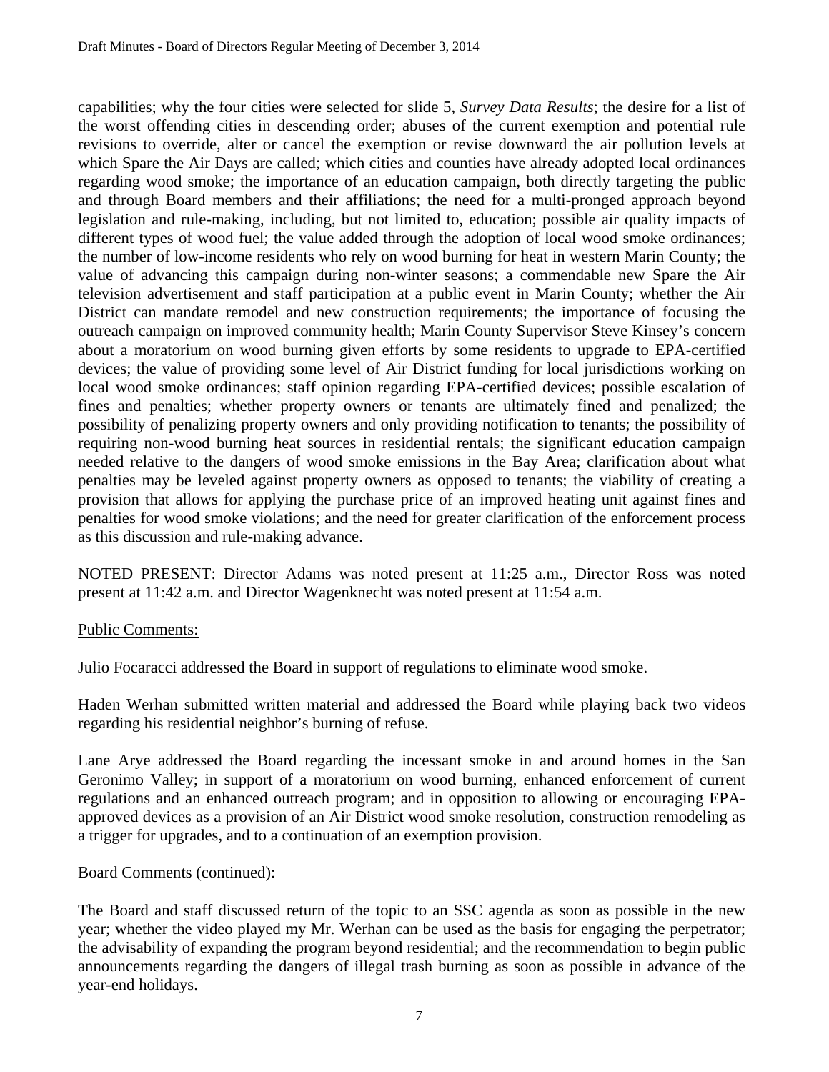capabilities; why the four cities were selected for slide 5, *Survey Data Results*; the desire for a list of the worst offending cities in descending order; abuses of the current exemption and potential rule revisions to override, alter or cancel the exemption or revise downward the air pollution levels at which Spare the Air Days are called; which cities and counties have already adopted local ordinances regarding wood smoke; the importance of an education campaign, both directly targeting the public and through Board members and their affiliations; the need for a multi-pronged approach beyond legislation and rule-making, including, but not limited to, education; possible air quality impacts of different types of wood fuel; the value added through the adoption of local wood smoke ordinances; the number of low-income residents who rely on wood burning for heat in western Marin County; the value of advancing this campaign during non-winter seasons; a commendable new Spare the Air television advertisement and staff participation at a public event in Marin County; whether the Air District can mandate remodel and new construction requirements; the importance of focusing the outreach campaign on improved community health; Marin County Supervisor Steve Kinsey's concern about a moratorium on wood burning given efforts by some residents to upgrade to EPA-certified devices; the value of providing some level of Air District funding for local jurisdictions working on local wood smoke ordinances; staff opinion regarding EPA-certified devices; possible escalation of fines and penalties; whether property owners or tenants are ultimately fined and penalized; the possibility of penalizing property owners and only providing notification to tenants; the possibility of requiring non-wood burning heat sources in residential rentals; the significant education campaign needed relative to the dangers of wood smoke emissions in the Bay Area; clarification about what penalties may be leveled against property owners as opposed to tenants; the viability of creating a provision that allows for applying the purchase price of an improved heating unit against fines and penalties for wood smoke violations; and the need for greater clarification of the enforcement process as this discussion and rule-making advance.

NOTED PRESENT: Director Adams was noted present at 11:25 a.m., Director Ross was noted present at 11:42 a.m. and Director Wagenknecht was noted present at 11:54 a.m.

Public Comments:

Julio Focaracci addressed the Board in support of regulations to eliminate wood smoke.

Haden Werhan submitted written material and addressed the Board while playing back two videos regarding his residential neighbor's burning of refuse.

Lane Arye addressed the Board regarding the incessant smoke in and around homes in the San Geronimo Valley; in support of a moratorium on wood burning, enhanced enforcement of current regulations and an enhanced outreach program; and in opposition to allowing or encouraging EPA-approved devices as a provision of an Air District wood smoke resolution, construction remodeling as a trigger for upgrades, and to a continuation of an exemption provision.

Board Comments (continued):

The Board and staff discussed return of the topic to an SSC agenda as soon as possible in the new year; whether the video played my Mr. Werhan can be used as the basis for engaging the perpetrator; the advisability of expanding the program beyond residential; and the recommendation to begin public announcements regarding the dangers of illegal trash burning as soon as possible in advance of the year-end holidays.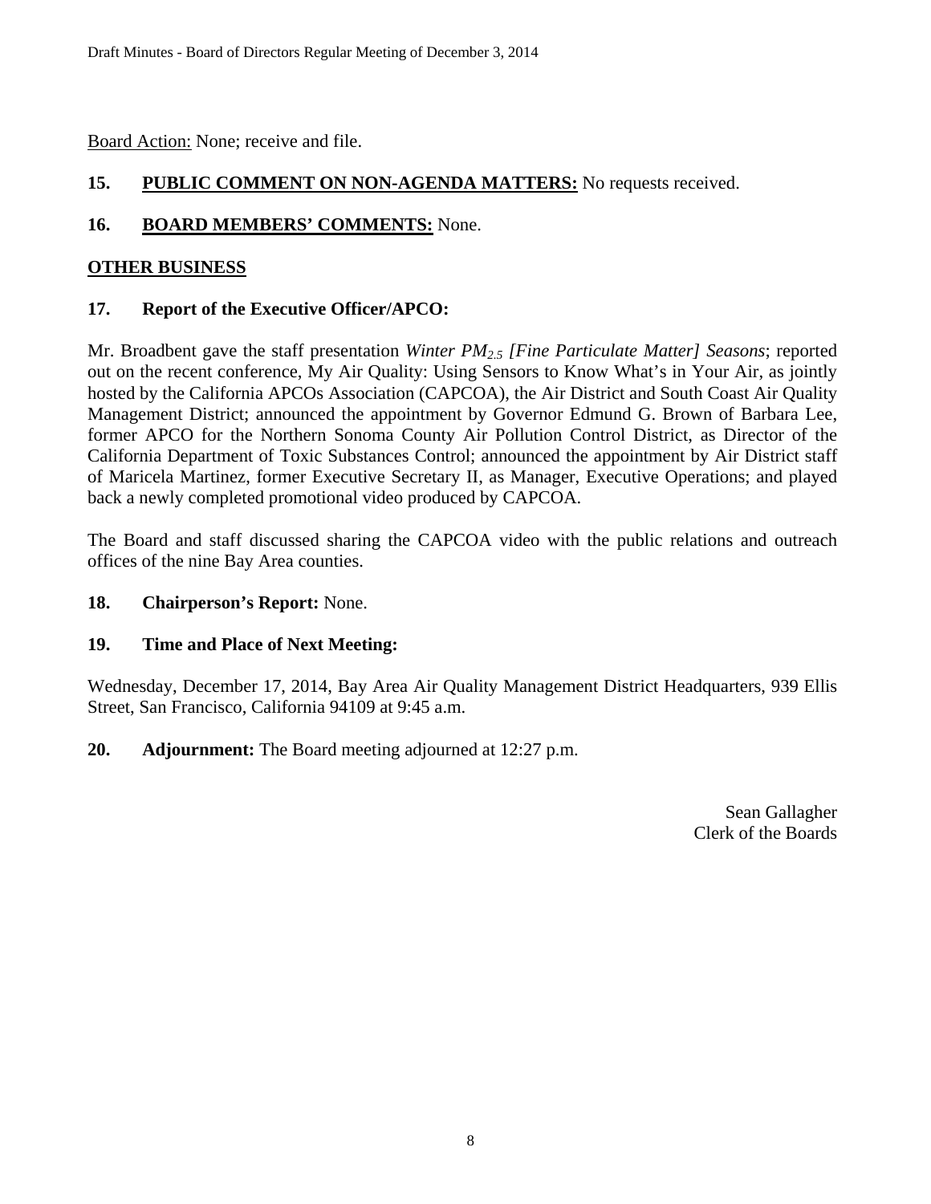Board Action: None; receive and file.

**15. PUBLIC COMMENT ON NON-AGENDA MATTERS:** No requests received.

**16. BOARD MEMBERS' COMMENTS:** None.

**OTHER BUSINESS**

**17. Report of the Executive Officer/APCO:**

Mr. Broadbent gave the staff presentation *Winter $PM_{2.5}$ [Fine Particulate Matter] Seasons*; reported out on the recent conference, My Air Quality: Using Sensors to Know What's in Your Air, as jointly hosted by the California APCOs Association (CAPCOA), the Air District and South Coast Air Quality Management District; announced the appointment by Governor Edmund G. Brown of Barbara Lee, former APCO for the Northern Sonoma County Air Pollution Control District, as Director of the California Department of Toxic Substances Control; announced the appointment by Air District staff of Maricela Martinez, former Executive Secretary II, as Manager, Executive Operations; and played back a newly completed promotional video produced by CAPCOA.

The Board and staff discussed sharing the CAPCOA video with the public relations and outreach offices of the nine Bay Area counties.

**18. Chairperson's Report:** None.

**19. Time and Place of Next Meeting:**

Wednesday, December 17, 2014, Bay Area Air Quality Management District Headquarters, 939 Ellis Street, San Francisco, California 94109 at 9:45 a.m.

**20. Adjournment:** The Board meeting adjourned at 12:27 p.m.

Sean Gallagher
Clerk of the Boards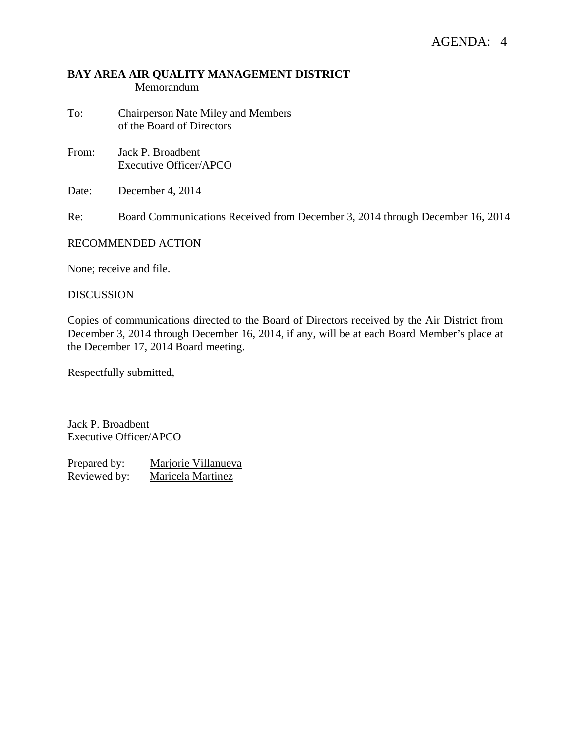AGENDA: 4

**BAY AREA AIR QUALITY MANAGEMENT DISTRICT**
Memorandum

To: Chairperson Nate Miley and Members of the Board of Directors

From: Jack P. Broadbent
Executive Officer/APCO

Date: December 4, 2014

Re: Board Communications Received from December 3, 2014 through December 16, 2014

RECOMMENDED ACTION

None; receive and file.

DISCUSSION

Copies of communications directed to the Board of Directors received by the Air District from December 3, 2014 through December 16, 2014, if any, will be at each Board Member's place at the December 17, 2014 Board meeting.

Respectfully submitted,

Jack P. Broadbent
Executive Officer/APCO

Prepared by: Marjorie Villanueva
Reviewed by: Maricela Martinez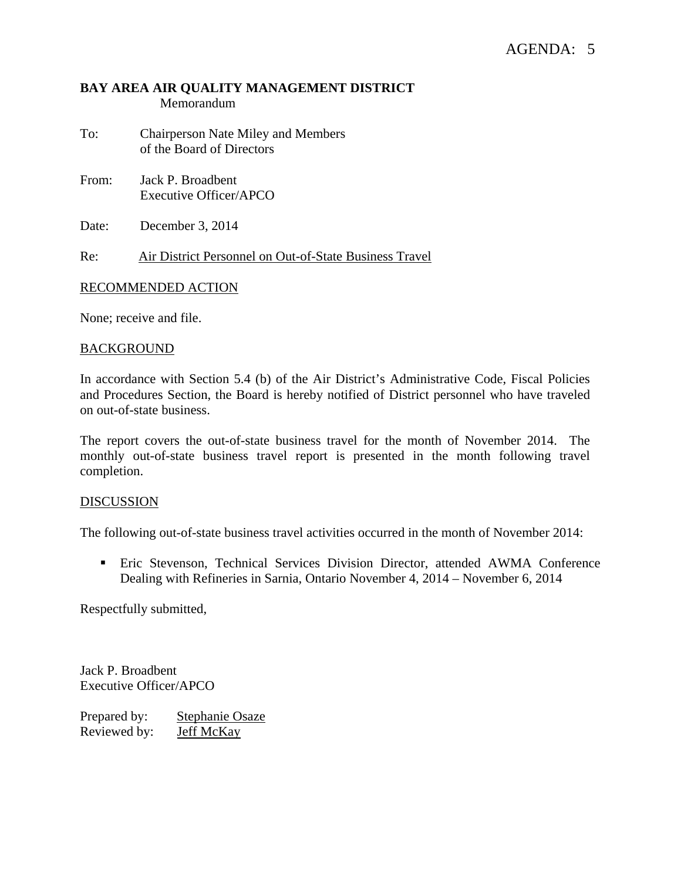AGENDA: 5

**BAY AREA AIR QUALITY MANAGEMENT DISTRICT**
Memorandum

To: Chairperson Nate Miley and Members of the Board of Directors

From: Jack P. Broadbent
Executive Officer/APCO

Date: December 3, 2014

Re: Air District Personnel on Out-of-State Business Travel

## RECOMMENDED ACTION

None; receive and file.

## BACKGROUND

In accordance with Section 5.4 (b) of the Air District's Administrative Code, Fiscal Policies and Procedures Section, the Board is hereby notified of District personnel who have traveled on out-of-state business.

The report covers the out-of-state business travel for the month of November 2014. The monthly out-of-state business travel report is presented in the month following travel completion.

## DISCUSSION

The following out-of-state business travel activities occurred in the month of November 2014:

- Eric Stevenson, Technical Services Division Director, attended AWMA Conference Dealing with Refineries in Sarnia, Ontario November 4, 2014 – November 6, 2014

Respectfully submitted,

Jack P. Broadbent
Executive Officer/APCO

Prepared by: Stephanie Osaze
Reviewed by: Jeff McKay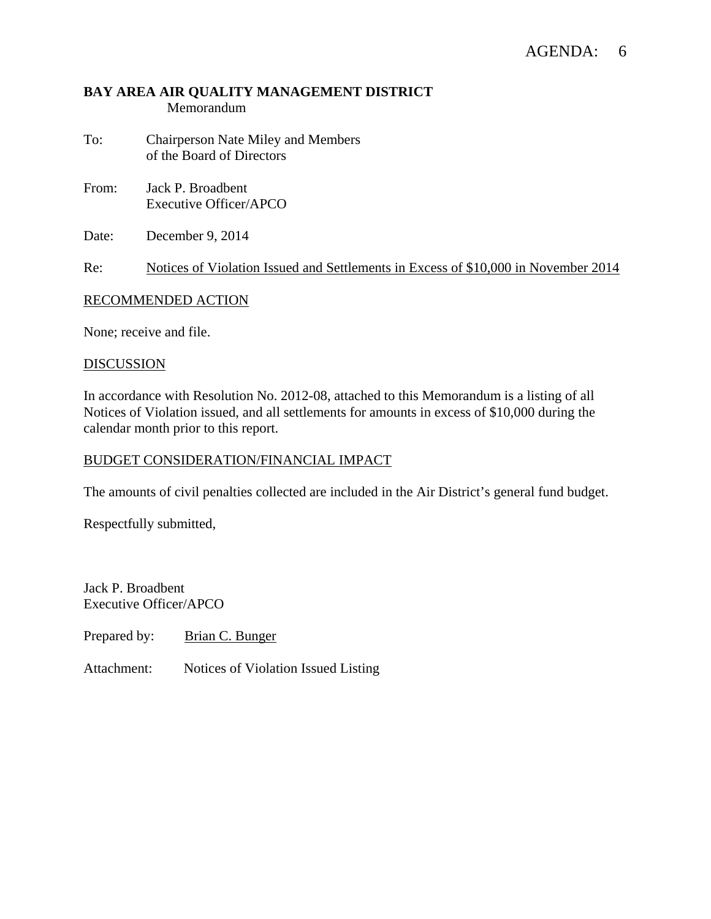AGENDA: 6

**BAY AREA AIR QUALITY MANAGEMENT DISTRICT**
Memorandum

To: Chairperson Nate Miley and Members of the Board of Directors

From: Jack P. Broadbent
Executive Officer/APCO

Date: December 9, 2014

Re: Notices of Violation Issued and Settlements in Excess of $10,000 in November 2014

RECOMMENDED ACTION

None; receive and file.

DISCUSSION

In accordance with Resolution No. 2012-08, attached to this Memorandum is a listing of all Notices of Violation issued, and all settlements for amounts in excess of $10,000 during the calendar month prior to this report.

BUDGET CONSIDERATION/FINANCIAL IMPACT

The amounts of civil penalties collected are included in the Air District's general fund budget.

Respectfully submitted,

Jack P. Broadbent
Executive Officer/APCO

Prepared by: Brian C. Bunger

Attachment: Notices of Violation Issued Listing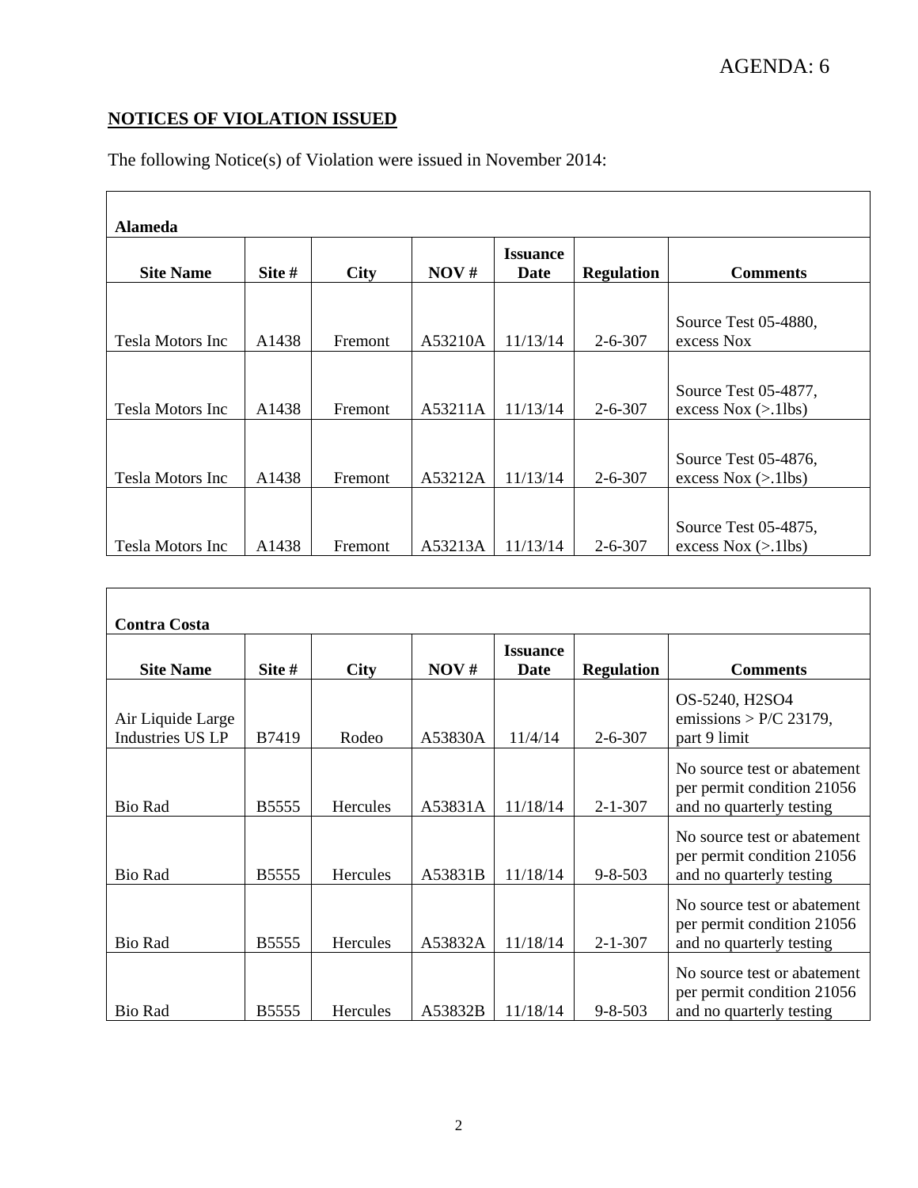AGENDA: 6

**NOTICES OF VIOLATION ISSUED**

The following Notice(s) of Violation were issued in November 2014:

| **Alameda** | | | | | | |
|---|---|---|---|---|---|---|
| **Site Name** | **Site #** | **City** | **NOV #** | **Issuance Date** | **Regulation** | **Comments** |
| Tesla Motors Inc | A1438 | Fremont | A53210A | 11/13/14 | 2-6-307 | Source Test 05-4880, excess Nox |
| Tesla Motors Inc | A1438 | Fremont | A53211A | 11/13/14 | 2-6-307 | Source Test 05-4877, excess Nox (>.1lbs) |
| Tesla Motors Inc | A1438 | Fremont | A53212A | 11/13/14 | 2-6-307 | Source Test 05-4876, excess Nox (>.1lbs) |
| Tesla Motors Inc | A1438 | Fremont | A53213A | 11/13/14 | 2-6-307 | Source Test 05-4875, excess Nox (>.1lbs) |

| **Contra Costa** | | | | | | |
|---|---|---|---|---|---|---|
| **Site Name** | **Site #** | **City** | **NOV #** | **Issuance Date** | **Regulation** | **Comments** |
| Air Liquide Large Industries US LP | B7419 | Rodeo | A53830A | 11/4/14 | 2-6-307 | OS-5240, $H_2SO_4$ emissions > P/C 23179, part 9 limit |
| Bio Rad | B5555 | Hercules | A53831A | 11/18/14 | 2-1-307 | No source test or abatement per permit condition 21056 and no quarterly testing |
| Bio Rad | B5555 | Hercules | A53831B | 11/18/14 | 9-8-503 | No source test or abatement per permit condition 21056 and no quarterly testing |
| Bio Rad | B5555 | Hercules | A53832A | 11/18/14 | 2-1-307 | No source test or abatement per permit condition 21056 and no quarterly testing |
| Bio Rad | B5555 | Hercules | A53832B | 11/18/14 | 9-8-503 | No source test or abatement per permit condition 21056 and no quarterly testing |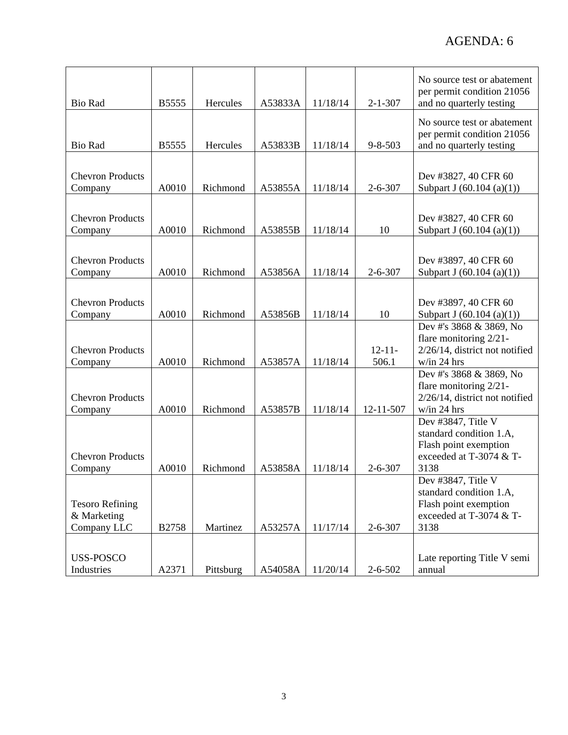AGENDA: 6

| | | | | | | |
|---|---|---|---|---|---|---|
| Bio Rad | B5555 | Hercules | A53833A | 11/18/14 | 2-1-307 | No source test or abatement per permit condition 21056 and no quarterly testing |
| Bio Rad | B5555 | Hercules | A53833B | 11/18/14 | 9-8-503 | No source test or abatement per permit condition 21056 and no quarterly testing |
| Chevron Products Company | A0010 | Richmond | A53855A | 11/18/14 | 2-6-307 | Dev #3827, 40 CFR 60 Subpart J (60.104 (a)(1)) |
| Chevron Products Company | A0010 | Richmond | A53855B | 11/18/14 | 10 | Dev #3827, 40 CFR 60 Subpart J (60.104 (a)(1)) |
| Chevron Products Company | A0010 | Richmond | A53856A | 11/18/14 | 2-6-307 | Dev #3897, 40 CFR 60 Subpart J (60.104 (a)(1)) |
| Chevron Products Company | A0010 | Richmond | A53856B | 11/18/14 | 10 | Dev #3897, 40 CFR 60 Subpart J (60.104 (a)(1)) |
| Chevron Products Company | A0010 | Richmond | A53857A | 11/18/14 | 12-11-506.1 | Dev #'s 3868 & 3869, No flare monitoring 2/21-2/26/14, district not notified w/in 24 hrs |
| Chevron Products Company | A0010 | Richmond | A53857B | 11/18/14 | 12-11-507 | Dev #'s 3868 & 3869, No flare monitoring 2/21-2/26/14, district not notified w/in 24 hrs |
| Chevron Products Company | A0010 | Richmond | A53858A | 11/18/14 | 2-6-307 | Dev #3847, Title V standard condition 1.A, Flash point exemption exceeded at T-3074 & T-3138 |
| Tesoro Refining & Marketing Company LLC | B2758 | Martinez | A53257A | 11/17/14 | 2-6-307 | Dev #3847, Title V standard condition 1.A, Flash point exemption exceeded at T-3074 & T-3138 |
| USS-POSCO Industries | A2371 | Pittsburg | A54058A | 11/20/14 | 2-6-502 | Late reporting Title V semi annual |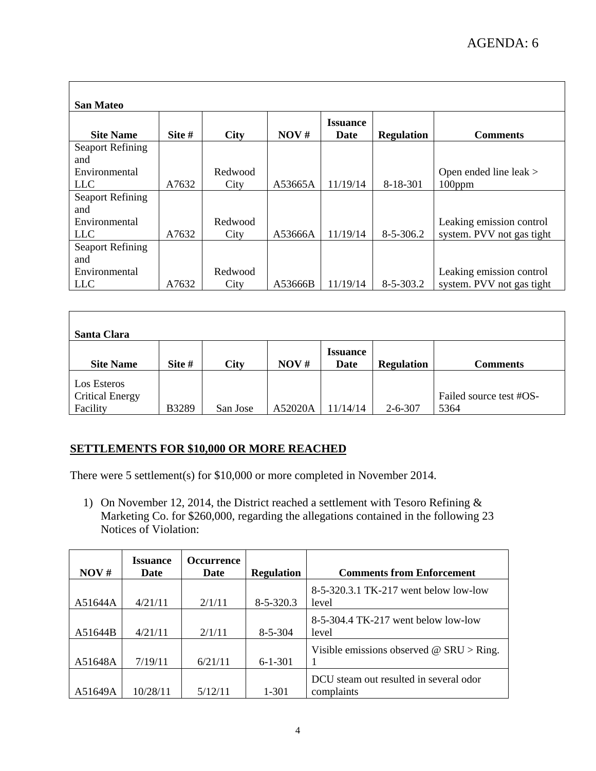AGENDA: 6

| San Mateo | | | | | | |
|---|---|---|---|---|---|---|
| **Site Name** | **Site #** | **City** | **NOV #** | **Issuance Date** | **Regulation** | **Comments** |
| Seaport Refining and Environmental LLC | A7632 | Redwood City | A53665A | 11/19/14 | 8-18-301 | Open ended line leak > 100ppm |
| Seaport Refining and Environmental LLC | A7632 | Redwood City | A53666A | 11/19/14 | 8-5-306.2 | Leaking emission control system. PVV not gas tight |
| Seaport Refining and Environmental LLC | A7632 | Redwood City | A53666B | 11/19/14 | 8-5-303.2 | Leaking emission control system. PVV not gas tight |

| Santa Clara | | | | | | |
|---|---|---|---|---|---|---|
| **Site Name** | **Site #** | **City** | **NOV #** | **Issuance Date** | **Regulation** | **Comments** |
| Los Esteros Critical Energy Facility | B3289 | San Jose | A52020A | 11/14/14 | 2-6-307 | Failed source test #OS-5364 |

## SETTLEMENTS FOR $10,000 OR MORE REACHED

There were 5 settlement(s) for $10,000 or more completed in November 2014.

1) On November 12, 2014, the District reached a settlement with Tesoro Refining & Marketing Co. for $260,000, regarding the allegations contained in the following 23 Notices of Violation:

| NOV # | Issuance Date | Occurrence Date | Regulation | Comments from Enforcement |
|---|---|---|---|---|
| A51644A | 4/21/11 | 2/1/11 | 8-5-320.3 | 8-5-320.3.1 TK-217 went below low-low level |
| A51644B | 4/21/11 | 2/1/11 | 8-5-304 | 8-5-304.4 TK-217 went below low-low level |
| A51648A | 7/19/11 | 6/21/11 | 6-1-301 | Visible emissions observed @ SRU > Ring. 1 |
| A51649A | 10/28/11 | 5/12/11 | 1-301 | DCU steam out resulted in several odor complaints |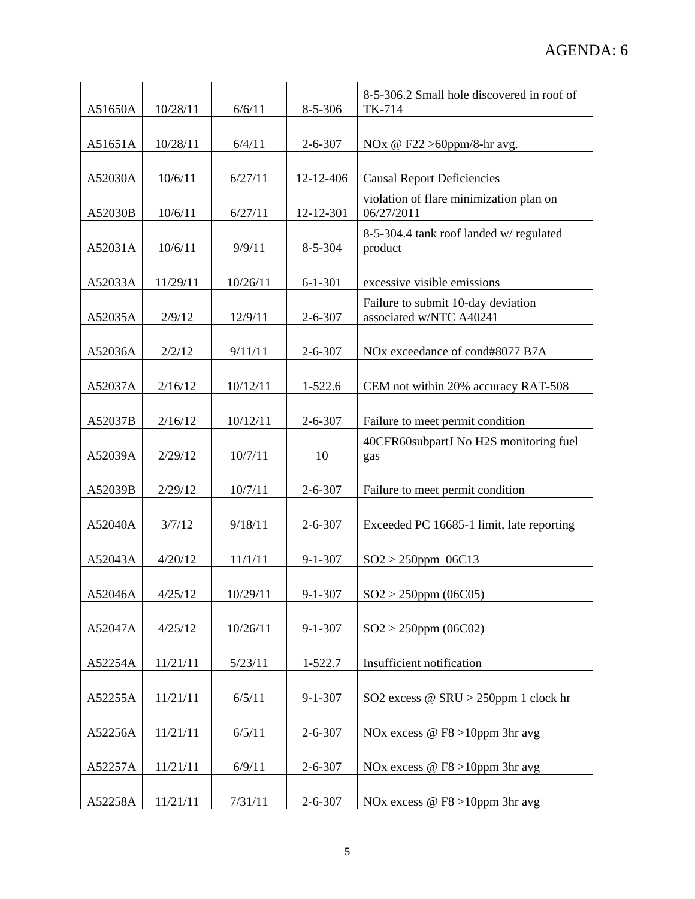AGENDA: 6

| | | | | |
|---|---|---|---|---|
| A51650A | 10/28/11 | 6/6/11 | 8-5-306 | 8-5-306.2 Small hole discovered in roof of TK-714 |
| A51651A | 10/28/11 | 6/4/11 | 2-6-307 | NOx @ F22 >60ppm/8-hr avg. |
| A52030A | 10/6/11 | 6/27/11 | 12-12-406 | Causal Report Deficiencies |
| A52030B | 10/6/11 | 6/27/11 | 12-12-301 | violation of flare minimization plan on 06/27/2011 |
| A52031A | 10/6/11 | 9/9/11 | 8-5-304 | 8-5-304.4 tank roof landed w/ regulated product |
| A52033A | 11/29/11 | 10/26/11 | 6-1-301 | excessive visible emissions |
| A52035A | 2/9/12 | 12/9/11 | 2-6-307 | Failure to submit 10-day deviation associated w/NTC A40241 |
| A52036A | 2/2/12 | 9/11/11 | 2-6-307 | NOx exceedance of cond#8077 B7A |
| A52037A | 2/16/12 | 10/12/11 | 1-522.6 | CEM not within 20% accuracy RAT-508 |
| A52037B | 2/16/12 | 10/12/11 | 2-6-307 | Failure to meet permit condition |
| A52039A | 2/29/12 | 10/7/11 | 10 | 40CFR60subpartJ No H2S monitoring fuel gas |
| A52039B | 2/29/12 | 10/7/11 | 2-6-307 | Failure to meet permit condition |
| A52040A | 3/7/12 | 9/18/11 | 2-6-307 | Exceeded PC 16685-1 limit, late reporting |
| A52043A | 4/20/12 | 11/1/11 | 9-1-307 | SO2 > 250ppm 06C13 |
| A52046A | 4/25/12 | 10/29/11 | 9-1-307 | SO2 > 250ppm (06C05) |
| A52047A | 4/25/12 | 10/26/11 | 9-1-307 | SO2 > 250ppm (06C02) |
| A52254A | 11/21/11 | 5/23/11 | 1-522.7 | Insufficient notification |
| A52255A | 11/21/11 | 6/5/11 | 9-1-307 | SO2 excess @ SRU > 250ppm 1 clock hr |
| A52256A | 11/21/11 | 6/5/11 | 2-6-307 | NOx excess @ F8 >10ppm 3hr avg |
| A52257A | 11/21/11 | 6/9/11 | 2-6-307 | NOx excess @ F8 >10ppm 3hr avg |
| A52258A | 11/21/11 | 7/31/11 | 2-6-307 | NOx excess @ F8 >10ppm 3hr avg |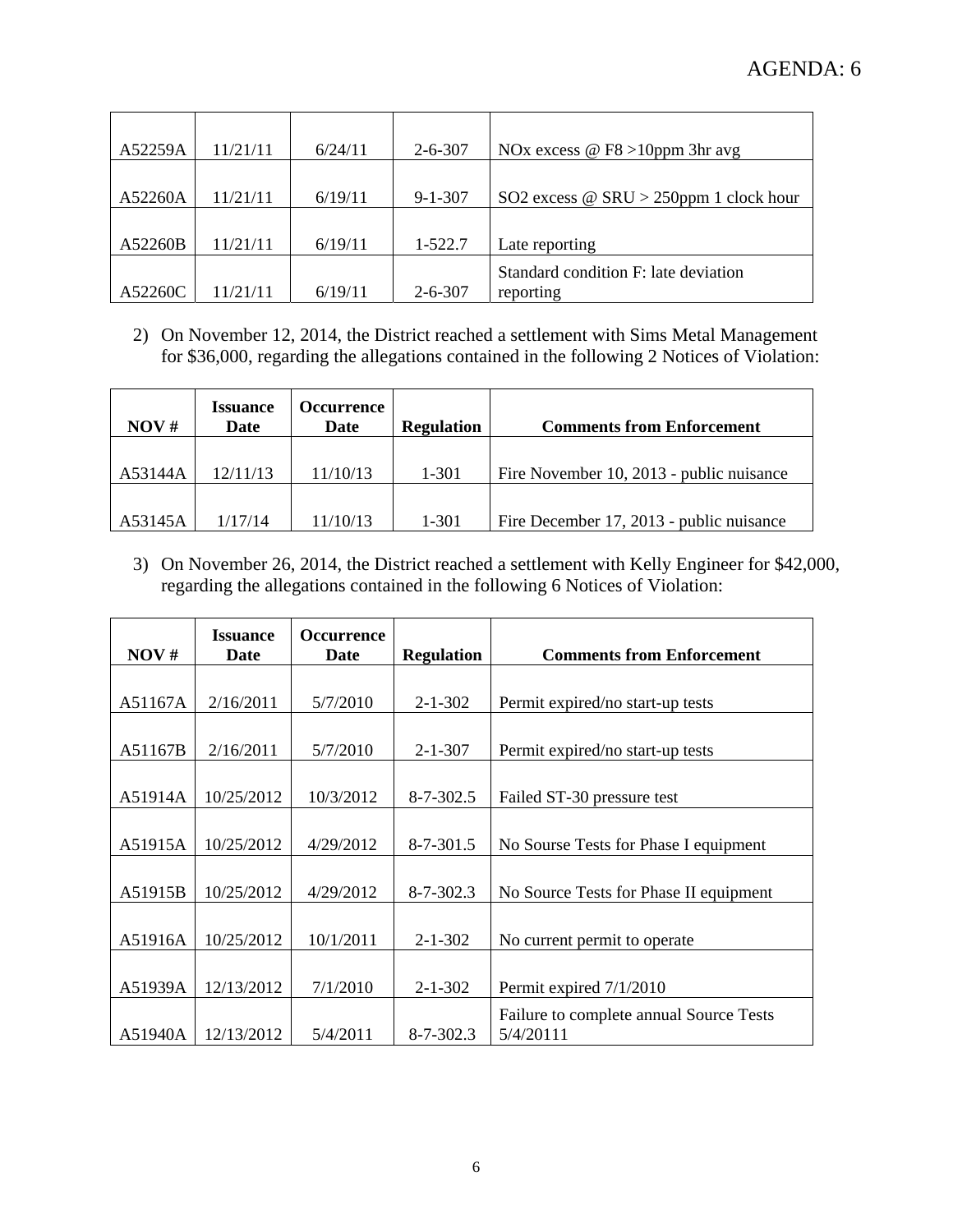| | | | | |
|---|---|---|---|---|
| A52259A | 11/21/11 | 6/24/11 | 2-6-307 | NOx excess @ F8 >10ppm 3hr avg |
| A52260A | 11/21/11 | 6/19/11 | 9-1-307 | SO2 excess @ SRU > 250ppm 1 clock hour |
| A52260B | 11/21/11 | 6/19/11 | 1-522.7 | Late reporting |
| A52260C | 11/21/11 | 6/19/11 | 2-6-307 | Standard condition F: late deviation reporting |

2) On November 12, 2014, the District reached a settlement with Sims Metal Management for $36,000, regarding the allegations contained in the following 2 Notices of Violation:

| NOV # | Issuance Date | Occurrence Date | Regulation | Comments from Enforcement |
|---|---|---|---|---|
| A53144A | 12/11/13 | 11/10/13 | 1-301 | Fire November 10, 2013 - public nuisance |
| A53145A | 1/17/14 | 11/10/13 | 1-301 | Fire December 17, 2013 - public nuisance |

3) On November 26, 2014, the District reached a settlement with Kelly Engineer for $42,000, regarding the allegations contained in the following 6 Notices of Violation:

| NOV # | Issuance Date | Occurrence Date | Regulation | Comments from Enforcement |
|---|---|---|---|---|
| A51167A | 2/16/2011 | 5/7/2010 | 2-1-302 | Permit expired/no start-up tests |
| A51167B | 2/16/2011 | 5/7/2010 | 2-1-307 | Permit expired/no start-up tests |
| A51914A | 10/25/2012 | 10/3/2012 | 8-7-302.5 | Failed ST-30 pressure test |
| A51915A | 10/25/2012 | 4/29/2012 | 8-7-301.5 | No Sourse Tests for Phase I equipment |
| A51915B | 10/25/2012 | 4/29/2012 | 8-7-302.3 | No Source Tests for Phase II equipment |
| A51916A | 10/25/2012 | 10/1/2011 | 2-1-302 | No current permit to operate |
| A51939A | 12/13/2012 | 7/1/2010 | 2-1-302 | Permit expired 7/1/2010 |
| A51940A | 12/13/2012 | 5/4/2011 | 8-7-302.3 | Failure to complete annual Source Tests 5/4/20111 |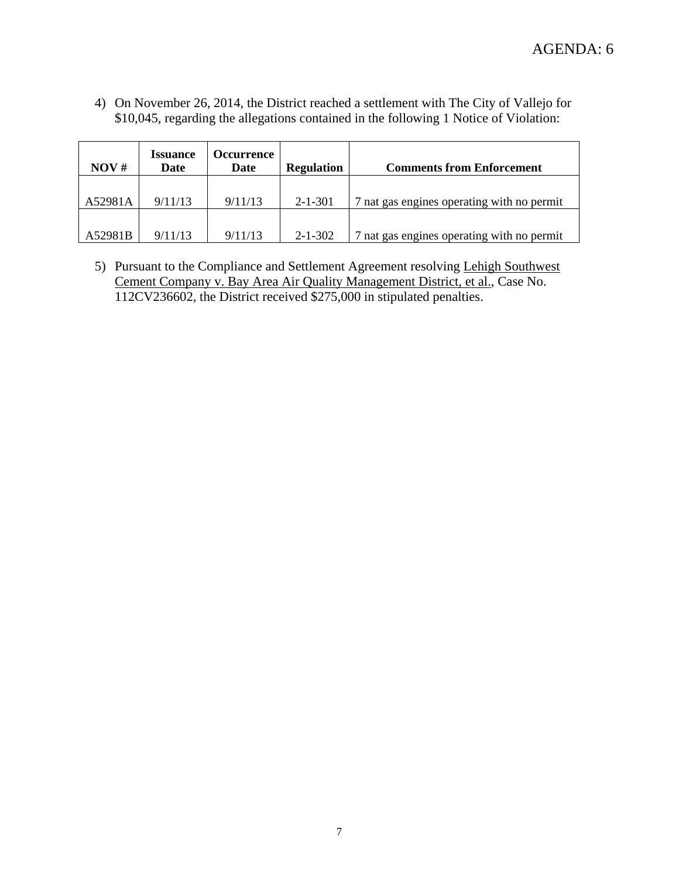AGENDA: 6

4) On November 26, 2014, the District reached a settlement with The City of Vallejo for $10,045, regarding the allegations contained in the following 1 Notice of Violation:

| NOV # | Issuance Date | Occurrence Date | Regulation | Comments from Enforcement |
|---|---|---|---|---|
| A52981A | 9/11/13 | 9/11/13 | 2-1-301 | 7 nat gas engines operating with no permit |
| A52981B | 9/11/13 | 9/11/13 | 2-1-302 | 7 nat gas engines operating with no permit |

5) Pursuant to the Compliance and Settlement Agreement resolving Lehigh Southwest Cement Company v. Bay Area Air Quality Management District, et al., Case No. 112CV236602, the District received $275,000 in stipulated penalties.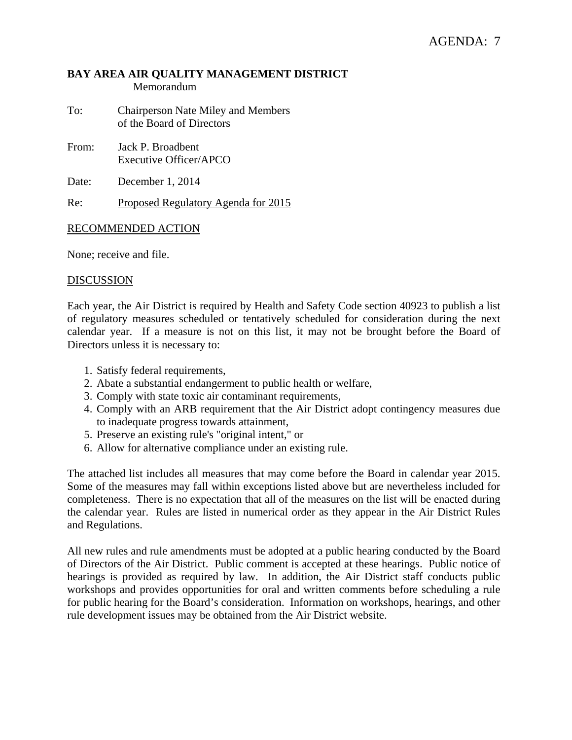AGENDA: 7

**BAY AREA AIR QUALITY MANAGEMENT DISTRICT**
Memorandum

To: Chairperson Nate Miley and Members of the Board of Directors

From: Jack P. Broadbent
Executive Officer/APCO

Date: December 1, 2014

Re: Proposed Regulatory Agenda for 2015

## RECOMMENDED ACTION

None; receive and file.

## DISCUSSION

Each year, the Air District is required by Health and Safety Code section 40923 to publish a list of regulatory measures scheduled or tentatively scheduled for consideration during the next calendar year. If a measure is not on this list, it may not be brought before the Board of Directors unless it is necessary to:

1. Satisfy federal requirements,
2. Abate a substantial endangerment to public health or welfare,
3. Comply with state toxic air contaminant requirements,
4. Comply with an ARB requirement that the Air District adopt contingency measures due to inadequate progress towards attainment,
5. Preserve an existing rule's "original intent," or
6. Allow for alternative compliance under an existing rule.

The attached list includes all measures that may come before the Board in calendar year 2015. Some of the measures may fall within exceptions listed above but are nevertheless included for completeness. There is no expectation that all of the measures on the list will be enacted during the calendar year. Rules are listed in numerical order as they appear in the Air District Rules and Regulations.

All new rules and rule amendments must be adopted at a public hearing conducted by the Board of Directors of the Air District. Public comment is accepted at these hearings. Public notice of hearings is provided as required by law. In addition, the Air District staff conducts public workshops and provides opportunities for oral and written comments before scheduling a rule for public hearing for the Board's consideration. Information on workshops, hearings, and other rule development issues may be obtained from the Air District website.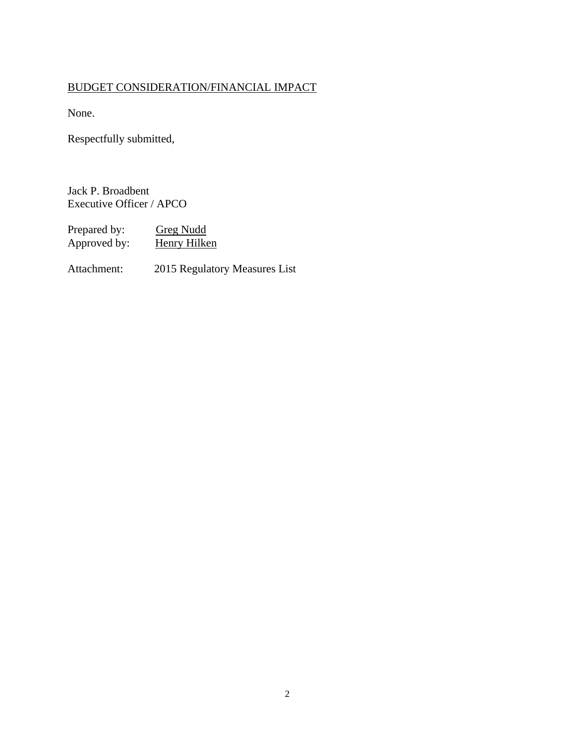BUDGET CONSIDERATION/FINANCIAL IMPACT

None.

Respectfully submitted,

Jack P. Broadbent
Executive Officer / APCO

Prepared by: Greg Nudd
Approved by: Henry Hilken

Attachment: 2015 Regulatory Measures List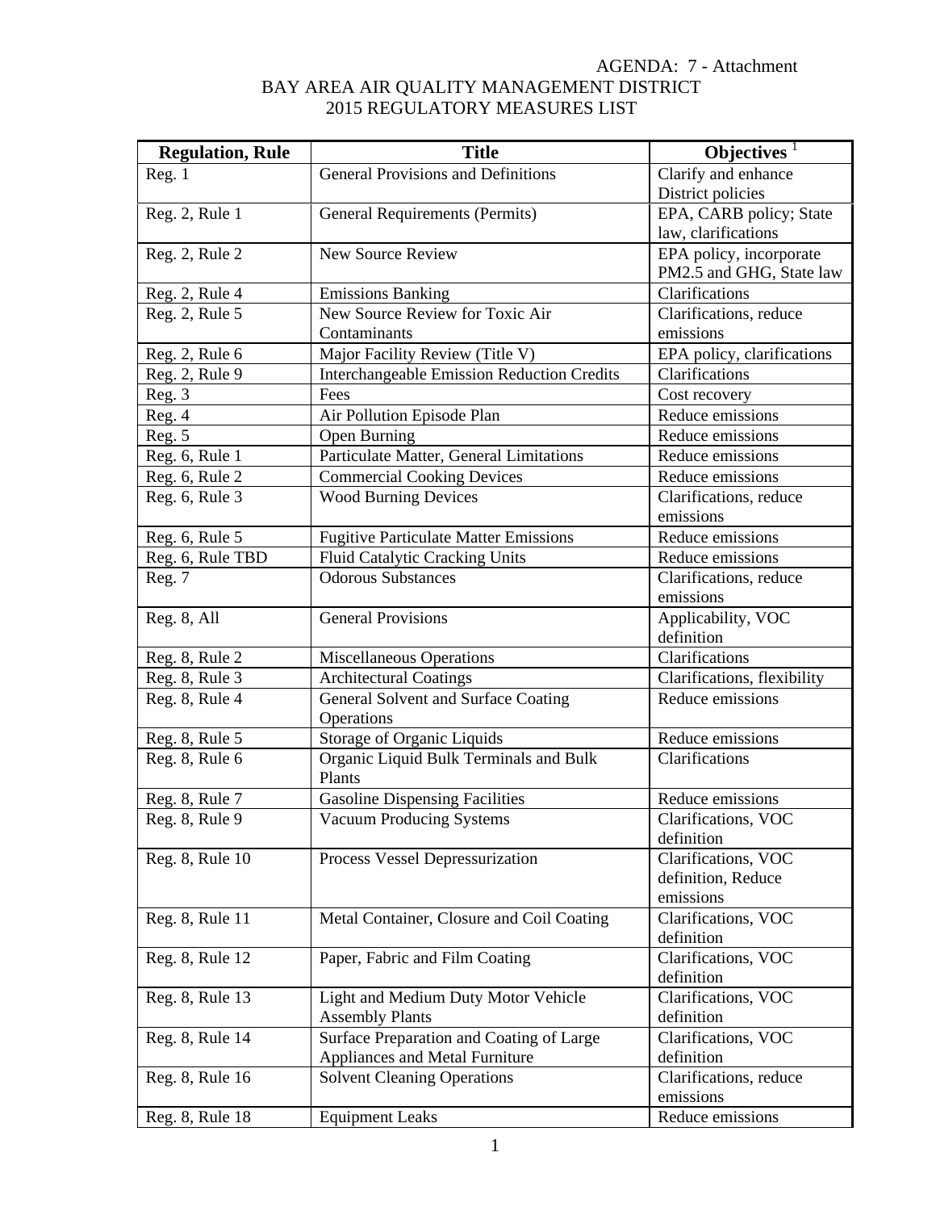AGENDA: 7 - Attachment

# BAY AREA AIR QUALITY MANAGEMENT DISTRICT
## 2015 REGULATORY MEASURES LIST

| Regulation, Rule | Title | Objectives [1] |
|---|---|---|
| Reg. 1 | General Provisions and Definitions | Clarify and enhance District policies |
| Reg. 2, Rule 1 | General Requirements (Permits) | EPA, CARB policy; State law, clarifications |
| Reg. 2, Rule 2 | New Source Review | EPA policy, incorporate PM2.5 and GHG, State law |
| Reg. 2, Rule 4 | Emissions Banking | Clarifications |
| Reg. 2, Rule 5 | New Source Review for Toxic Air Contaminants | Clarifications, reduce emissions |
| Reg. 2, Rule 6 | Major Facility Review (Title V) | EPA policy, clarifications |
| Reg. 2, Rule 9 | Interchangeable Emission Reduction Credits | Clarifications |
| Reg. 3 | Fees | Cost recovery |
| Reg. 4 | Air Pollution Episode Plan | Reduce emissions |
| Reg. 5 | Open Burning | Reduce emissions |
| Reg. 6, Rule 1 | Particulate Matter, General Limitations | Reduce emissions |
| Reg. 6, Rule 2 | Commercial Cooking Devices | Reduce emissions |
| Reg. 6, Rule 3 | Wood Burning Devices | Clarifications, reduce emissions |
| Reg. 6, Rule 5 | Fugitive Particulate Matter Emissions | Reduce emissions |
| Reg. 6, Rule TBD | Fluid Catalytic Cracking Units | Reduce emissions |
| Reg. 7 | Odorous Substances | Clarifications, reduce emissions |
| Reg. 8, All | General Provisions | Applicability, VOC definition |
| Reg. 8, Rule 2 | Miscellaneous Operations | Clarifications |
| Reg. 8, Rule 3 | Architectural Coatings | Clarifications, flexibility |
| Reg. 8, Rule 4 | General Solvent and Surface Coating Operations | Reduce emissions |
| Reg. 8, Rule 5 | Storage of Organic Liquids | Reduce emissions |
| Reg. 8, Rule 6 | Organic Liquid Bulk Terminals and Bulk Plants | Clarifications |
| Reg. 8, Rule 7 | Gasoline Dispensing Facilities | Reduce emissions |
| Reg. 8, Rule 9 | Vacuum Producing Systems | Clarifications, VOC definition |
| Reg. 8, Rule 10 | Process Vessel Depressurization | Clarifications, VOC definition, Reduce emissions |
| Reg. 8, Rule 11 | Metal Container, Closure and Coil Coating | Clarifications, VOC definition |
| Reg. 8, Rule 12 | Paper, Fabric and Film Coating | Clarifications, VOC definition |
| Reg. 8, Rule 13 | Light and Medium Duty Motor Vehicle Assembly Plants | Clarifications, VOC definition |
| Reg. 8, Rule 14 | Surface Preparation and Coating of Large Appliances and Metal Furniture | Clarifications, VOC definition |
| Reg. 8, Rule 16 | Solvent Cleaning Operations | Clarifications, reduce emissions |
| Reg. 8, Rule 18 | Equipment Leaks | Reduce emissions |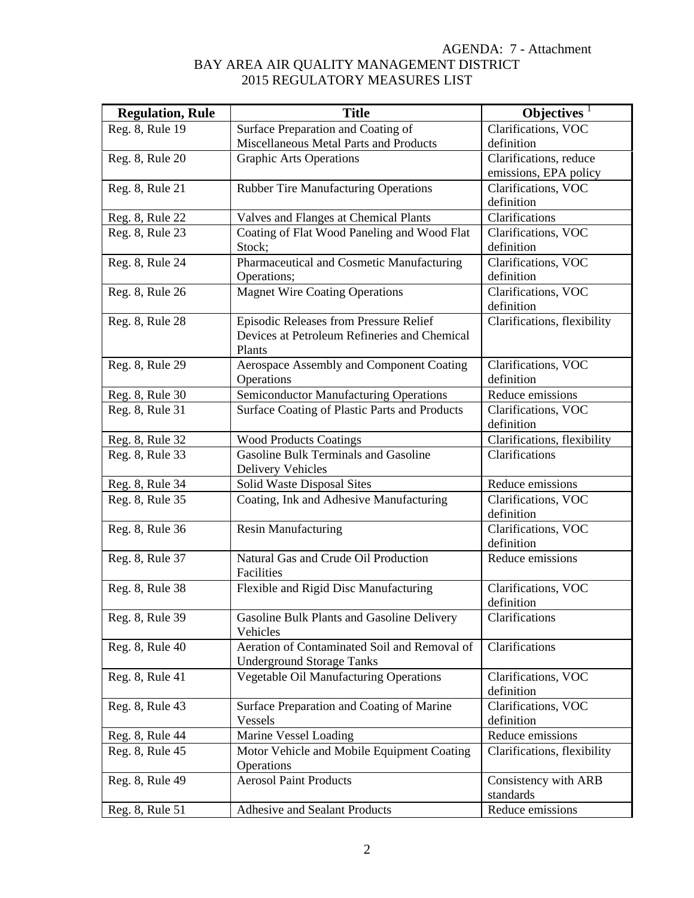AGENDA: 7 - Attachment

BAY AREA AIR QUALITY MANAGEMENT DISTRICT
2015 REGULATORY MEASURES LIST

| Regulation, Rule | Title | Objectives [1] |
|---|---|---|
| Reg. 8, Rule 19 | Surface Preparation and Coating of Miscellaneous Metal Parts and Products | Clarifications, VOC definition |
| Reg. 8, Rule 20 | Graphic Arts Operations | Clarifications, reduce emissions, EPA policy |
| Reg. 8, Rule 21 | Rubber Tire Manufacturing Operations | Clarifications, VOC definition |
| Reg. 8, Rule 22 | Valves and Flanges at Chemical Plants | Clarifications |
| Reg. 8, Rule 23 | Coating of Flat Wood Paneling and Wood Flat Stock; | Clarifications, VOC definition |
| Reg. 8, Rule 24 | Pharmaceutical and Cosmetic Manufacturing Operations; | Clarifications, VOC definition |
| Reg. 8, Rule 26 | Magnet Wire Coating Operations | Clarifications, VOC definition |
| Reg. 8, Rule 28 | Episodic Releases from Pressure Relief Devices at Petroleum Refineries and Chemical Plants | Clarifications, flexibility |
| Reg. 8, Rule 29 | Aerospace Assembly and Component Coating Operations | Clarifications, VOC definition |
| Reg. 8, Rule 30 | Semiconductor Manufacturing Operations | Reduce emissions |
| Reg. 8, Rule 31 | Surface Coating of Plastic Parts and Products | Clarifications, VOC definition |
| Reg. 8, Rule 32 | Wood Products Coatings | Clarifications, flexibility |
| Reg. 8, Rule 33 | Gasoline Bulk Terminals and Gasoline Delivery Vehicles | Clarifications |
| Reg. 8, Rule 34 | Solid Waste Disposal Sites | Reduce emissions |
| Reg. 8, Rule 35 | Coating, Ink and Adhesive Manufacturing | Clarifications, VOC definition |
| Reg. 8, Rule 36 | Resin Manufacturing | Clarifications, VOC definition |
| Reg. 8, Rule 37 | Natural Gas and Crude Oil Production Facilities | Reduce emissions |
| Reg. 8, Rule 38 | Flexible and Rigid Disc Manufacturing | Clarifications, VOC definition |
| Reg. 8, Rule 39 | Gasoline Bulk Plants and Gasoline Delivery Vehicles | Clarifications |
| Reg. 8, Rule 40 | Aeration of Contaminated Soil and Removal of Underground Storage Tanks | Clarifications |
| Reg. 8, Rule 41 | Vegetable Oil Manufacturing Operations | Clarifications, VOC definition |
| Reg. 8, Rule 43 | Surface Preparation and Coating of Marine Vessels | Clarifications, VOC definition |
| Reg. 8, Rule 44 | Marine Vessel Loading | Reduce emissions |
| Reg. 8, Rule 45 | Motor Vehicle and Mobile Equipment Coating Operations | Clarifications, flexibility |
| Reg. 8, Rule 49 | Aerosol Paint Products | Consistency with ARB standards |
| Reg. 8, Rule 51 | Adhesive and Sealant Products | Reduce emissions |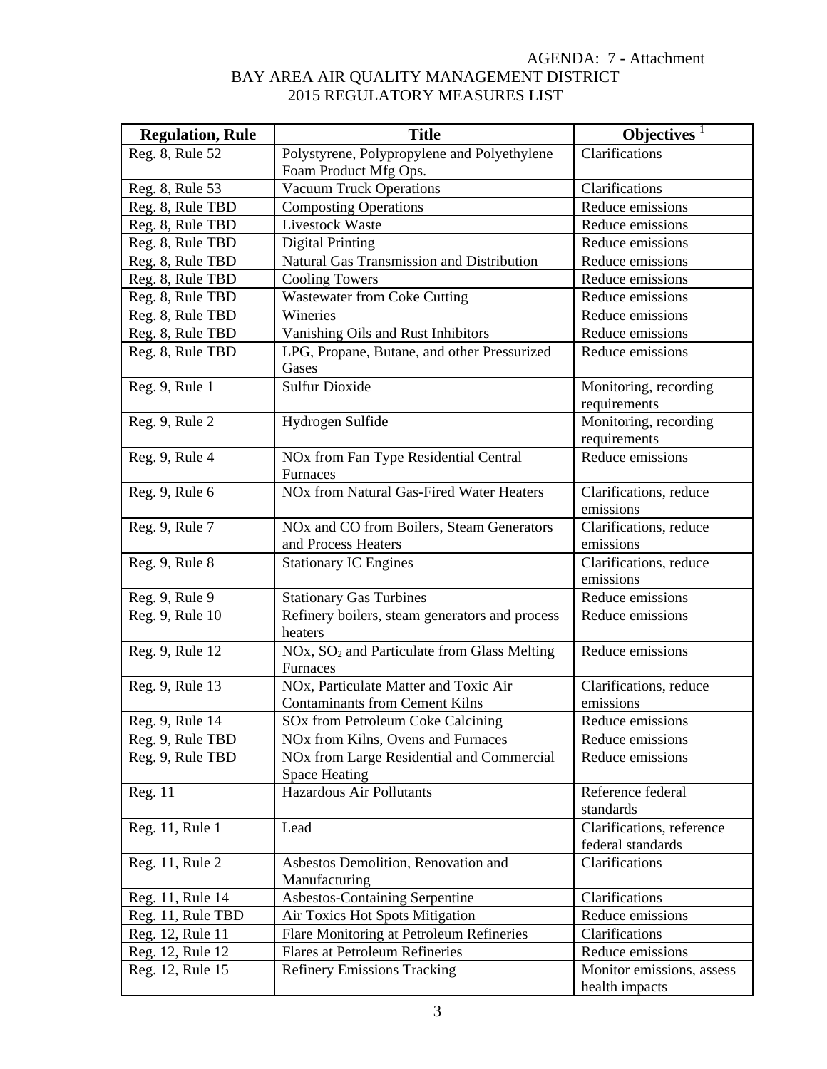AGENDA: 7 - Attachment

# BAY AREA AIR QUALITY MANAGEMENT DISTRICT
## 2015 REGULATORY MEASURES LIST

| Regulation, Rule | Title | Objectives [1] |
|---|---|---|
| Reg. 8, Rule 52 | Polystyrene, Polypropylene and Polyethylene Foam Product Mfg Ops. | Clarifications |
| Reg. 8, Rule 53 | Vacuum Truck Operations | Clarifications |
| Reg. 8, Rule TBD | Composting Operations | Reduce emissions |
| Reg. 8, Rule TBD | Livestock Waste | Reduce emissions |
| Reg. 8, Rule TBD | Digital Printing | Reduce emissions |
| Reg. 8, Rule TBD | Natural Gas Transmission and Distribution | Reduce emissions |
| Reg. 8, Rule TBD | Cooling Towers | Reduce emissions |
| Reg. 8, Rule TBD | Wastewater from Coke Cutting | Reduce emissions |
| Reg. 8, Rule TBD | Wineries | Reduce emissions |
| Reg. 8, Rule TBD | Vanishing Oils and Rust Inhibitors | Reduce emissions |
| Reg. 8, Rule TBD | LPG, Propane, Butane, and other Pressurized Gases | Reduce emissions |
| Reg. 9, Rule 1 | Sulfur Dioxide | Monitoring, recording requirements |
| Reg. 9, Rule 2 | Hydrogen Sulfide | Monitoring, recording requirements |
| Reg. 9, Rule 4 | NOx from Fan Type Residential Central Furnaces | Reduce emissions |
| Reg. 9, Rule 6 | NOx from Natural Gas-Fired Water Heaters | Clarifications, reduce emissions |
| Reg. 9, Rule 7 | NOx and CO from Boilers, Steam Generators and Process Heaters | Clarifications, reduce emissions |
| Reg. 9, Rule 8 | Stationary IC Engines | Clarifications, reduce emissions |
| Reg. 9, Rule 9 | Stationary Gas Turbines | Reduce emissions |
| Reg. 9, Rule 10 | Refinery boilers, steam generators and process heaters | Reduce emissions |
| Reg. 9, Rule 12 | NOx, $SO_2$ and Particulate from Glass Melting Furnaces | Reduce emissions |
| Reg. 9, Rule 13 | NOx, Particulate Matter and Toxic Air Contaminants from Cement Kilns | Clarifications, reduce emissions |
| Reg. 9, Rule 14 | SOx from Petroleum Coke Calcining | Reduce emissions |
| Reg. 9, Rule TBD | NOx from Kilns, Ovens and Furnaces | Reduce emissions |
| Reg. 9, Rule TBD | NOx from Large Residential and Commercial Space Heating | Reduce emissions |
| Reg. 11 | Hazardous Air Pollutants | Reference federal standards |
| Reg. 11, Rule 1 | Lead | Clarifications, reference federal standards |
| Reg. 11, Rule 2 | Asbestos Demolition, Renovation and Manufacturing | Clarifications |
| Reg. 11, Rule 14 | Asbestos-Containing Serpentine | Clarifications |
| Reg. 11, Rule TBD | Air Toxics Hot Spots Mitigation | Reduce emissions |
| Reg. 12, Rule 11 | Flare Monitoring at Petroleum Refineries | Clarifications |
| Reg. 12, Rule 12 | Flares at Petroleum Refineries | Reduce emissions |
| Reg. 12, Rule 15 | Refinery Emissions Tracking | Monitor emissions, assess health impacts |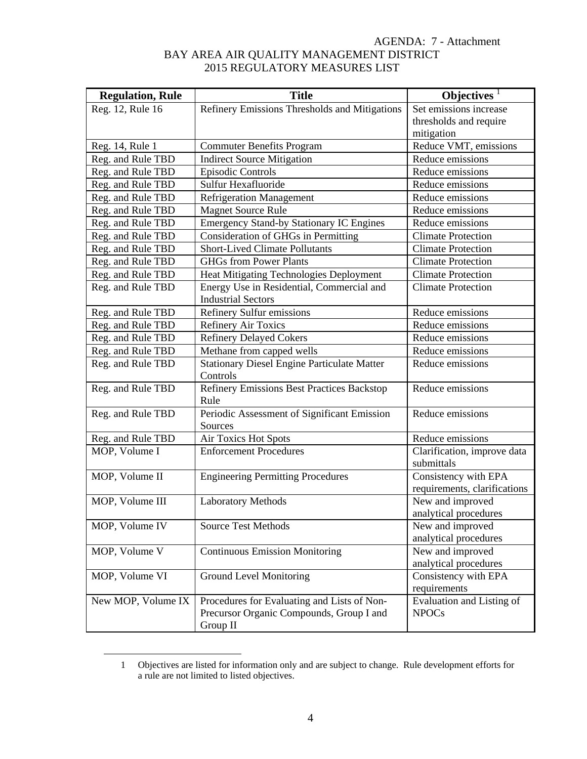AGENDA: 7 - Attachment

# BAY AREA AIR QUALITY MANAGEMENT DISTRICT
## 2015 REGULATORY MEASURES LIST

| Regulation, Rule | Title | Objectives [1] |
|---|---|---|
| Reg. 12, Rule 16 | Refinery Emissions Thresholds and Mitigations | Set emissions increase thresholds and require mitigation |
| Reg. 14, Rule 1 | Commuter Benefits Program | Reduce VMT, emissions |
| Reg. and Rule TBD | Indirect Source Mitigation | Reduce emissions |
| Reg. and Rule TBD | Episodic Controls | Reduce emissions |
| Reg. and Rule TBD | Sulfur Hexafluoride | Reduce emissions |
| Reg. and Rule TBD | Refrigeration Management | Reduce emissions |
| Reg. and Rule TBD | Magnet Source Rule | Reduce emissions |
| Reg. and Rule TBD | Emergency Stand-by Stationary IC Engines | Reduce emissions |
| Reg. and Rule TBD | Consideration of GHGs in Permitting | Climate Protection |
| Reg. and Rule TBD | Short-Lived Climate Pollutants | Climate Protection |
| Reg. and Rule TBD | GHGs from Power Plants | Climate Protection |
| Reg. and Rule TBD | Heat Mitigating Technologies Deployment | Climate Protection |
| Reg. and Rule TBD | Energy Use in Residential, Commercial and Industrial Sectors | Climate Protection |
| Reg. and Rule TBD | Refinery Sulfur emissions | Reduce emissions |
| Reg. and Rule TBD | Refinery Air Toxics | Reduce emissions |
| Reg. and Rule TBD | Refinery Delayed Cokers | Reduce emissions |
| Reg. and Rule TBD | Methane from capped wells | Reduce emissions |
| Reg. and Rule TBD | Stationary Diesel Engine Particulate Matter Controls | Reduce emissions |
| Reg. and Rule TBD | Refinery Emissions Best Practices Backstop Rule | Reduce emissions |
| Reg. and Rule TBD | Periodic Assessment of Significant Emission Sources | Reduce emissions |
| Reg. and Rule TBD | Air Toxics Hot Spots | Reduce emissions |
| MOP, Volume I | Enforcement Procedures | Clarification, improve data submittals |
| MOP, Volume II | Engineering Permitting Procedures | Consistency with EPA requirements, clarifications |
| MOP, Volume III | Laboratory Methods | New and improved analytical procedures |
| MOP, Volume IV | Source Test Methods | New and improved analytical procedures |
| MOP, Volume V | Continuous Emission Monitoring | New and improved analytical procedures |
| MOP, Volume VI | Ground Level Monitoring | Consistency with EPA requirements |
| New MOP, Volume IX | Procedures for Evaluating and Lists of Non-Precursor Organic Compounds, Group I and Group II | Evaluation and Listing of NPOCs |

1 Objectives are listed for information only and are subject to change. Rule development efforts for a rule are not limited to listed objectives.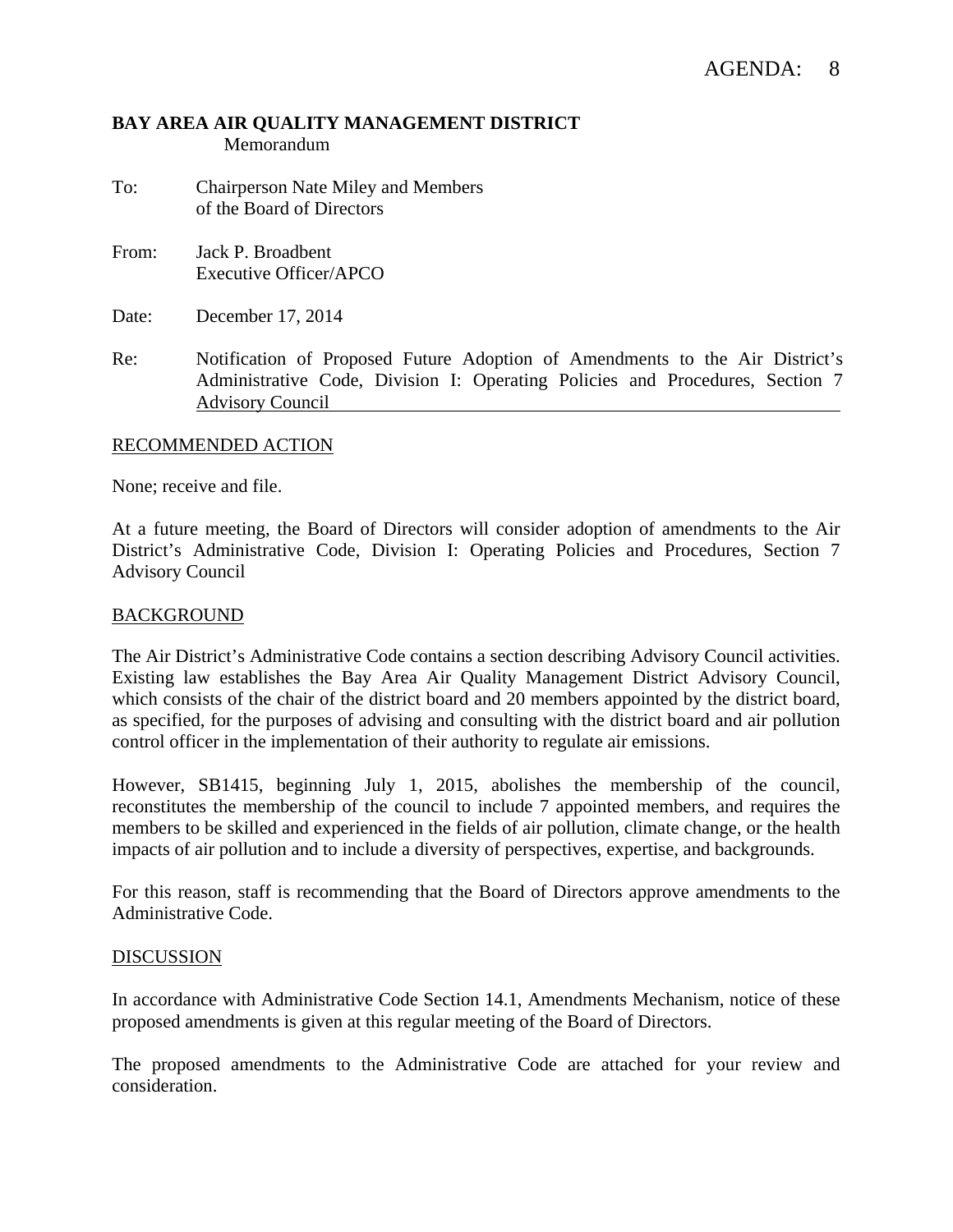AGENDA: 8

**BAY AREA AIR QUALITY MANAGEMENT DISTRICT**
Memorandum

To: Chairperson Nate Miley and Members of the Board of Directors

From: Jack P. Broadbent
Executive Officer/APCO

Date: December 17, 2014

Re: Notification of Proposed Future Adoption of Amendments to the Air District's Administrative Code, Division I: Operating Policies and Procedures, Section 7 Advisory Council

## RECOMMENDED ACTION

None; receive and file.

At a future meeting, the Board of Directors will consider adoption of amendments to the Air District's Administrative Code, Division I: Operating Policies and Procedures, Section 7 Advisory Council

## BACKGROUND

The Air District's Administrative Code contains a section describing Advisory Council activities. Existing law establishes the Bay Area Air Quality Management District Advisory Council, which consists of the chair of the district board and 20 members appointed by the district board, as specified, for the purposes of advising and consulting with the district board and air pollution control officer in the implementation of their authority to regulate air emissions.

However, SB1415, beginning July 1, 2015, abolishes the membership of the council, reconstitutes the membership of the council to include 7 appointed members, and requires the members to be skilled and experienced in the fields of air pollution, climate change, or the health impacts of air pollution and to include a diversity of perspectives, expertise, and backgrounds.

For this reason, staff is recommending that the Board of Directors approve amendments to the Administrative Code.

## DISCUSSION

In accordance with Administrative Code Section 14.1, Amendments Mechanism, notice of these proposed amendments is given at this regular meeting of the Board of Directors.

The proposed amendments to the Administrative Code are attached for your review and consideration.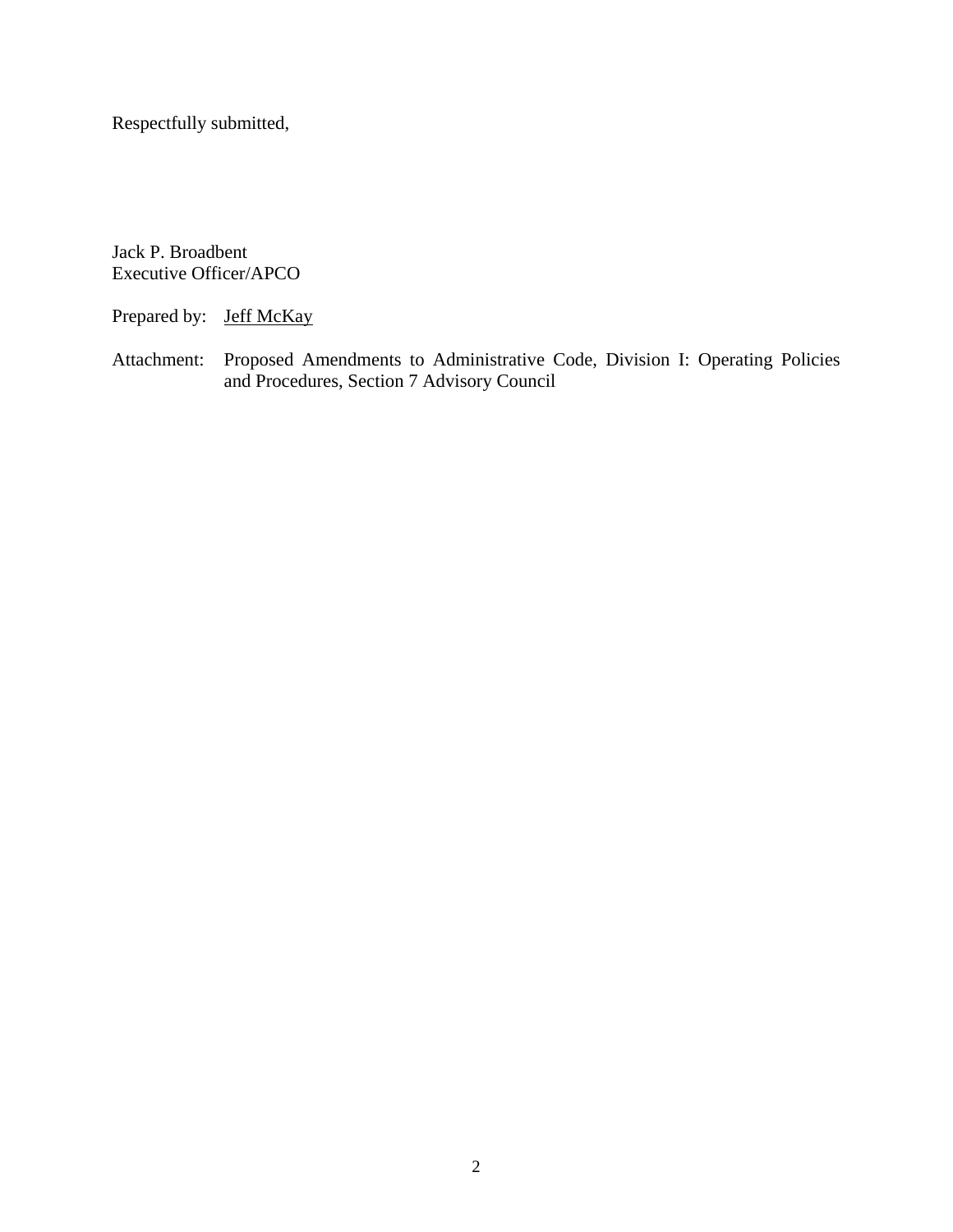Respectfully submitted,

Jack P. Broadbent
Executive Officer/APCO

Prepared by: Jeff McKay

Attachment: Proposed Amendments to Administrative Code, Division I: Operating Policies and Procedures, Section 7 Advisory Council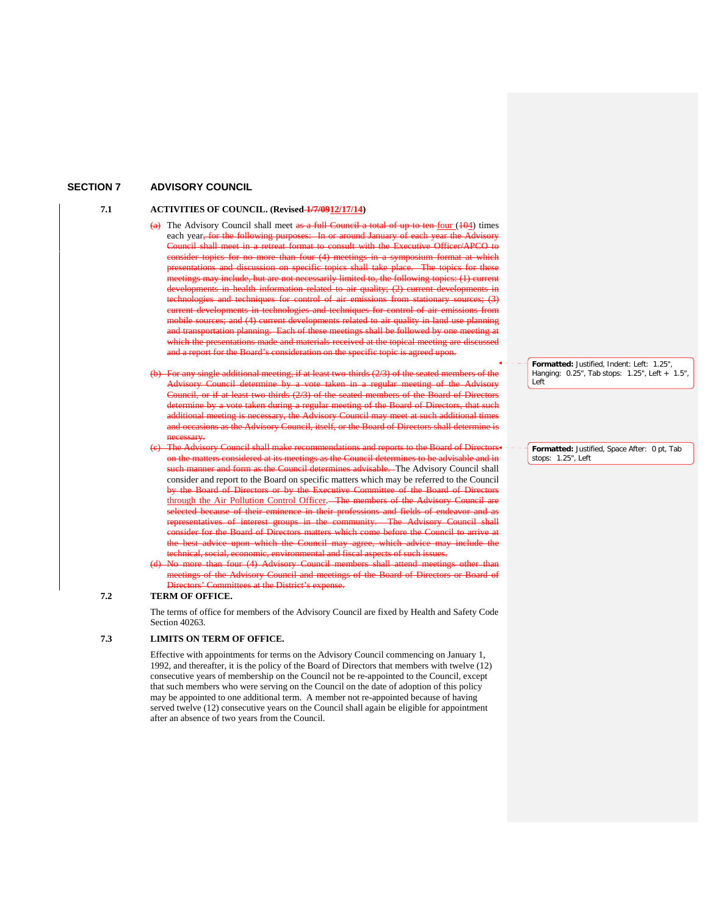# SECTION 7 ADVISORY COUNCIL

## 7.1 ACTIVITIES OF COUNCIL. (Revised ~~1/7/09~~12/17/14)

~~(a)~~ The Advisory Council shall meet ~~as a full Council a total of up to ten~~ four (~~10~~4) times each year~~, for the following purposes: In or around January of each year the Advisory Council shall meet in a retreat format to consult with the Executive Officer/APCO to consider topics for no more than four (4) meetings in a symposium format at which presentations and discussion on specific topics shall take place. The topics for these meetings may include, but are not necessarily limited to, the following topics: (1) current developments in health information related to air quality; (2) current developments in technologies and techniques for control of air emissions from stationary sources; (3) current developments in technologies and techniques for control of air emissions from mobile sources; and (4) current developments related to air quality in land use planning and transportation planning. Each of these meetings shall be followed by one meeting at which the presentations made and materials received at the topical meeting are discussed and a report for the Board's consideration on the specific topic is agreed upon.~~

~~(b) For any single additional meeting, if at least two thirds (2/3) of the seated members of the Advisory Council determine by a vote taken in a regular meeting of the Advisory Council, or if at least two thirds (2/3) of the seated members of the Board of Directors determine by a vote taken during a regular meeting of the Board of Directors, that such additional meeting is necessary, the Advisory Council may meet at such additional times and occasions as the Advisory Council, itself, or the Board of Directors shall determine is necessary.~~

~~(c) The Advisory Council shall make recommendations and reports to the Board of Directors on the matters considered at its meetings as the Council determines to be advisable and in such manner and form as the Council determines advisable.~~ The Advisory Council shall consider and report to the Board on specific matters which may be referred to the Council ~~by the Board of Directors or by the Executive Committee of the Board of Directors~~ through the Air Pollution Control Officer. ~~The members of the Advisory Council are selected because of their eminence in their professions and fields of endeavor and as representatives of interest groups in the community. The Advisory Council shall consider for the Board of Directors matters which come before the Council to arrive at the best advice upon which the Council may agree, which advice may include the technical, social, economic, environmental and fiscal aspects of such issues.~~

~~(d) No more than four (4) Advisory Council members shall attend meetings other than meetings of the Advisory Council and meetings of the Board of Directors or Board of Directors' Committees at the District's expense.~~

**Formatted:** Justified, Indent: Left: 1.25", Hanging: 0.25", Tab stops: 1.25", Left + 1.5", Left

**Formatted:** Justified, Space After: 0 pt, Tab stops: 1.25", Left

## 7.2 TERM OF OFFICE.

The terms of office for members of the Advisory Council are fixed by Health and Safety Code Section 40263.

## 7.3 LIMITS ON TERM OF OFFICE.

Effective with appointments for terms on the Advisory Council commencing on January 1, 1992, and thereafter, it is the policy of the Board of Directors that members with twelve (12) consecutive years of membership on the Council not be re-appointed to the Council, except that such members who were serving on the Council on the date of adoption of this policy may be appointed to one additional term. A member not re-appointed because of having served twelve (12) consecutive years on the Council shall again be eligible for appointment after an absence of two years from the Council.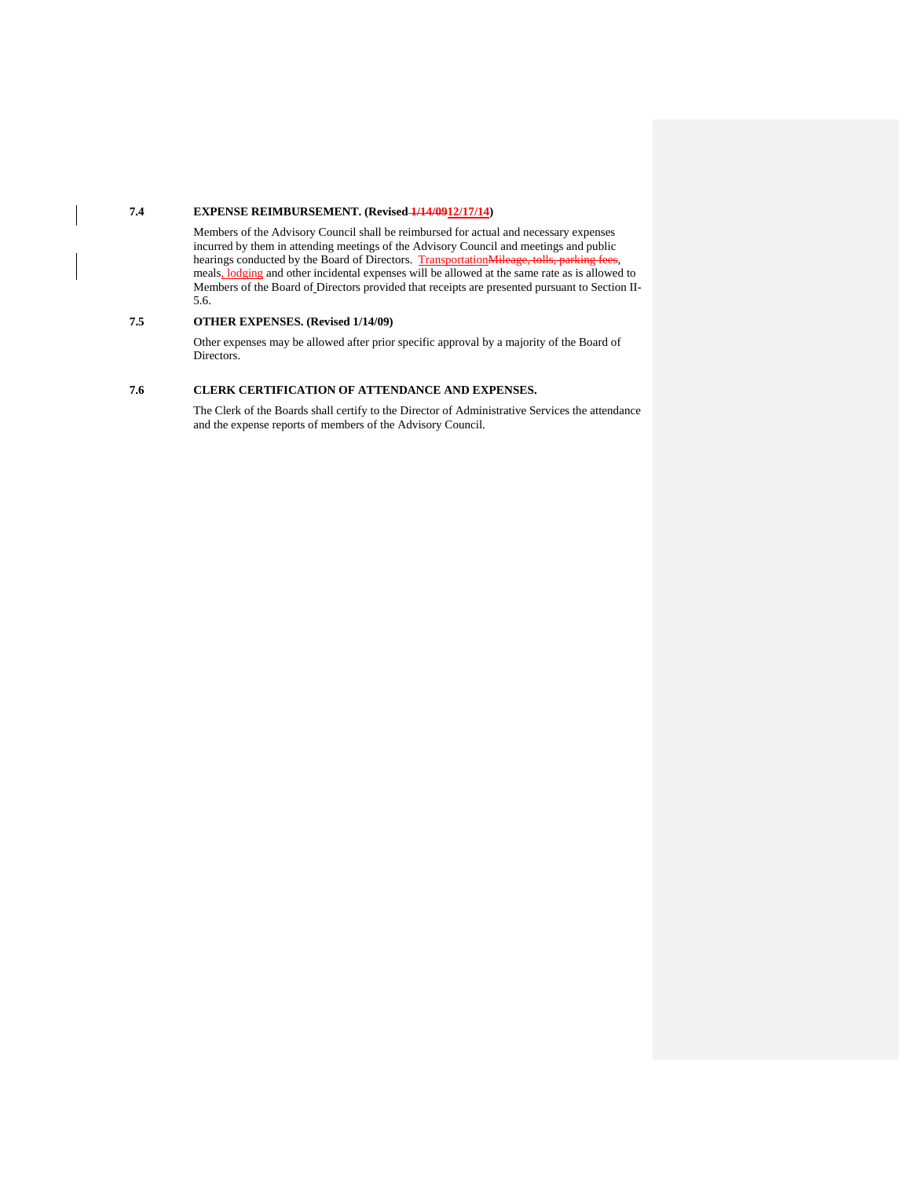**7.4 EXPENSE REIMBURSEMENT. (Revised ~~1/14/09~~12/17/14)**

Members of the Advisory Council shall be reimbursed for actual and necessary expenses incurred by them in attending meetings of the Advisory Council and meetings and public hearings conducted by the Board of Directors. Transportation~~Mileage, tolls, parking fees~~, meals, lodging and other incidental expenses will be allowed at the same rate as is allowed to Members of the Board of Directors provided that receipts are presented pursuant to Section II-5.6.

**7.5 OTHER EXPENSES. (Revised 1/14/09)**

Other expenses may be allowed after prior specific approval by a majority of the Board of Directors.

**7.6 CLERK CERTIFICATION OF ATTENDANCE AND EXPENSES.**

The Clerk of the Boards shall certify to the Director of Administrative Services the attendance and the expense reports of members of the Advisory Council.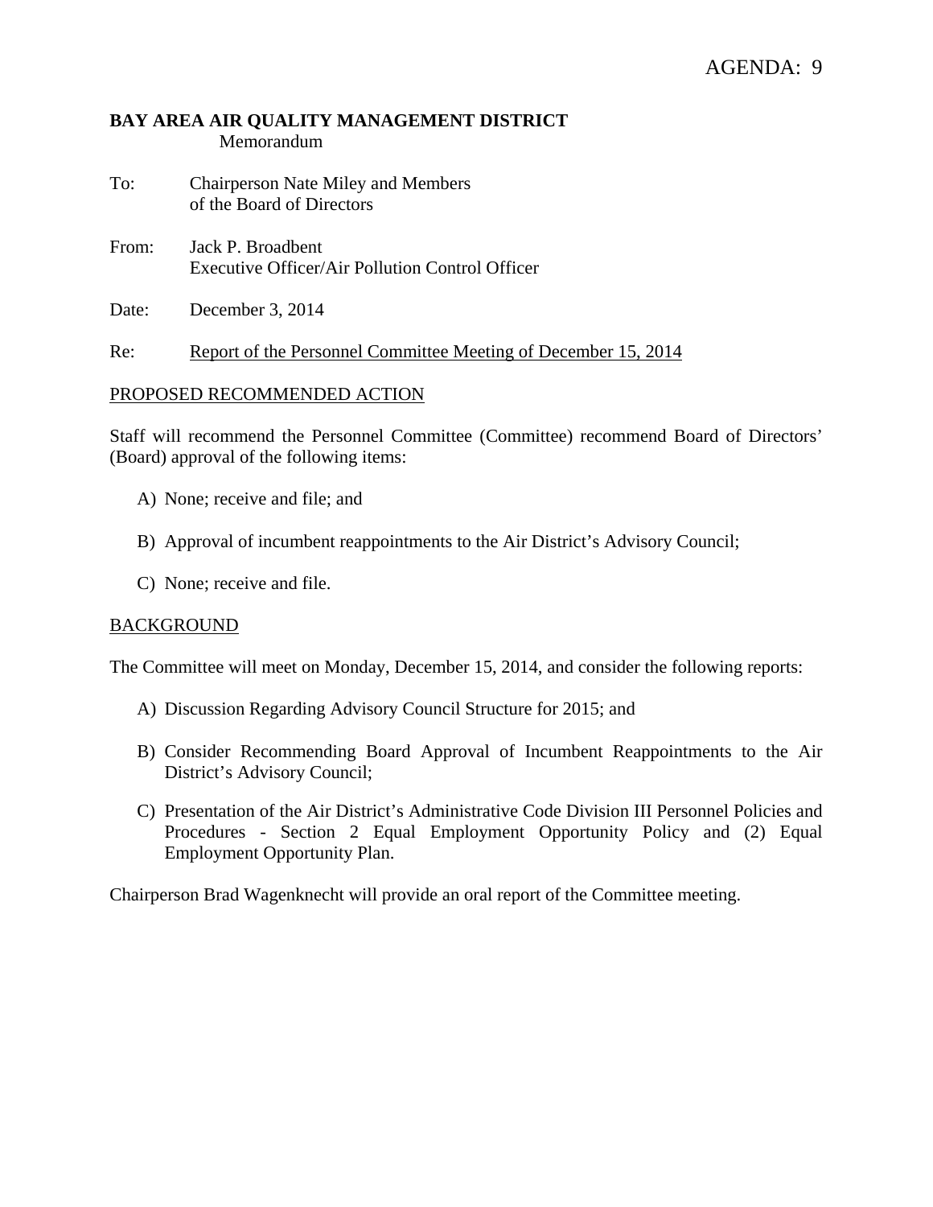AGENDA: 9

**BAY AREA AIR QUALITY MANAGEMENT DISTRICT**
Memorandum

To: Chairperson Nate Miley and Members of the Board of Directors

From: Jack P. Broadbent
Executive Officer/Air Pollution Control Officer

Date: December 3, 2014

Re: Report of the Personnel Committee Meeting of December 15, 2014

PROPOSED RECOMMENDED ACTION

Staff will recommend the Personnel Committee (Committee) recommend Board of Directors' (Board) approval of the following items:

A) None; receive and file; and

B) Approval of incumbent reappointments to the Air District's Advisory Council;

C) None; receive and file.

BACKGROUND

The Committee will meet on Monday, December 15, 2014, and consider the following reports:

A) Discussion Regarding Advisory Council Structure for 2015; and

B) Consider Recommending Board Approval of Incumbent Reappointments to the Air District's Advisory Council;

C) Presentation of the Air District's Administrative Code Division III Personnel Policies and Procedures - Section 2 Equal Employment Opportunity Policy and (2) Equal Employment Opportunity Plan.

Chairperson Brad Wagenknecht will provide an oral report of the Committee meeting.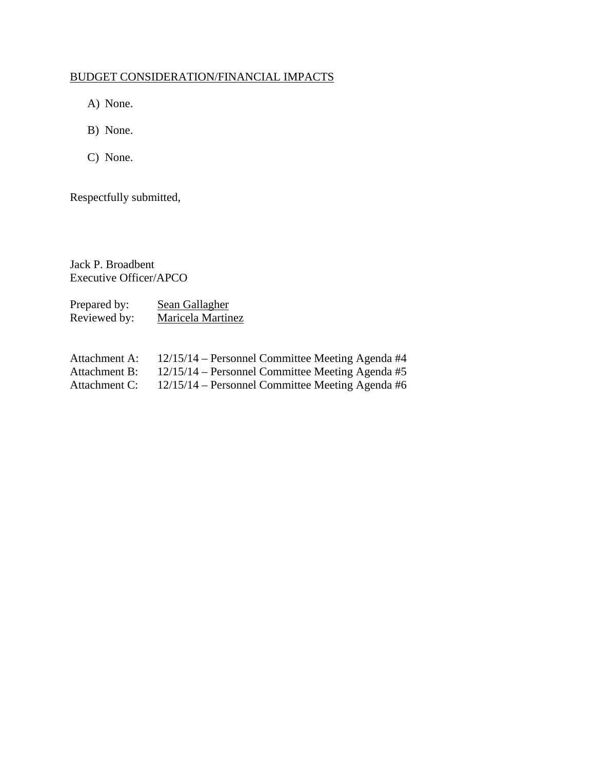BUDGET CONSIDERATION/FINANCIAL IMPACTS

A) None.

B) None.

C) None.

Respectfully submitted,

Jack P. Broadbent
Executive Officer/APCO

Prepared by: Sean Gallagher
Reviewed by: Maricela Martinez

Attachment A: 12/15/14 – Personnel Committee Meeting Agenda #4
Attachment B: 12/15/14 – Personnel Committee Meeting Agenda #5
Attachment C: 12/15/14 – Personnel Committee Meeting Agenda #6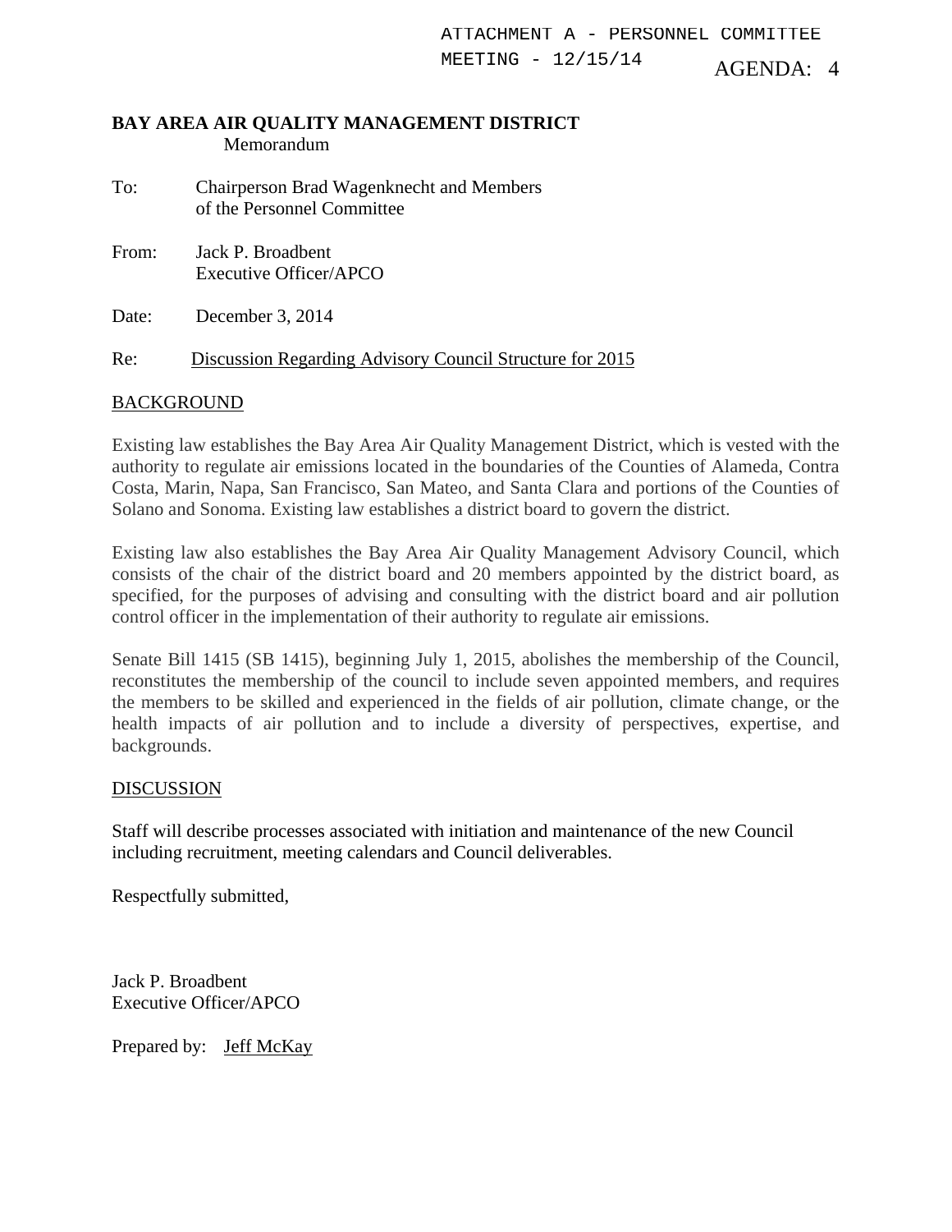ATTACHMENT A - PERSONNEL COMMITTEE MEETING - 12/15/14

AGENDA: 4

**BAY AREA AIR QUALITY MANAGEMENT DISTRICT**
Memorandum

To: Chairperson Brad Wagenknecht and Members of the Personnel Committee

From: Jack P. Broadbent
Executive Officer/APCO

Date: December 3, 2014

Re: Discussion Regarding Advisory Council Structure for 2015

BACKGROUND

Existing law establishes the Bay Area Air Quality Management District, which is vested with the authority to regulate air emissions located in the boundaries of the Counties of Alameda, Contra Costa, Marin, Napa, San Francisco, San Mateo, and Santa Clara and portions of the Counties of Solano and Sonoma. Existing law establishes a district board to govern the district.

Existing law also establishes the Bay Area Air Quality Management Advisory Council, which consists of the chair of the district board and 20 members appointed by the district board, as specified, for the purposes of advising and consulting with the district board and air pollution control officer in the implementation of their authority to regulate air emissions.

Senate Bill 1415 (SB 1415), beginning July 1, 2015, abolishes the membership of the Council, reconstitutes the membership of the council to include seven appointed members, and requires the members to be skilled and experienced in the fields of air pollution, climate change, or the health impacts of air pollution and to include a diversity of perspectives, expertise, and backgrounds.

DISCUSSION

Staff will describe processes associated with initiation and maintenance of the new Council including recruitment, meeting calendars and Council deliverables.

Respectfully submitted,

Jack P. Broadbent
Executive Officer/APCO

Prepared by: Jeff McKay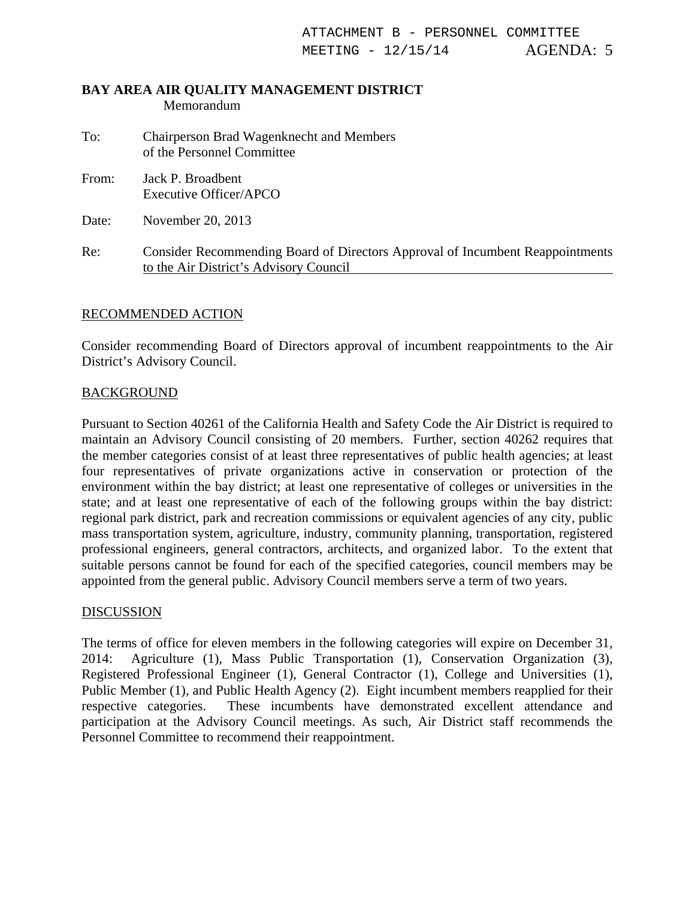ATTACHMENT B - PERSONNEL COMMITTEE
MEETING - 12/15/14 AGENDA: 5

**BAY AREA AIR QUALITY MANAGEMENT DISTRICT**
Memorandum

To: Chairperson Brad Wagenknecht and Members of the Personnel Committee

From: Jack P. Broadbent
Executive Officer/APCO

Date: November 20, 2013

Re: Consider Recommending Board of Directors Approval of Incumbent Reappointments to the Air District's Advisory Council

## RECOMMENDED ACTION

Consider recommending Board of Directors approval of incumbent reappointments to the Air District's Advisory Council.

## BACKGROUND

Pursuant to Section 40261 of the California Health and Safety Code the Air District is required to maintain an Advisory Council consisting of 20 members. Further, section 40262 requires that the member categories consist of at least three representatives of public health agencies; at least four representatives of private organizations active in conservation or protection of the environment within the bay district; at least one representative of colleges or universities in the state; and at least one representative of each of the following groups within the bay district: regional park district, park and recreation commissions or equivalent agencies of any city, public mass transportation system, agriculture, industry, community planning, transportation, registered professional engineers, general contractors, architects, and organized labor. To the extent that suitable persons cannot be found for each of the specified categories, council members may be appointed from the general public. Advisory Council members serve a term of two years.

## DISCUSSION

The terms of office for eleven members in the following categories will expire on December 31, 2014: Agriculture (1), Mass Public Transportation (1), Conservation Organization (3), Registered Professional Engineer (1), General Contractor (1), College and Universities (1), Public Member (1), and Public Health Agency (2). Eight incumbent members reapplied for their respective categories. These incumbents have demonstrated excellent attendance and participation at the Advisory Council meetings. As such, Air District staff recommends the Personnel Committee to recommend their reappointment.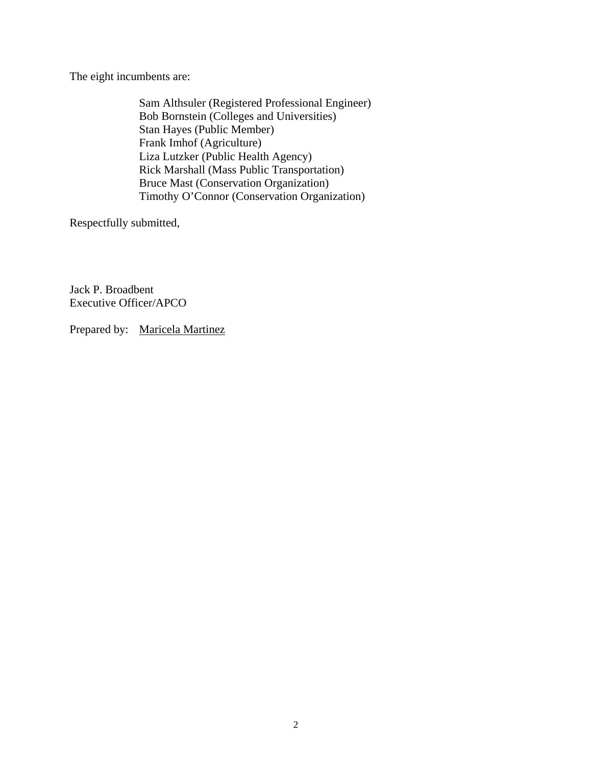The eight incumbents are:

Sam Althsuler (Registered Professional Engineer)
Bob Bornstein (Colleges and Universities)
Stan Hayes (Public Member)
Frank Imhof (Agriculture)
Liza Lutzker (Public Health Agency)
Rick Marshall (Mass Public Transportation)
Bruce Mast (Conservation Organization)
Timothy O'Connor (Conservation Organization)

Respectfully submitted,

Jack P. Broadbent
Executive Officer/APCO

Prepared by: Maricela Martinez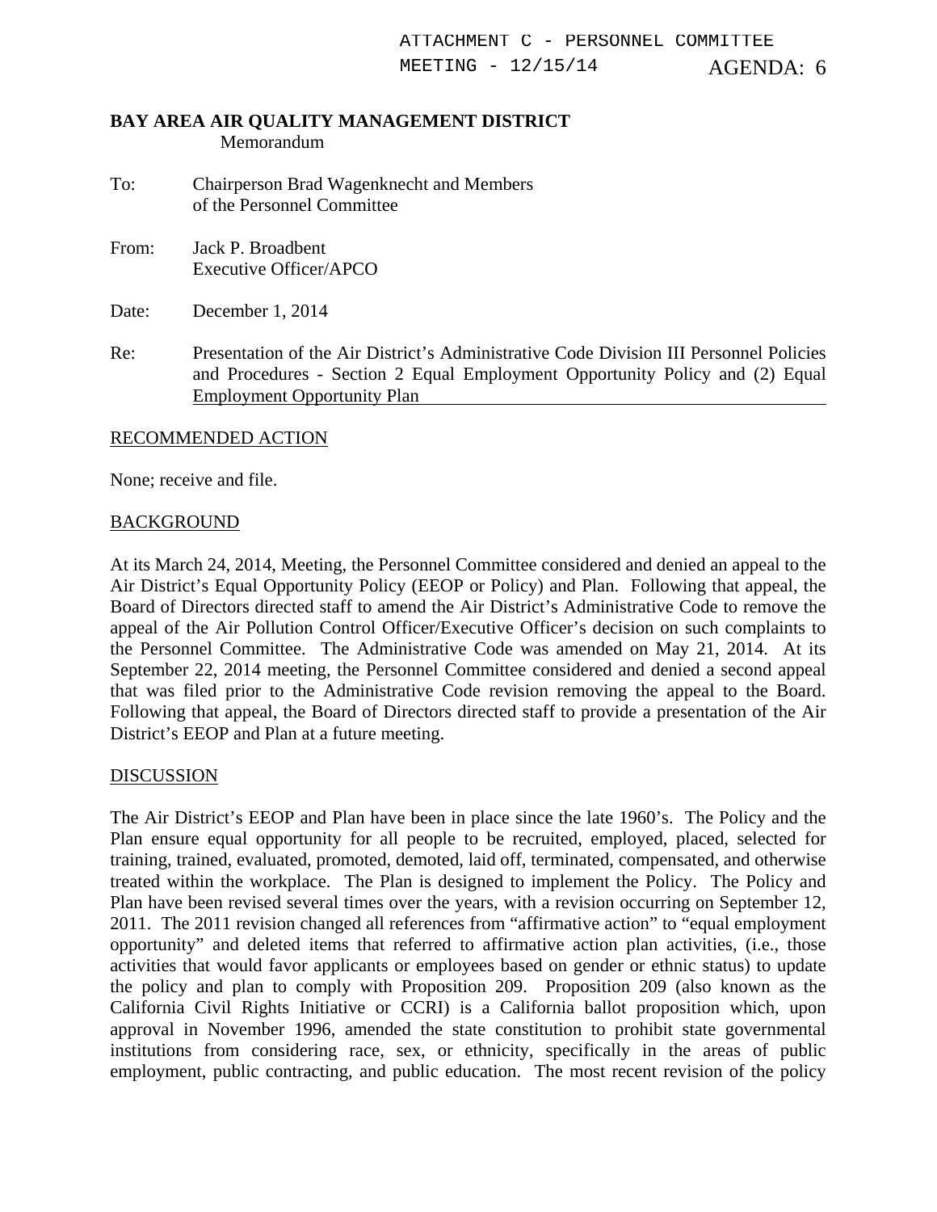ATTACHMENT C - PERSONNEL COMMITTEE
MEETING - 12/15/14 AGENDA: 6

**BAY AREA AIR QUALITY MANAGEMENT DISTRICT**
Memorandum

To: Chairperson Brad Wagenknecht and Members of the Personnel Committee

From: Jack P. Broadbent
Executive Officer/APCO

Date: December 1, 2014

Re: Presentation of the Air District's Administrative Code Division III Personnel Policies and Procedures - Section 2 Equal Employment Opportunity Policy and (2) Equal Employment Opportunity Plan

## RECOMMENDED ACTION

None; receive and file.

## BACKGROUND

At its March 24, 2014, Meeting, the Personnel Committee considered and denied an appeal to the Air District's Equal Opportunity Policy (EEOP or Policy) and Plan. Following that appeal, the Board of Directors directed staff to amend the Air District's Administrative Code to remove the appeal of the Air Pollution Control Officer/Executive Officer's decision on such complaints to the Personnel Committee. The Administrative Code was amended on May 21, 2014. At its September 22, 2014 meeting, the Personnel Committee considered and denied a second appeal that was filed prior to the Administrative Code revision removing the appeal to the Board. Following that appeal, the Board of Directors directed staff to provide a presentation of the Air District's EEOP and Plan at a future meeting.

## DISCUSSION

The Air District's EEOP and Plan have been in place since the late 1960's. The Policy and the Plan ensure equal opportunity for all people to be recruited, employed, placed, selected for training, trained, evaluated, promoted, demoted, laid off, terminated, compensated, and otherwise treated within the workplace. The Plan is designed to implement the Policy. The Policy and Plan have been revised several times over the years, with a revision occurring on September 12, 2011. The 2011 revision changed all references from "affirmative action" to "equal employment opportunity" and deleted items that referred to affirmative action plan activities, (i.e., those activities that would favor applicants or employees based on gender or ethnic status) to update the policy and plan to comply with Proposition 209. Proposition 209 (also known as the California Civil Rights Initiative or CCRI) is a California ballot proposition which, upon approval in November 1996, amended the state constitution to prohibit state governmental institutions from considering race, sex, or ethnicity, specifically in the areas of public employment, public contracting, and public education. The most recent revision of the policy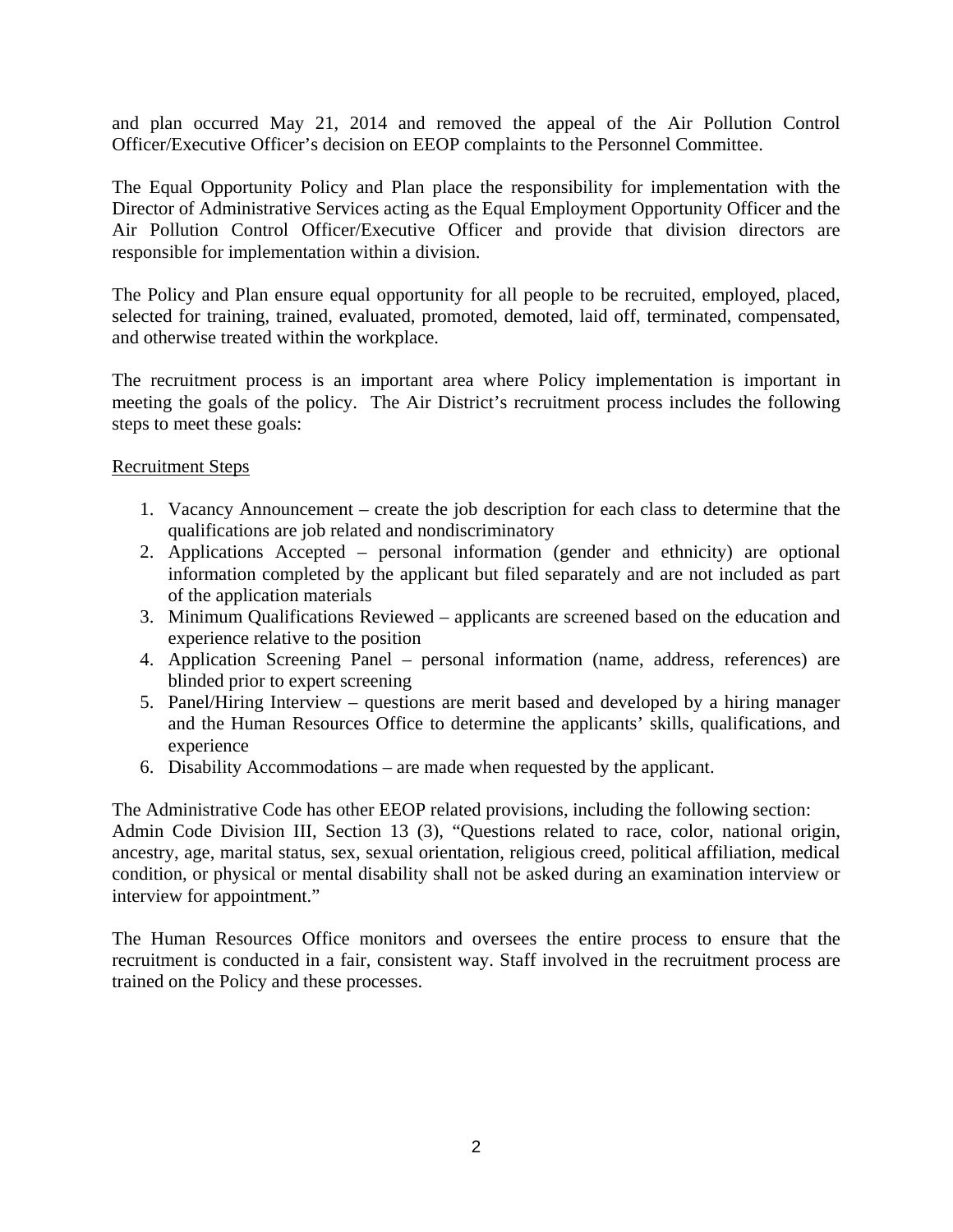and plan occurred May 21, 2014 and removed the appeal of the Air Pollution Control Officer/Executive Officer's decision on EEOP complaints to the Personnel Committee.

The Equal Opportunity Policy and Plan place the responsibility for implementation with the Director of Administrative Services acting as the Equal Employment Opportunity Officer and the Air Pollution Control Officer/Executive Officer and provide that division directors are responsible for implementation within a division.

The Policy and Plan ensure equal opportunity for all people to be recruited, employed, placed, selected for training, trained, evaluated, promoted, demoted, laid off, terminated, compensated, and otherwise treated within the workplace.

The recruitment process is an important area where Policy implementation is important in meeting the goals of the policy. The Air District's recruitment process includes the following steps to meet these goals:

<u>Recruitment Steps</u>

1. Vacancy Announcement – create the job description for each class to determine that the qualifications are job related and nondiscriminatory
2. Applications Accepted – personal information (gender and ethnicity) are optional information completed by the applicant but filed separately and are not included as part of the application materials
3. Minimum Qualifications Reviewed – applicants are screened based on the education and experience relative to the position
4. Application Screening Panel – personal information (name, address, references) are blinded prior to expert screening
5. Panel/Hiring Interview – questions are merit based and developed by a hiring manager and the Human Resources Office to determine the applicants' skills, qualifications, and experience
6. Disability Accommodations – are made when requested by the applicant.

The Administrative Code has other EEOP related provisions, including the following section: Admin Code Division III, Section 13 (3), "Questions related to race, color, national origin, ancestry, age, marital status, sex, sexual orientation, religious creed, political affiliation, medical condition, or physical or mental disability shall not be asked during an examination interview or interview for appointment."

The Human Resources Office monitors and oversees the entire process to ensure that the recruitment is conducted in a fair, consistent way. Staff involved in the recruitment process are trained on the Policy and these processes.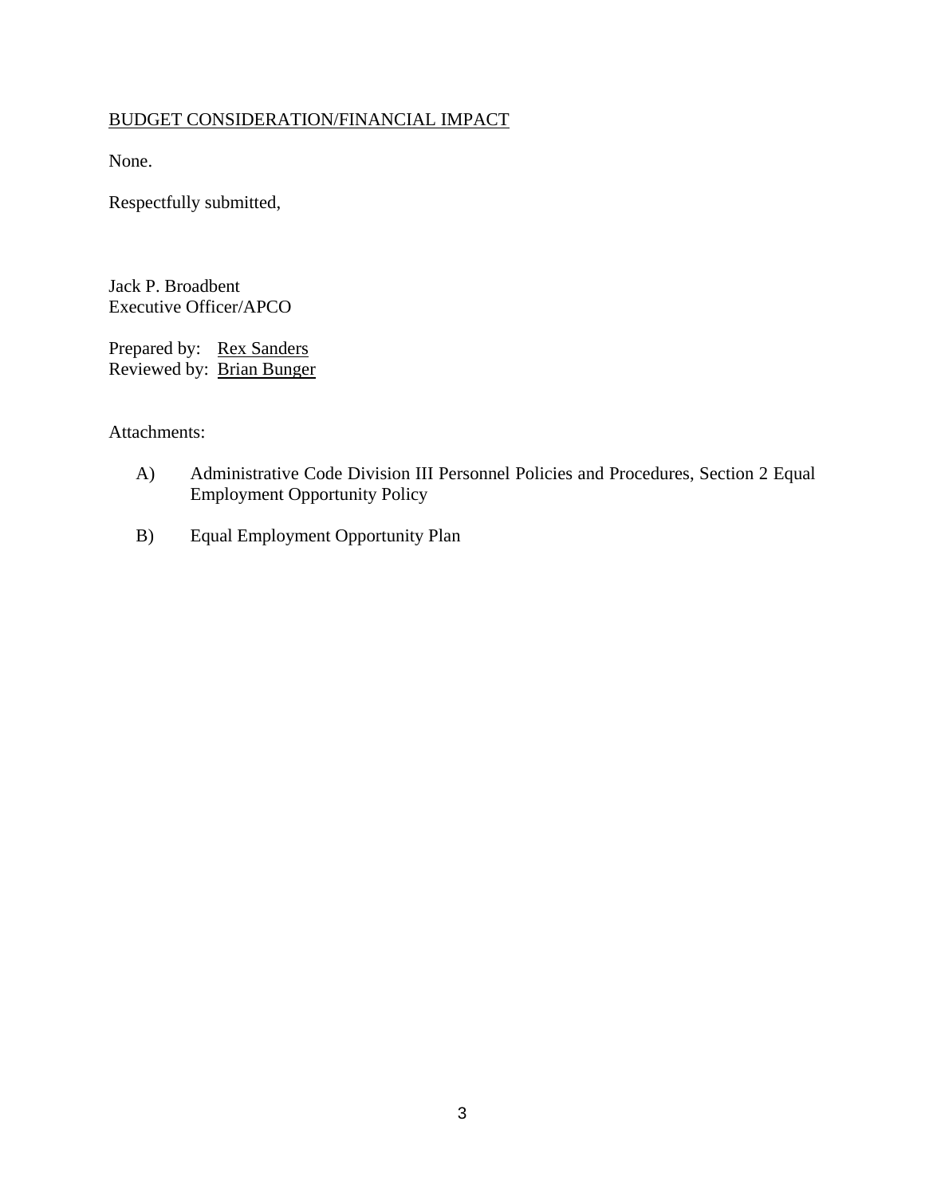BUDGET CONSIDERATION/FINANCIAL IMPACT

None.

Respectfully submitted,

Jack P. Broadbent
Executive Officer/APCO

Prepared by: Rex Sanders
Reviewed by: Brian Bunger

Attachments:

A) Administrative Code Division III Personnel Policies and Procedures, Section 2 Equal Employment Opportunity Policy

B) Equal Employment Opportunity Plan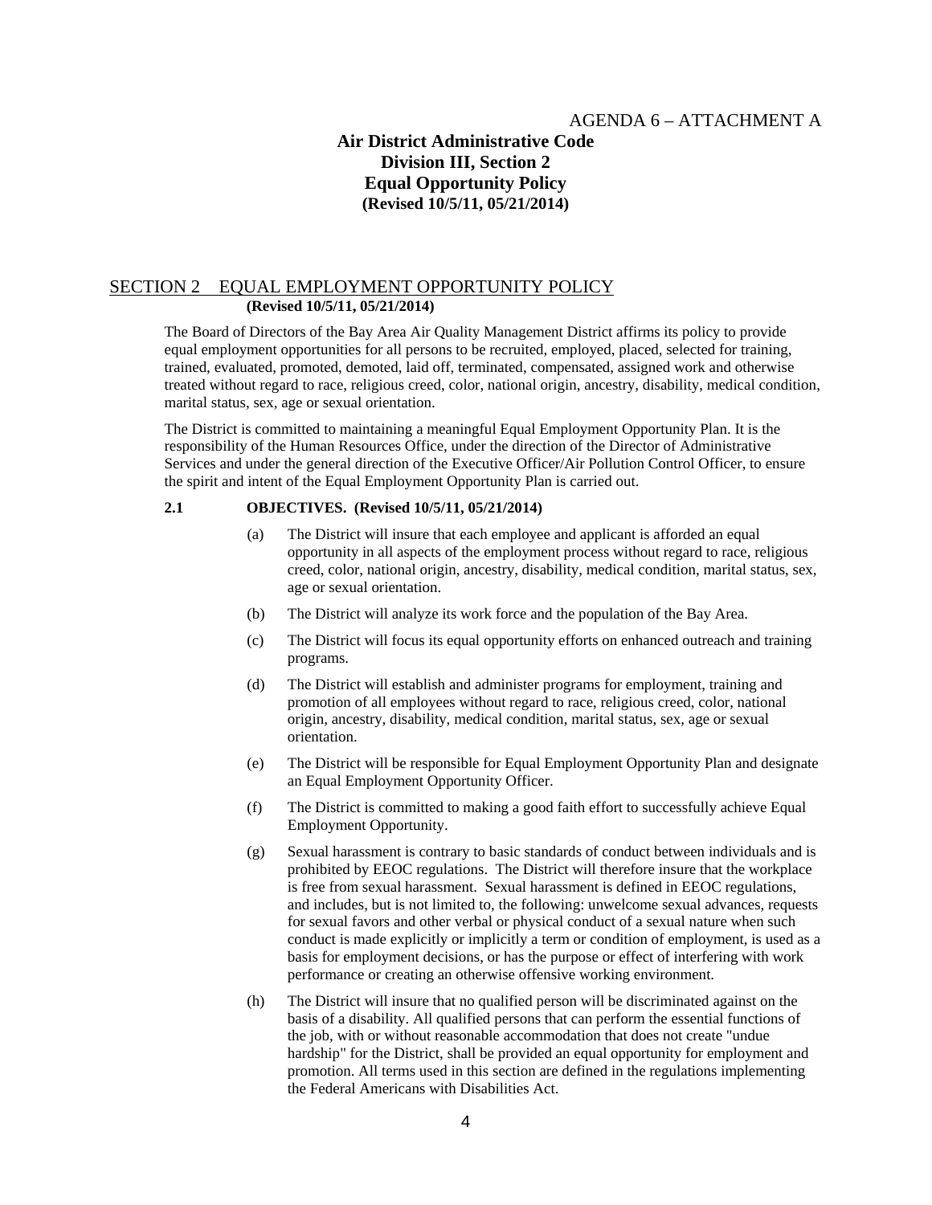AGENDA 6 – ATTACHMENT A

# Air District Administrative Code
# Division III, Section 2
# Equal Opportunity Policy
**(Revised 10/5/11, 05/21/2014)**

## SECTION 2 EQUAL EMPLOYMENT OPPORTUNITY POLICY
**(Revised 10/5/11, 05/21/2014)**

The Board of Directors of the Bay Area Air Quality Management District affirms its policy to provide equal employment opportunities for all persons to be recruited, employed, placed, selected for training, trained, evaluated, promoted, demoted, laid off, terminated, compensated, assigned work and otherwise treated without regard to race, religious creed, color, national origin, ancestry, disability, medical condition, marital status, sex, age or sexual orientation.

The District is committed to maintaining a meaningful Equal Employment Opportunity Plan. It is the responsibility of the Human Resources Office, under the direction of the Director of Administrative Services and under the general direction of the Executive Officer/Air Pollution Control Officer, to ensure the spirit and intent of the Equal Employment Opportunity Plan is carried out.

### 2.1 OBJECTIVES. (Revised 10/5/11, 05/21/2014)

(a) The District will insure that each employee and applicant is afforded an equal opportunity in all aspects of the employment process without regard to race, religious creed, color, national origin, ancestry, disability, medical condition, marital status, sex, age or sexual orientation.

(b) The District will analyze its work force and the population of the Bay Area.

(c) The District will focus its equal opportunity efforts on enhanced outreach and training programs.

(d) The District will establish and administer programs for employment, training and promotion of all employees without regard to race, religious creed, color, national origin, ancestry, disability, medical condition, marital status, sex, age or sexual orientation.

(e) The District will be responsible for Equal Employment Opportunity Plan and designate an Equal Employment Opportunity Officer.

(f) The District is committed to making a good faith effort to successfully achieve Equal Employment Opportunity.

(g) Sexual harassment is contrary to basic standards of conduct between individuals and is prohibited by EEOC regulations. The District will therefore insure that the workplace is free from sexual harassment. Sexual harassment is defined in EEOC regulations, and includes, but is not limited to, the following: unwelcome sexual advances, requests for sexual favors and other verbal or physical conduct of a sexual nature when such conduct is made explicitly or implicitly a term or condition of employment, is used as a basis for employment decisions, or has the purpose or effect of interfering with work performance or creating an otherwise offensive working environment.

(h) The District will insure that no qualified person will be discriminated against on the basis of a disability. All qualified persons that can perform the essential functions of the job, with or without reasonable accommodation that does not create "undue hardship" for the District, shall be provided an equal opportunity for employment and promotion. All terms used in this section are defined in the regulations implementing the Federal Americans with Disabilities Act.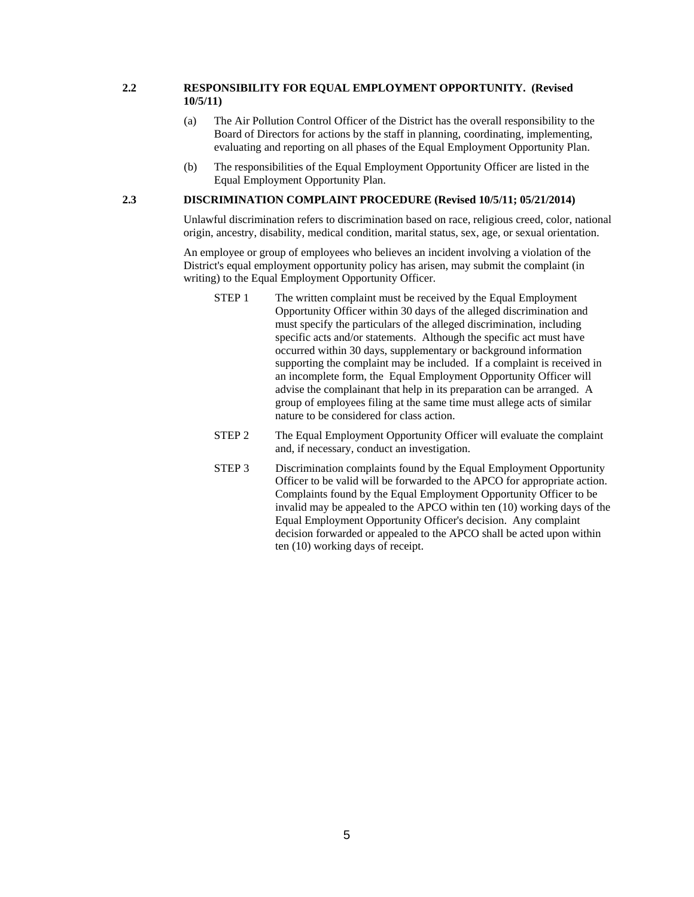### 2.2 RESPONSIBILITY FOR EQUAL EMPLOYMENT OPPORTUNITY. (Revised 10/5/11)

(a) The Air Pollution Control Officer of the District has the overall responsibility to the Board of Directors for actions by the staff in planning, coordinating, implementing, evaluating and reporting on all phases of the Equal Employment Opportunity Plan.

(b) The responsibilities of the Equal Employment Opportunity Officer are listed in the Equal Employment Opportunity Plan.

### 2.3 DISCRIMINATION COMPLAINT PROCEDURE (Revised 10/5/11; 05/21/2014)

Unlawful discrimination refers to discrimination based on race, religious creed, color, national origin, ancestry, disability, medical condition, marital status, sex, age, or sexual orientation.

An employee or group of employees who believes an incident involving a violation of the District's equal employment opportunity policy has arisen, may submit the complaint (in writing) to the Equal Employment Opportunity Officer.

STEP 1 The written complaint must be received by the Equal Employment Opportunity Officer within 30 days of the alleged discrimination and must specify the particulars of the alleged discrimination, including specific acts and/or statements. Although the specific act must have occurred within 30 days, supplementary or background information supporting the complaint may be included. If a complaint is received in an incomplete form, the Equal Employment Opportunity Officer will advise the complainant that help in its preparation can be arranged. A group of employees filing at the same time must allege acts of similar nature to be considered for class action.

STEP 2 The Equal Employment Opportunity Officer will evaluate the complaint and, if necessary, conduct an investigation.

STEP 3 Discrimination complaints found by the Equal Employment Opportunity Officer to be valid will be forwarded to the APCO for appropriate action. Complaints found by the Equal Employment Opportunity Officer to be invalid may be appealed to the APCO within ten (10) working days of the Equal Employment Opportunity Officer's decision. Any complaint decision forwarded or appealed to the APCO shall be acted upon within ten (10) working days of receipt.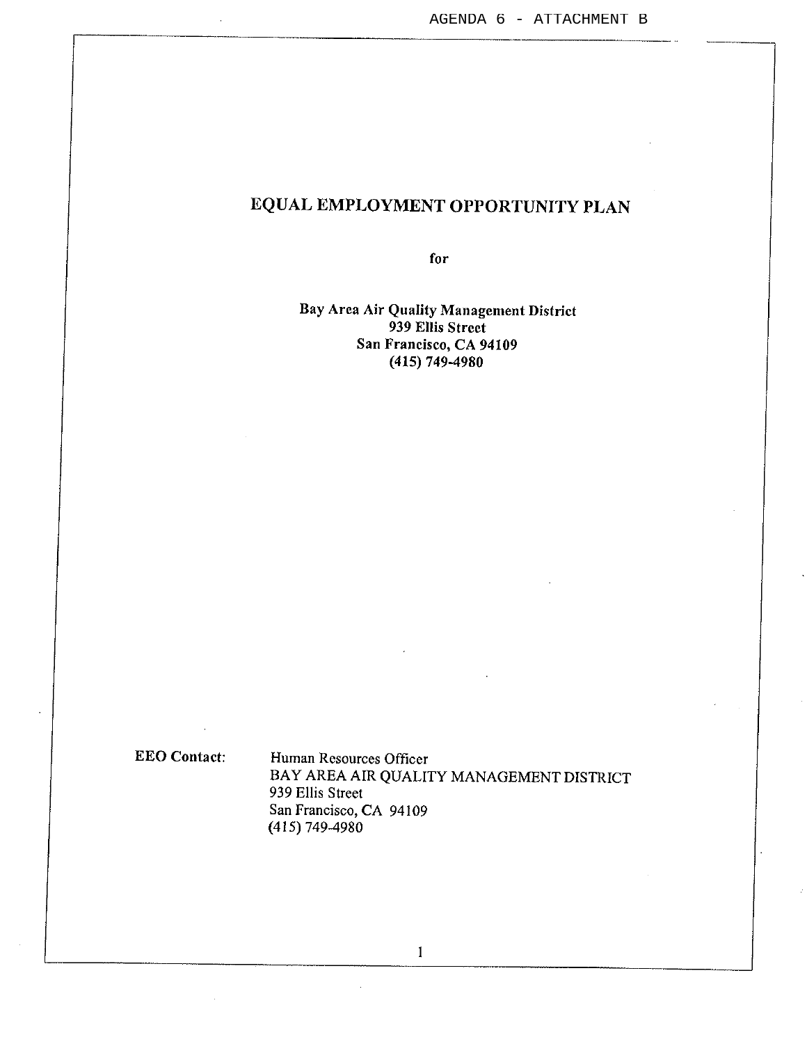AGENDA 6 - ATTACHMENT B

# EQUAL EMPLOYMENT OPPORTUNITY PLAN

**for**

**Bay Area Air Quality Management District**
**939 Ellis Street**
**San Francisco, CA 94109**
**(415) 749-4980**

**EEO Contact:** Human Resources Officer
BAY AREA AIR QUALITY MANAGEMENT DISTRICT
939 Ellis Street
San Francisco, CA 94109
(415) 749-4980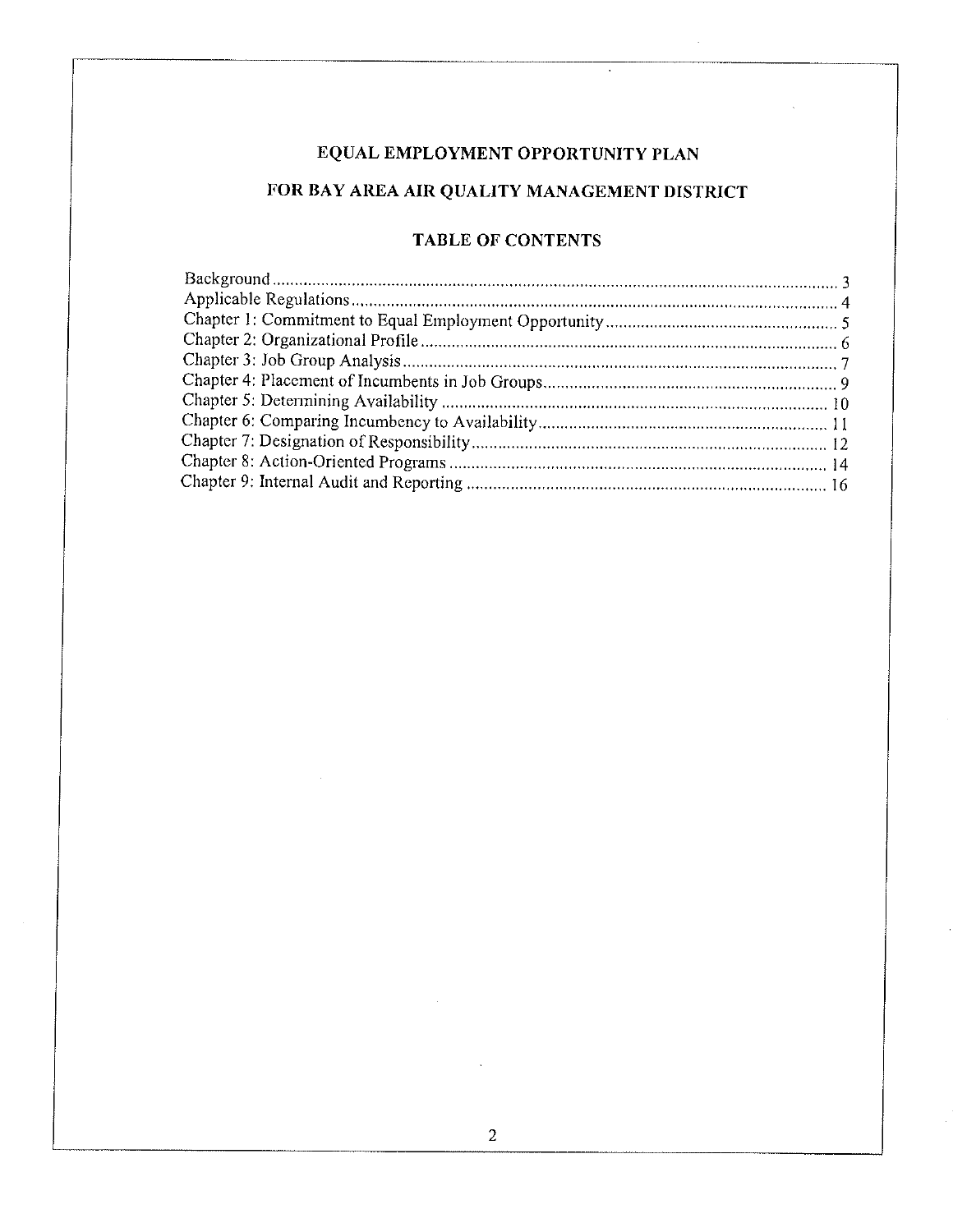# EQUAL EMPLOYMENT OPPORTUNITY PLAN

# FOR BAY AREA AIR QUALITY MANAGEMENT DISTRICT

## TABLE OF CONTENTS

Background .................................................................................................................. 3
Applicable Regulations ................................................................................................ 4
Chapter 1: Commitment to Equal Employment Opportunity ........................................ 5
Chapter 2: Organizational Profile ................................................................................. 6
Chapter 3: Job Group Analysis ..................................................................................... 7
Chapter 4: Placement of Incumbents in Job Groups ...................................................... 9
Chapter 5: Determining Availability ........................................................................... 10
Chapter 6: Comparing Incumbency to Availability ...................................................... 11
Chapter 7: Designation of Responsibility .................................................................... 12
Chapter 8: Action-Oriented Programs ......................................................................... 14
Chapter 9: Internal Audit and Reporting ..................................................................... 16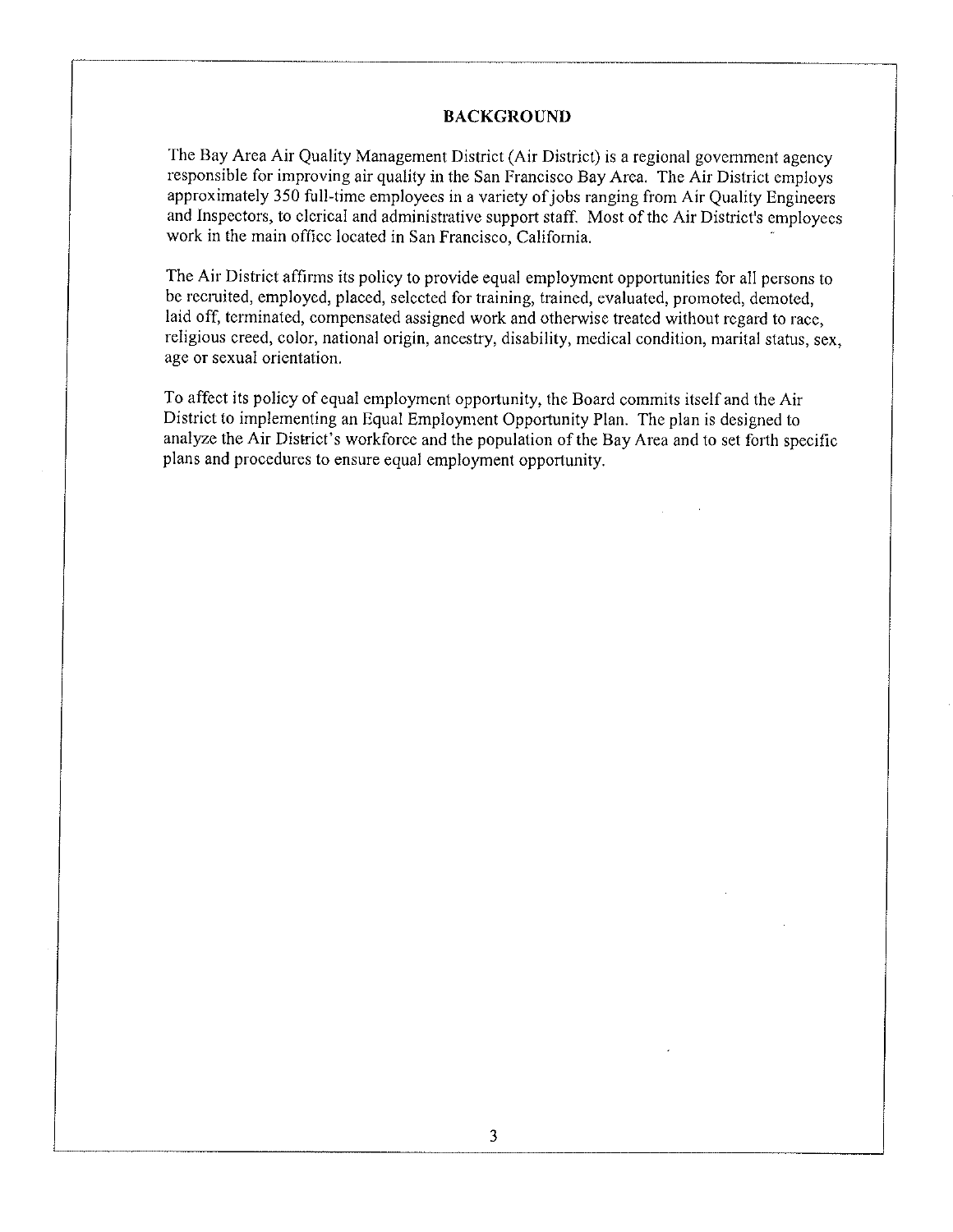## BACKGROUND

The Bay Area Air Quality Management District (Air District) is a regional government agency responsible for improving air quality in the San Francisco Bay Area. The Air District employs approximately 350 full-time employees in a variety of jobs ranging from Air Quality Engineers and Inspectors, to clerical and administrative support staff. Most of the Air District's employees work in the main office located in San Francisco, California.

The Air District affirms its policy to provide equal employment opportunities for all persons to be recruited, employed, placed, selected for training, trained, evaluated, promoted, demoted, laid off, terminated, compensated assigned work and otherwise treated without regard to race, religious creed, color, national origin, ancestry, disability, medical condition, marital status, sex, age or sexual orientation.

To affect its policy of equal employment opportunity, the Board commits itself and the Air District to implementing an Equal Employment Opportunity Plan. The plan is designed to analyze the Air District's workforce and the population of the Bay Area and to set forth specific plans and procedures to ensure equal employment opportunity.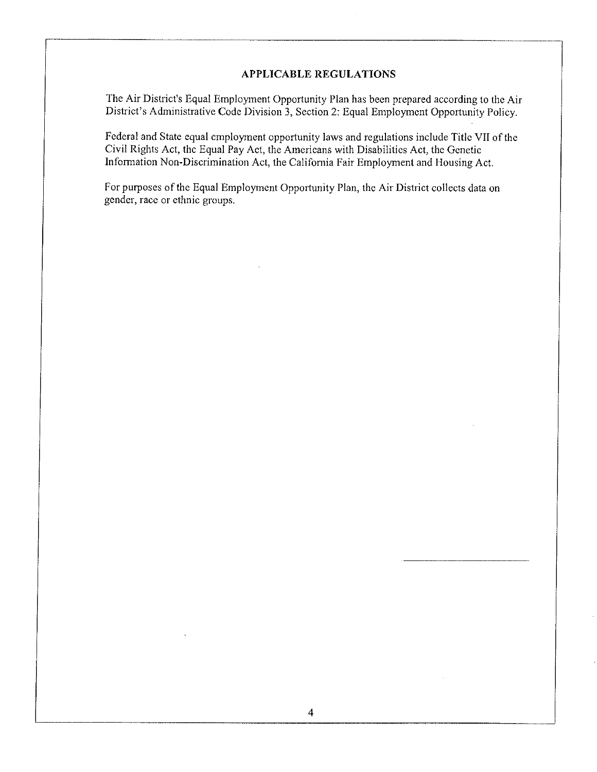## APPLICABLE REGULATIONS

The Air District's Equal Employment Opportunity Plan has been prepared according to the Air District's Administrative Code Division 3, Section 2: Equal Employment Opportunity Policy.

Federal and State equal employment opportunity laws and regulations include Title VII of the Civil Rights Act, the Equal Pay Act, the Americans with Disabilities Act, the Genetic Information Non-Discrimination Act, the California Fair Employment and Housing Act.

For purposes of the Equal Employment Opportunity Plan, the Air District collects data on gender, race or ethnic groups.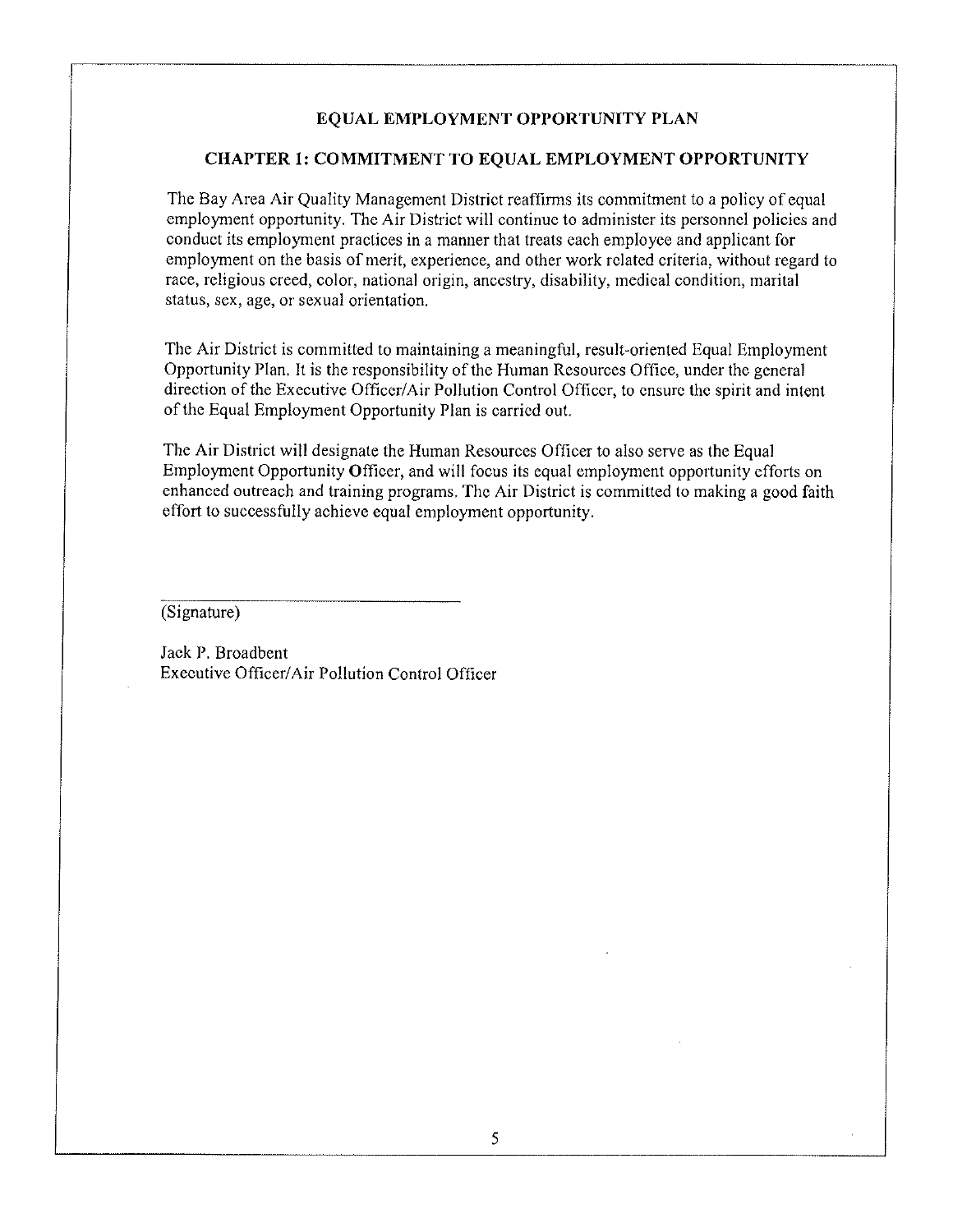# EQUAL EMPLOYMENT OPPORTUNITY PLAN

## CHAPTER 1: COMMITMENT TO EQUAL EMPLOYMENT OPPORTUNITY

The Bay Area Air Quality Management District reaffirms its commitment to a policy of equal employment opportunity. The Air District will continue to administer its personnel policies and conduct its employment practices in a manner that treats each employee and applicant for employment on the basis of merit, experience, and other work related criteria, without regard to race, religious creed, color, national origin, ancestry, disability, medical condition, marital status, sex, age, or sexual orientation.

The Air District is committed to maintaining a meaningful, result-oriented Equal Employment Opportunity Plan. It is the responsibility of the Human Resources Office, under the general direction of the Executive Officer/Air Pollution Control Officer, to ensure the spirit and intent of the Equal Employment Opportunity Plan is carried out.

The Air District will designate the Human Resources Officer to also serve as the Equal Employment Opportunity Officer, and will focus its equal employment opportunity efforts on enhanced outreach and training programs. The Air District is committed to making a good faith effort to successfully achieve equal employment opportunity.

(Signature)

Jack P. Broadbent
Executive Officer/Air Pollution Control Officer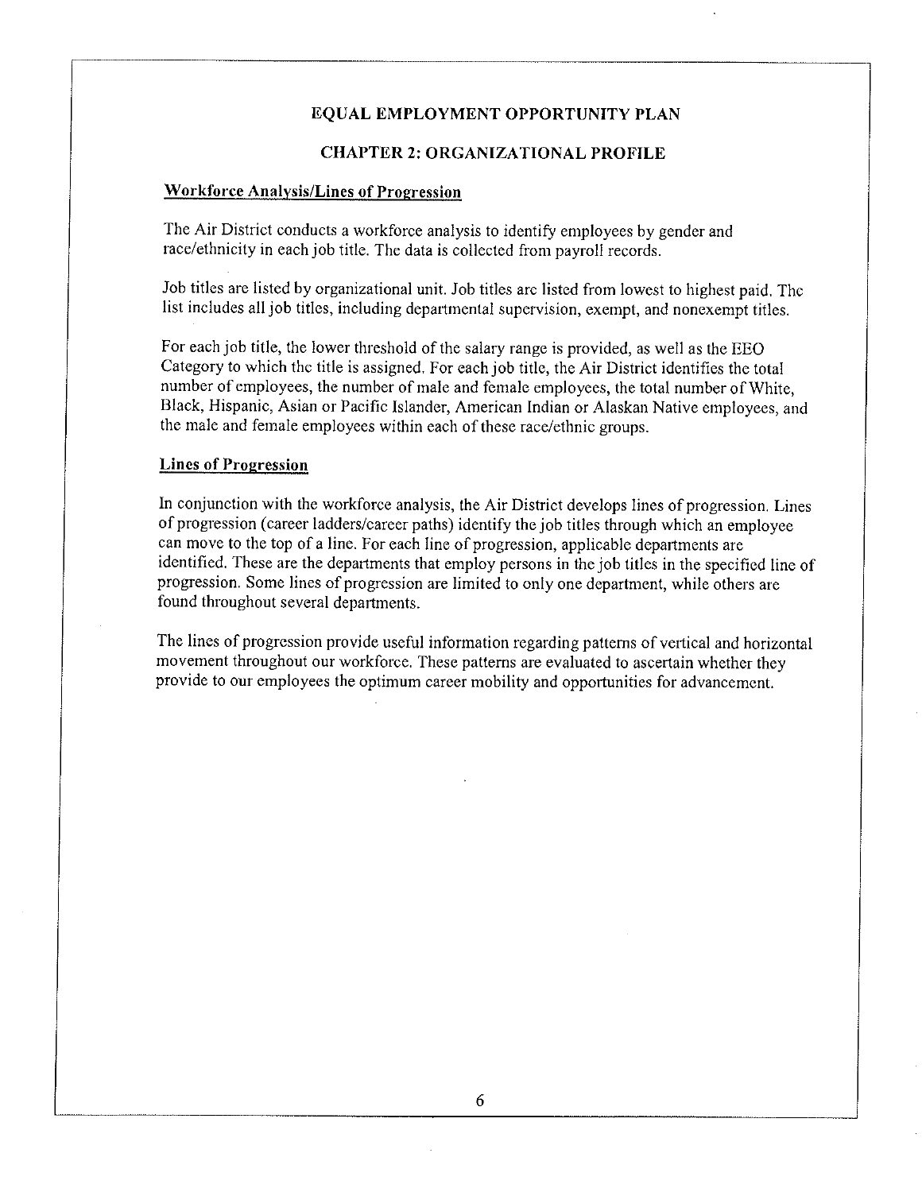# EQUAL EMPLOYMENT OPPORTUNITY PLAN

## CHAPTER 2: ORGANIZATIONAL PROFILE

### Workforce Analysis/Lines of Progression

The Air District conducts a workforce analysis to identify employees by gender and race/ethnicity in each job title. The data is collected from payroll records.

Job titles are listed by organizational unit. Job titles are listed from lowest to highest paid. The list includes all job titles, including departmental supervision, exempt, and nonexempt titles.

For each job title, the lower threshold of the salary range is provided, as well as the EEO Category to which the title is assigned. For each job title, the Air District identifies the total number of employees, the number of male and female employees, the total number of White, Black, Hispanic, Asian or Pacific Islander, American Indian or Alaskan Native employees, and the male and female employees within each of these race/ethnic groups.

### Lines of Progression

In conjunction with the workforce analysis, the Air District develops lines of progression. Lines of progression (career ladders/career paths) identify the job titles through which an employee can move to the top of a line. For each line of progression, applicable departments are identified. These are the departments that employ persons in the job titles in the specified line of progression. Some lines of progression are limited to only one department, while others are found throughout several departments.

The lines of progression provide useful information regarding patterns of vertical and horizontal movement throughout our workforce. These patterns are evaluated to ascertain whether they provide to our employees the optimum career mobility and opportunities for advancement.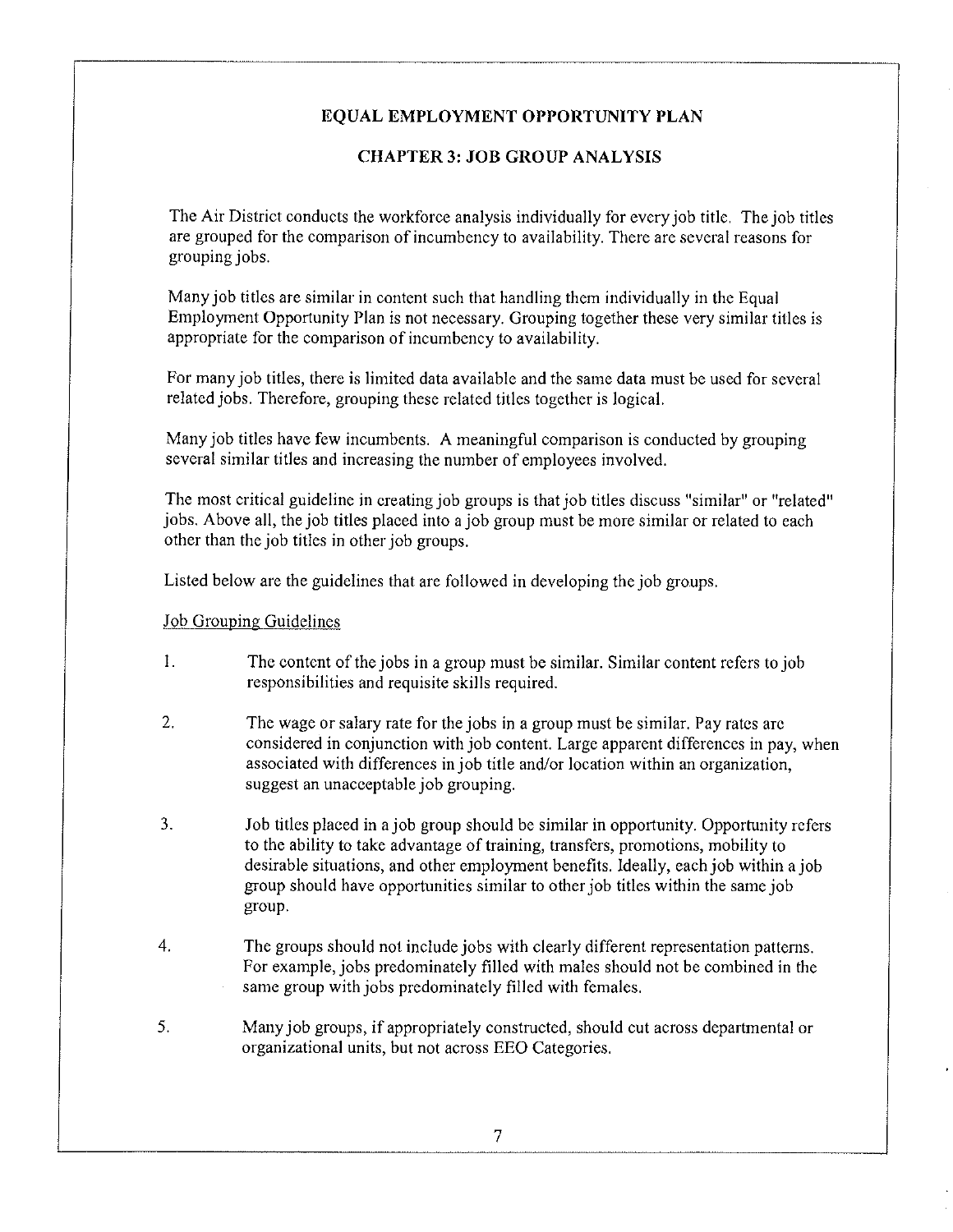# EQUAL EMPLOYMENT OPPORTUNITY PLAN

## CHAPTER 3: JOB GROUP ANALYSIS

The Air District conducts the workforce analysis individually for every job title. The job titles are grouped for the comparison of incumbency to availability. There are several reasons for grouping jobs.

Many job titles are similar in content such that handling them individually in the Equal Employment Opportunity Plan is not necessary. Grouping together these very similar titles is appropriate for the comparison of incumbency to availability.

For many job titles, there is limited data available and the same data must be used for several related jobs. Therefore, grouping these related titles together is logical.

Many job titles have few incumbents. A meaningful comparison is conducted by grouping several similar titles and increasing the number of employees involved.

The most critical guideline in creating job groups is that job titles discuss "similar" or "related" jobs. Above all, the job titles placed into a job group must be more similar or related to each other than the job titles in other job groups.

Listed below are the guidelines that are followed in developing the job groups.

Job Grouping Guidelines

1. The content of the jobs in a group must be similar. Similar content refers to job responsibilities and requisite skills required.

2. The wage or salary rate for the jobs in a group must be similar. Pay rates are considered in conjunction with job content. Large apparent differences in pay, when associated with differences in job title and/or location within an organization, suggest an unacceptable job grouping.

3. Job titles placed in a job group should be similar in opportunity. Opportunity refers to the ability to take advantage of training, transfers, promotions, mobility to desirable situations, and other employment benefits. Ideally, each job within a job group should have opportunities similar to other job titles within the same job group.

4. The groups should not include jobs with clearly different representation patterns. For example, jobs predominately filled with males should not be combined in the same group with jobs predominately filled with females.

5. Many job groups, if appropriately constructed, should cut across departmental or organizational units, but not across EEO Categories.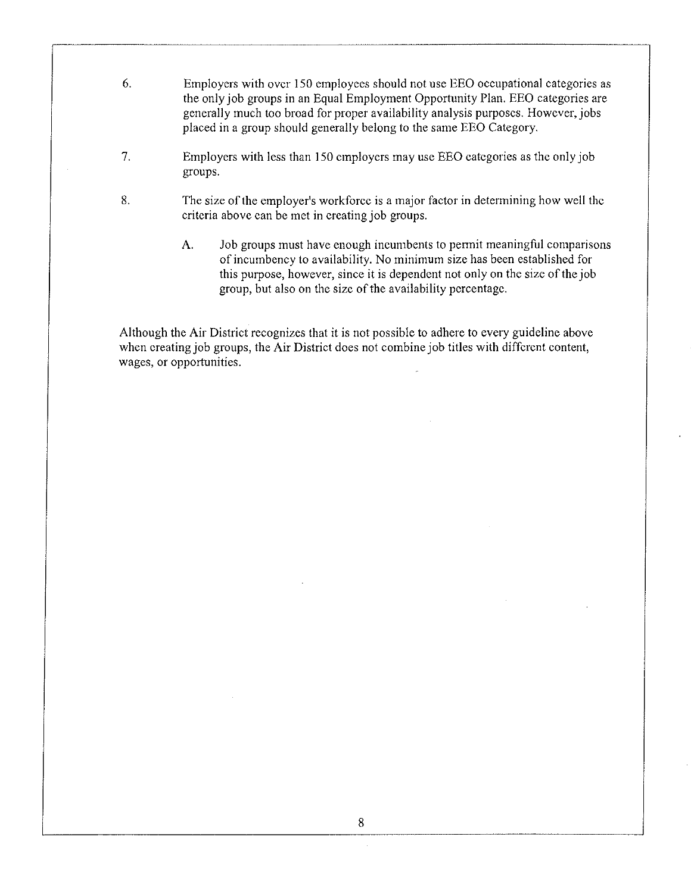6. Employers with over 150 employees should not use EEO occupational categories as the only job groups in an Equal Employment Opportunity Plan. EEO categories are generally much too broad for proper availability analysis purposes. However, jobs placed in a group should generally belong to the same EEO Category.

7. Employers with less than 150 employers may use EEO categories as the only job groups.

8. The size of the employer's workforce is a major factor in determining how well the criteria above can be met in creating job groups.

   A. Job groups must have enough incumbents to permit meaningful comparisons of incumbency to availability. No minimum size has been established for this purpose, however, since it is dependent not only on the size of the job group, but also on the size of the availability percentage.

Although the Air District recognizes that it is not possible to adhere to every guideline above when creating job groups, the Air District does not combine job titles with different content, wages, or opportunities.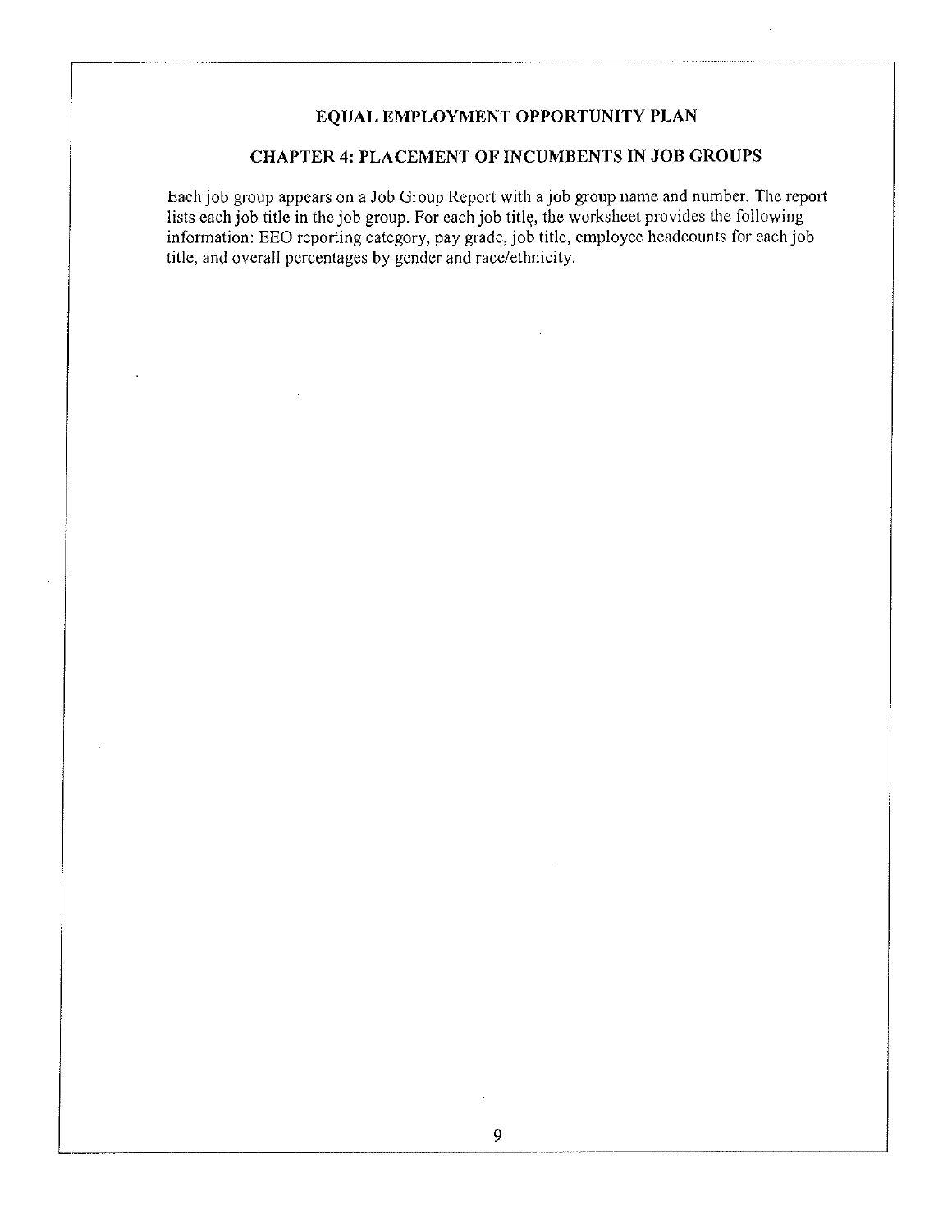## EQUAL EMPLOYMENT OPPORTUNITY PLAN

### CHAPTER 4: PLACEMENT OF INCUMBENTS IN JOB GROUPS

Each job group appears on a Job Group Report with a job group name and number. The report lists each job title in the job group. For each job title, the worksheet provides the following information: EEO reporting category, pay grade, job title, employee headcounts for each job title, and overall percentages by gender and race/ethnicity.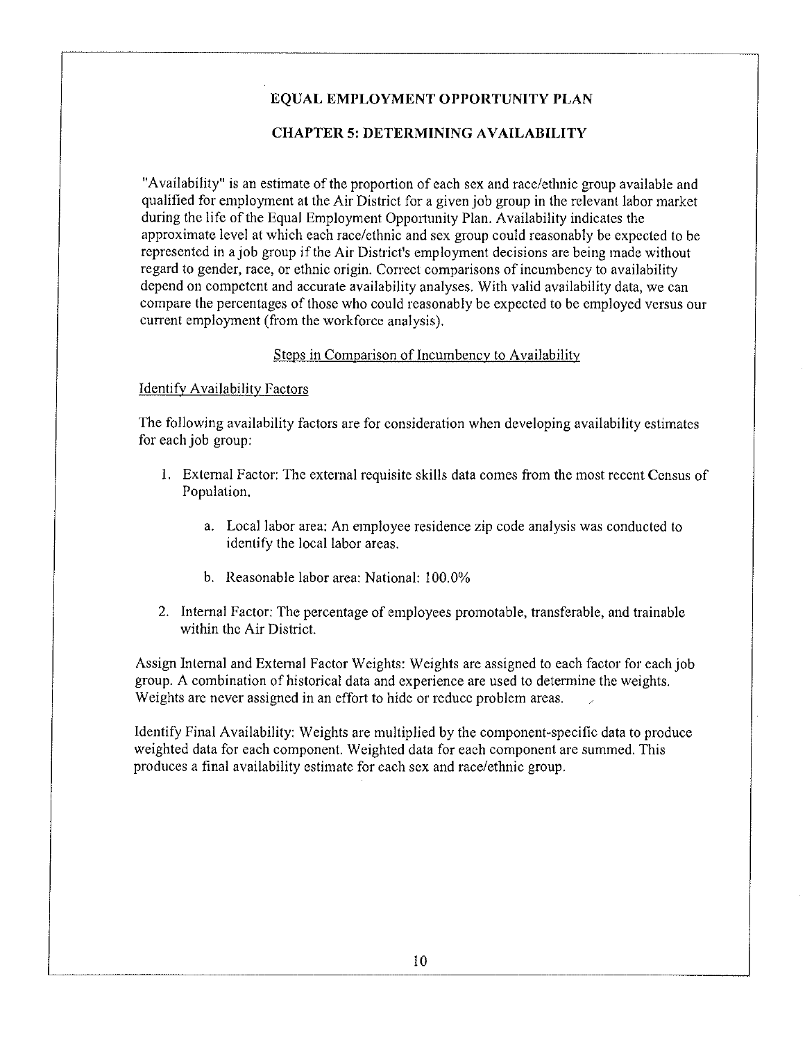# EQUAL EMPLOYMENT OPPORTUNITY PLAN

## CHAPTER 5: DETERMINING AVAILABILITY

"Availability" is an estimate of the proportion of each sex and race/ethnic group available and qualified for employment at the Air District for a given job group in the relevant labor market during the life of the Equal Employment Opportunity Plan. Availability indicates the approximate level at which each race/ethnic and sex group could reasonably be expected to be represented in a job group if the Air District's employment decisions are being made without regard to gender, race, or ethnic origin. Correct comparisons of incumbency to availability depend on competent and accurate availability analyses. With valid availability data, we can compare the percentages of those who could reasonably be expected to be employed versus our current employment (from the workforce analysis).

### Steps in Comparison of Incumbency to Availability

#### Identify Availability Factors

The following availability factors are for consideration when developing availability estimates for each job group:

1. External Factor: The external requisite skills data comes from the most recent Census of Population.
   a. Local labor area: An employee residence zip code analysis was conducted to identify the local labor areas.
   b. Reasonable labor area: National: 100.0%
2. Internal Factor: The percentage of employees promotable, transferable, and trainable within the Air District.

Assign Internal and External Factor Weights: Weights are assigned to each factor for each job group. A combination of historical data and experience are used to determine the weights. Weights are never assigned in an effort to hide or reduce problem areas.

Identify Final Availability: Weights are multiplied by the component-specific data to produce weighted data for each component. Weighted data for each component are summed. This produces a final availability estimate for each sex and race/ethnic group.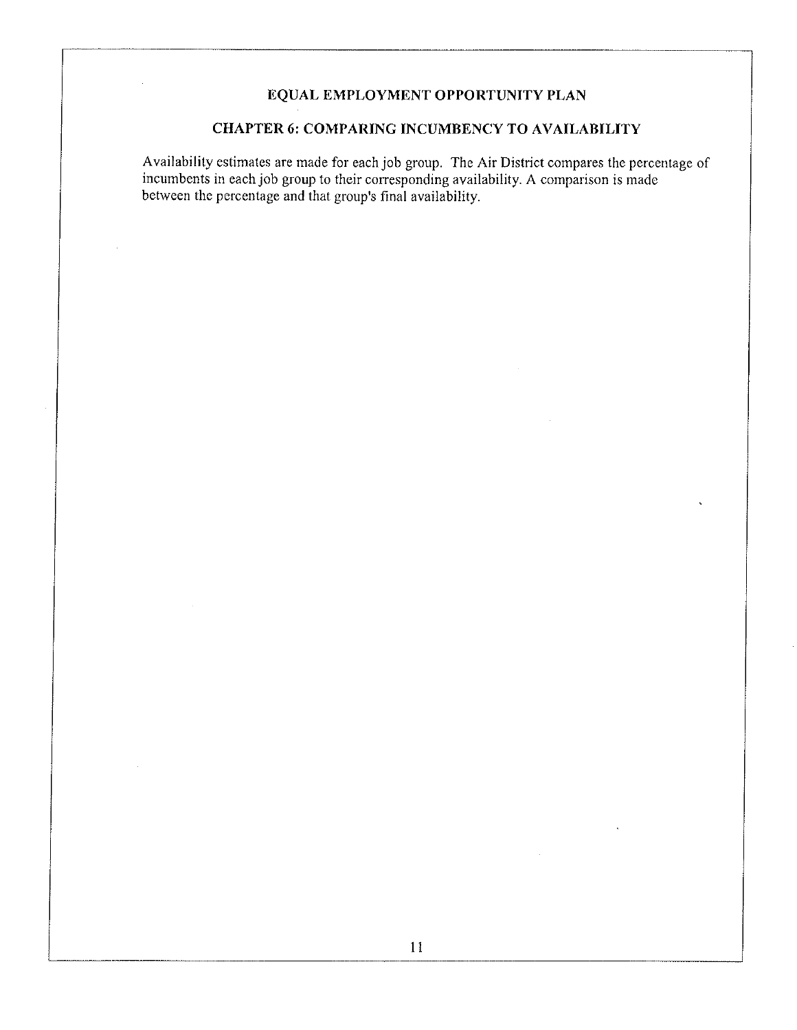## EQUAL EMPLOYMENT OPPORTUNITY PLAN

### CHAPTER 6: COMPARING INCUMBENCY TO AVAILABILITY

Availability estimates are made for each job group. The Air District compares the percentage of incumbents in each job group to their corresponding availability. A comparison is made between the percentage and that group's final availability.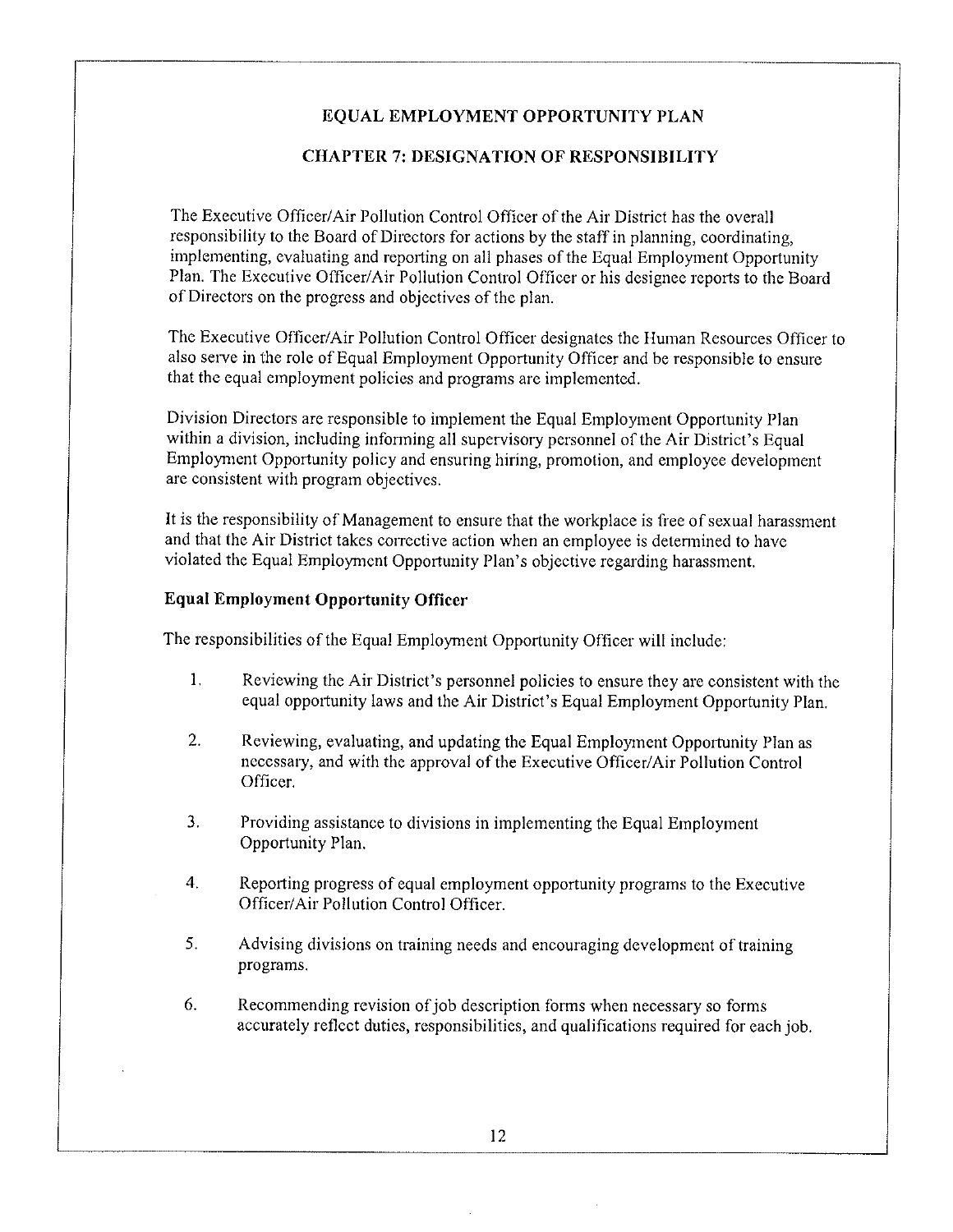# EQUAL EMPLOYMENT OPPORTUNITY PLAN

## CHAPTER 7: DESIGNATION OF RESPONSIBILITY

The Executive Officer/Air Pollution Control Officer of the Air District has the overall responsibility to the Board of Directors for actions by the staff in planning, coordinating, implementing, evaluating and reporting on all phases of the Equal Employment Opportunity Plan. The Executive Officer/Air Pollution Control Officer or his designee reports to the Board of Directors on the progress and objectives of the plan.

The Executive Officer/Air Pollution Control Officer designates the Human Resources Officer to also serve in the role of Equal Employment Opportunity Officer and be responsible to ensure that the equal employment policies and programs are implemented.

Division Directors are responsible to implement the Equal Employment Opportunity Plan within a division, including informing all supervisory personnel of the Air District's Equal Employment Opportunity policy and ensuring hiring, promotion, and employee development are consistent with program objectives.

It is the responsibility of Management to ensure that the workplace is free of sexual harassment and that the Air District takes corrective action when an employee is determined to have violated the Equal Employment Opportunity Plan's objective regarding harassment.

### Equal Employment Opportunity Officer

The responsibilities of the Equal Employment Opportunity Officer will include:

1. Reviewing the Air District's personnel policies to ensure they are consistent with the equal opportunity laws and the Air District's Equal Employment Opportunity Plan.

2. Reviewing, evaluating, and updating the Equal Employment Opportunity Plan as necessary, and with the approval of the Executive Officer/Air Pollution Control Officer.

3. Providing assistance to divisions in implementing the Equal Employment Opportunity Plan.

4. Reporting progress of equal employment opportunity programs to the Executive Officer/Air Pollution Control Officer.

5. Advising divisions on training needs and encouraging development of training programs.

6. Recommending revision of job description forms when necessary so forms accurately reflect duties, responsibilities, and qualifications required for each job.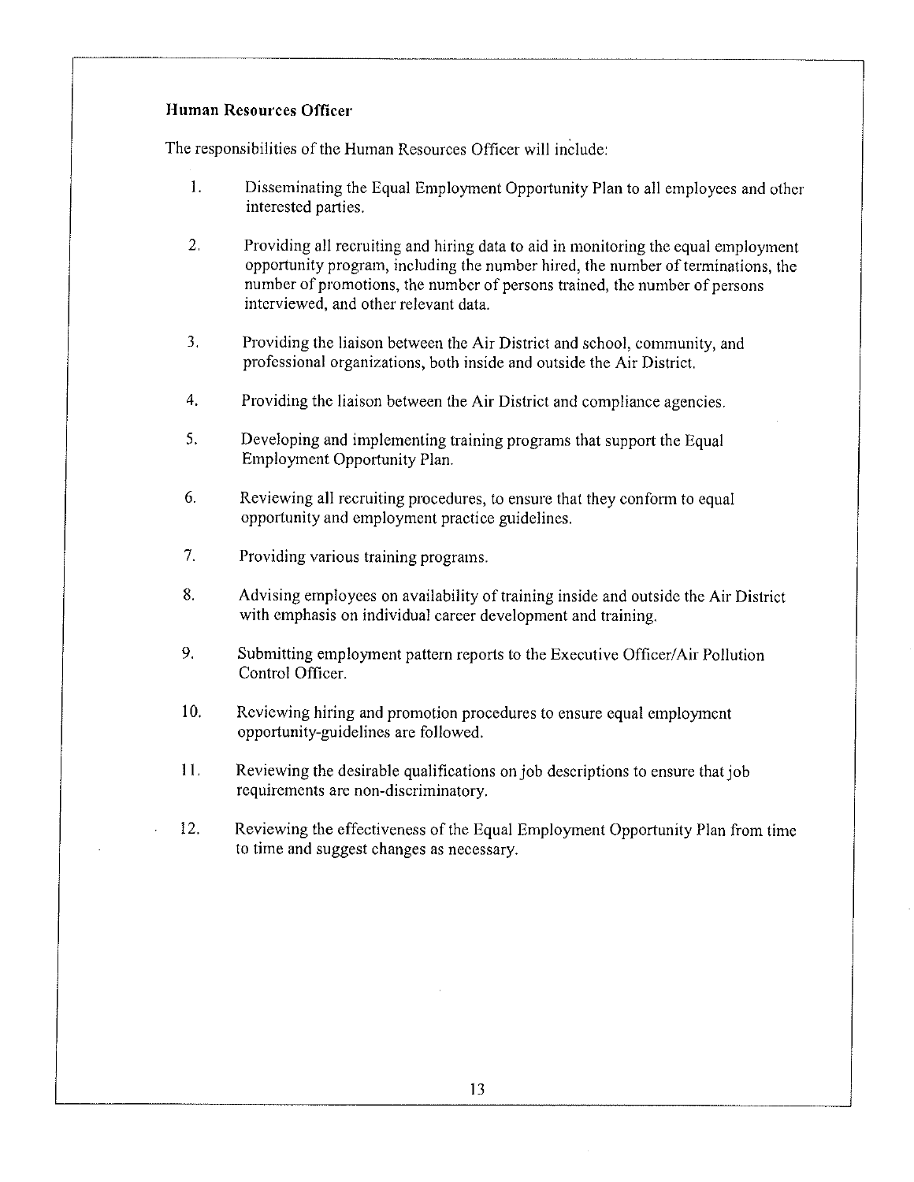**Human Resources Officer**

The responsibilities of the Human Resources Officer will include:

1. Disseminating the Equal Employment Opportunity Plan to all employees and other interested parties.

2. Providing all recruiting and hiring data to aid in monitoring the equal employment opportunity program, including the number hired, the number of terminations, the number of promotions, the number of persons trained, the number of persons interviewed, and other relevant data.

3. Providing the liaison between the Air District and school, community, and professional organizations, both inside and outside the Air District.

4. Providing the liaison between the Air District and compliance agencies.

5. Developing and implementing training programs that support the Equal Employment Opportunity Plan.

6. Reviewing all recruiting procedures, to ensure that they conform to equal opportunity and employment practice guidelines.

7. Providing various training programs.

8. Advising employees on availability of training inside and outside the Air District with emphasis on individual career development and training.

9. Submitting employment pattern reports to the Executive Officer/Air Pollution Control Officer.

10. Reviewing hiring and promotion procedures to ensure equal employment opportunity-guidelines are followed.

11. Reviewing the desirable qualifications on job descriptions to ensure that job requirements are non-discriminatory.

12. Reviewing the effectiveness of the Equal Employment Opportunity Plan from time to time and suggest changes as necessary.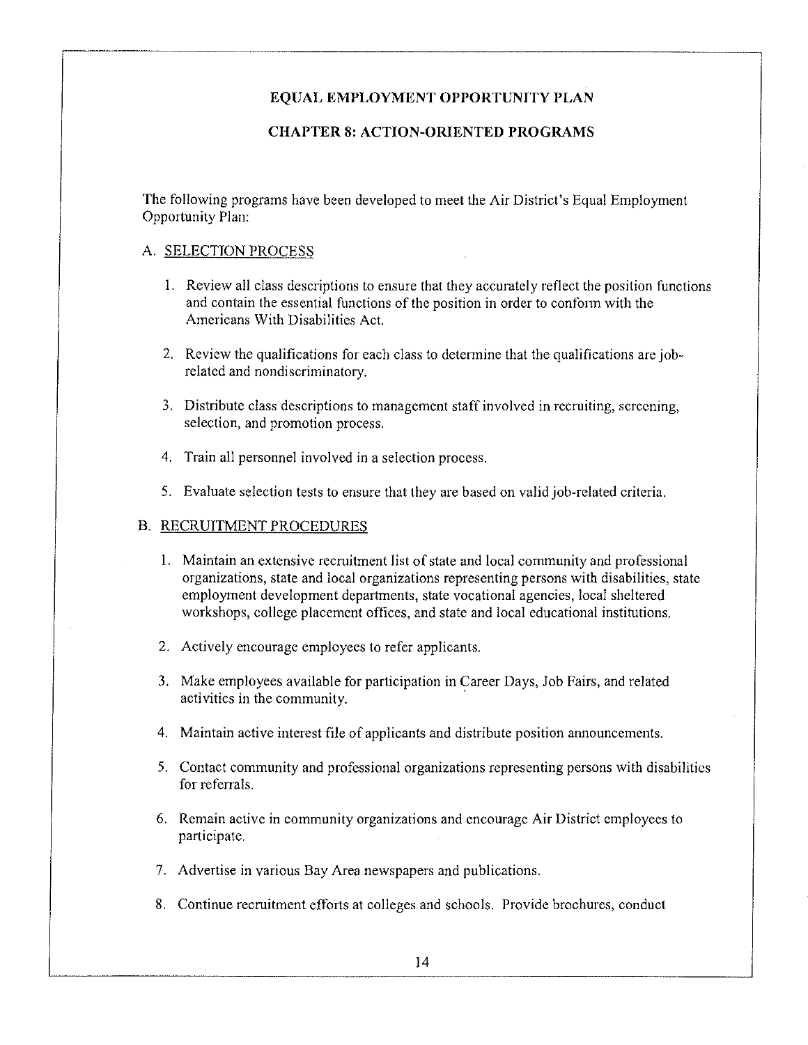## EQUAL EMPLOYMENT OPPORTUNITY PLAN

## CHAPTER 8: ACTION-ORIENTED PROGRAMS

The following programs have been developed to meet the Air District's Equal Employment Opportunity Plan:

A. SELECTION PROCESS

1. Review all class descriptions to ensure that they accurately reflect the position functions and contain the essential functions of the position in order to conform with the Americans With Disabilities Act.

2. Review the qualifications for each class to determine that the qualifications are job-related and nondiscriminatory.

3. Distribute class descriptions to management staff involved in recruiting, screening, selection, and promotion process.

4. Train all personnel involved in a selection process.

5. Evaluate selection tests to ensure that they are based on valid job-related criteria.

B. RECRUITMENT PROCEDURES

1. Maintain an extensive recruitment list of state and local community and professional organizations, state and local organizations representing persons with disabilities, state employment development departments, state vocational agencies, local sheltered workshops, college placement offices, and state and local educational institutions.

2. Actively encourage employees to refer applicants.

3. Make employees available for participation in Career Days, Job Fairs, and related activities in the community.

4. Maintain active interest file of applicants and distribute position announcements.

5. Contact community and professional organizations representing persons with disabilities for referrals.

6. Remain active in community organizations and encourage Air District employees to participate.

7. Advertise in various Bay Area newspapers and publications.

8. Continue recruitment efforts at colleges and schools. Provide brochures, conduct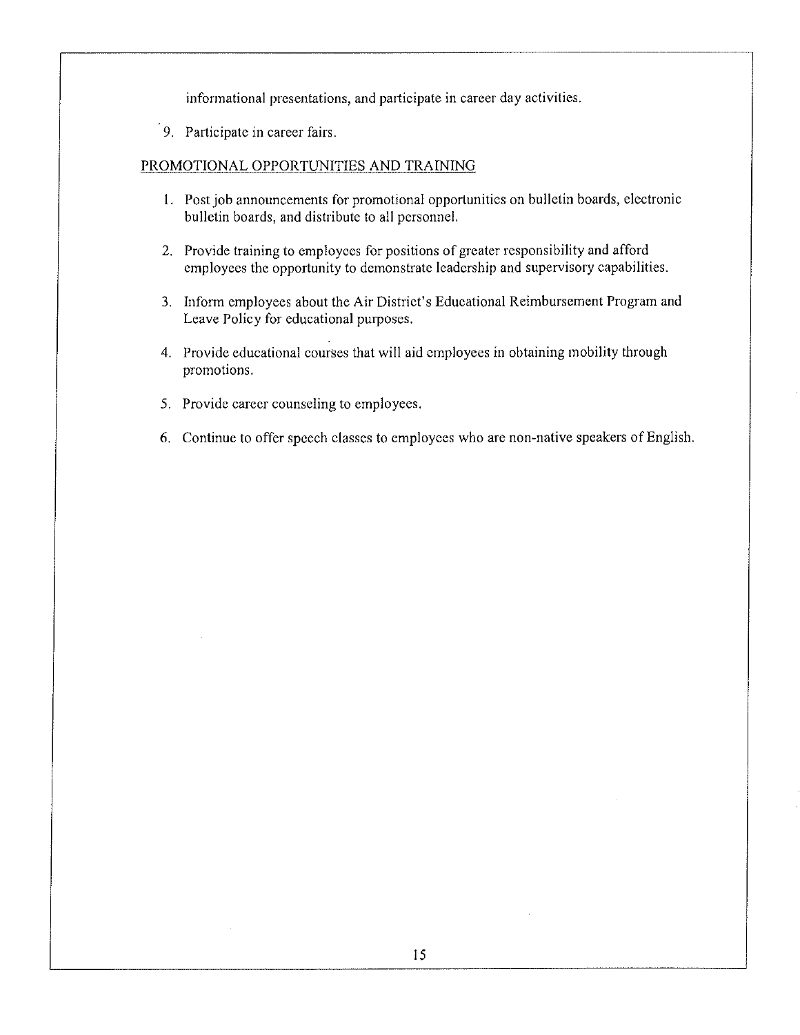informational presentations, and participate in career day activities.

9. Participate in career fairs.

PROMOTIONAL OPPORTUNITIES AND TRAINING

1. Post job announcements for promotional opportunities on bulletin boards, electronic bulletin boards, and distribute to all personnel.

2. Provide training to employees for positions of greater responsibility and afford employees the opportunity to demonstrate leadership and supervisory capabilities.

3. Inform employees about the Air District's Educational Reimbursement Program and Leave Policy for educational purposes.

4. Provide educational courses that will aid employees in obtaining mobility through promotions.

5. Provide career counseling to employees.

6. Continue to offer speech classes to employees who are non-native speakers of English.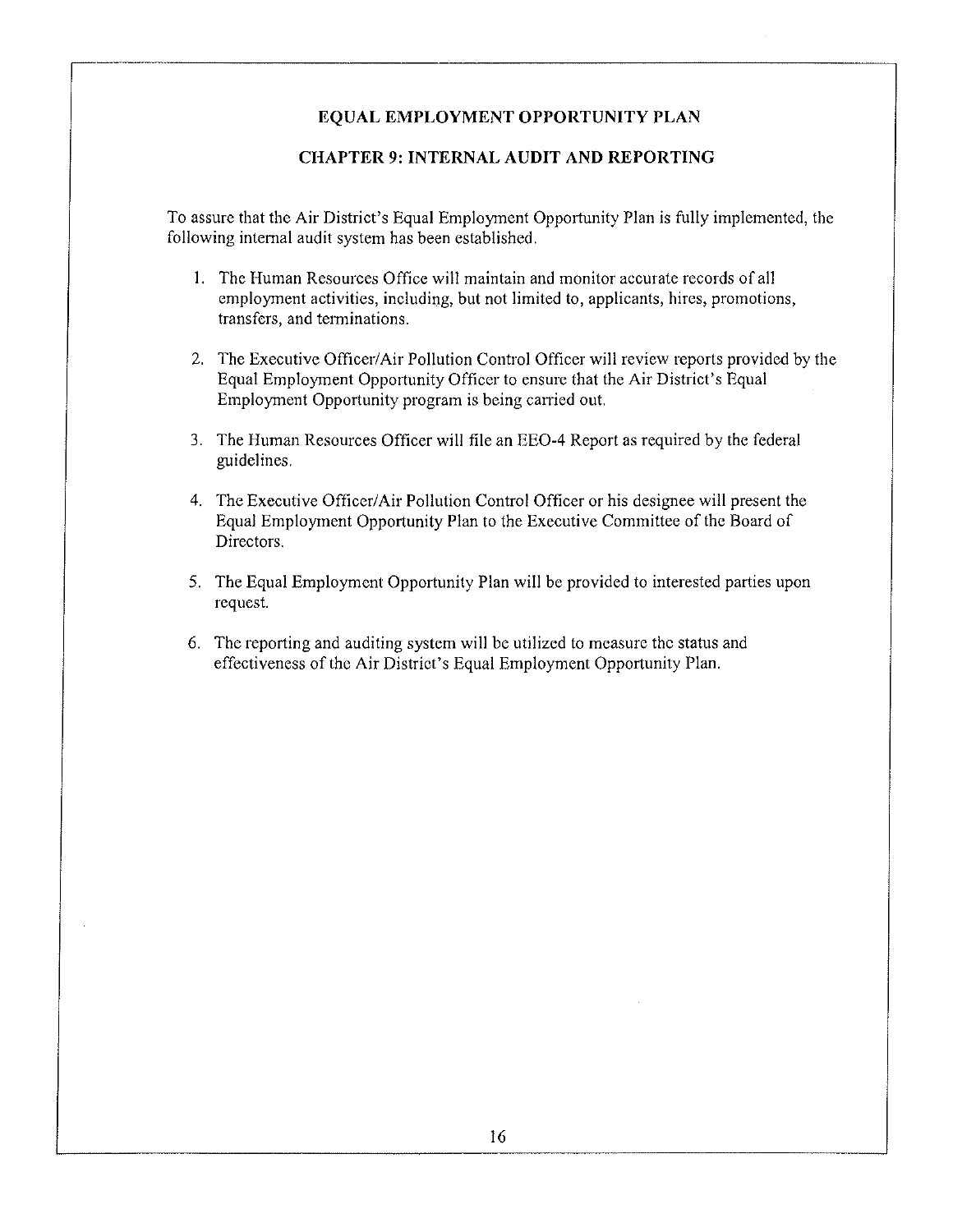# EQUAL EMPLOYMENT OPPORTUNITY PLAN

## CHAPTER 9: INTERNAL AUDIT AND REPORTING

To assure that the Air District's Equal Employment Opportunity Plan is fully implemented, the following internal audit system has been established.

1. The Human Resources Office will maintain and monitor accurate records of all employment activities, including, but not limited to, applicants, hires, promotions, transfers, and terminations.

2. The Executive Officer/Air Pollution Control Officer will review reports provided by the Equal Employment Opportunity Officer to ensure that the Air District's Equal Employment Opportunity program is being carried out.

3. The Human Resources Officer will file an EEO-4 Report as required by the federal guidelines.

4. The Executive Officer/Air Pollution Control Officer or his designee will present the Equal Employment Opportunity Plan to the Executive Committee of the Board of Directors.

5. The Equal Employment Opportunity Plan will be provided to interested parties upon request.

6. The reporting and auditing system will be utilized to measure the status and effectiveness of the Air District's Equal Employment Opportunity Plan.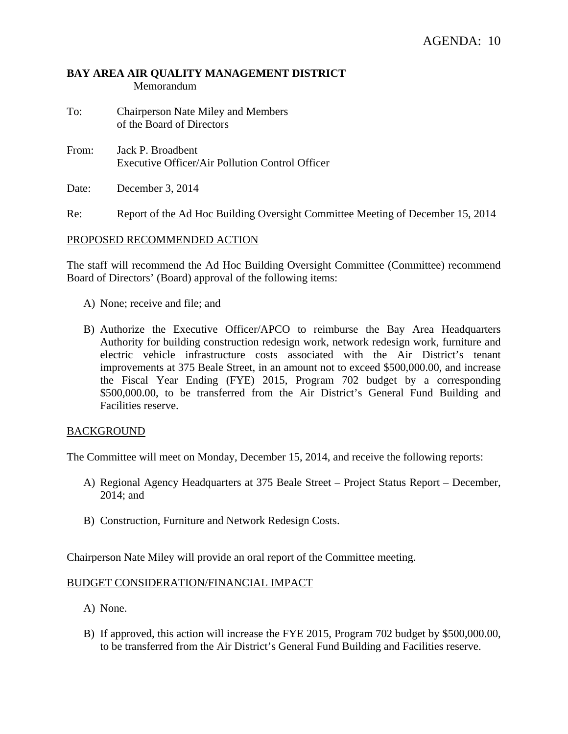AGENDA: 10

**BAY AREA AIR QUALITY MANAGEMENT DISTRICT**
Memorandum

To: Chairperson Nate Miley and Members of the Board of Directors

From: Jack P. Broadbent
Executive Officer/Air Pollution Control Officer

Date: December 3, 2014

Re: Report of the Ad Hoc Building Oversight Committee Meeting of December 15, 2014

PROPOSED RECOMMENDED ACTION

The staff will recommend the Ad Hoc Building Oversight Committee (Committee) recommend Board of Directors' (Board) approval of the following items:

A) None; receive and file; and

B) Authorize the Executive Officer/APCO to reimburse the Bay Area Headquarters Authority for building construction redesign work, network redesign work, furniture and electric vehicle infrastructure costs associated with the Air District's tenant improvements at 375 Beale Street, in an amount not to exceed $500,000.00, and increase the Fiscal Year Ending (FYE) 2015, Program 702 budget by a corresponding $500,000.00, to be transferred from the Air District's General Fund Building and Facilities reserve.

BACKGROUND

The Committee will meet on Monday, December 15, 2014, and receive the following reports:

A) Regional Agency Headquarters at 375 Beale Street – Project Status Report – December, 2014; and

B) Construction, Furniture and Network Redesign Costs.

Chairperson Nate Miley will provide an oral report of the Committee meeting.

BUDGET CONSIDERATION/FINANCIAL IMPACT

A) None.

B) If approved, this action will increase the FYE 2015, Program 702 budget by $500,000.00, to be transferred from the Air District's General Fund Building and Facilities reserve.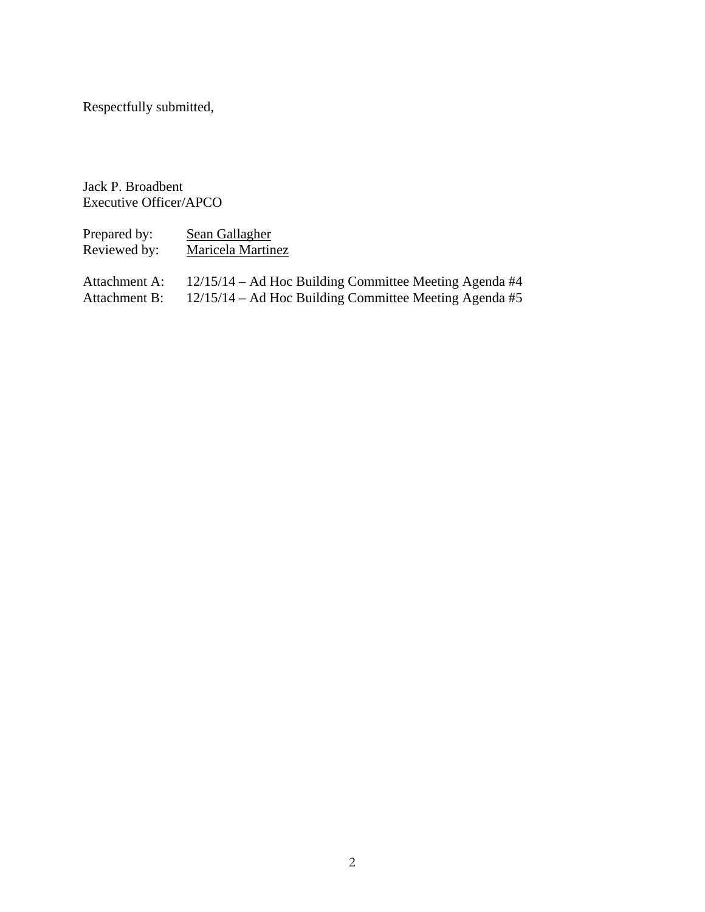Respectfully submitted,

Jack P. Broadbent
Executive Officer/APCO

Prepared by: Sean Gallagher
Reviewed by: Maricela Martinez

Attachment A: 12/15/14 – Ad Hoc Building Committee Meeting Agenda #4
Attachment B: 12/15/14 – Ad Hoc Building Committee Meeting Agenda #5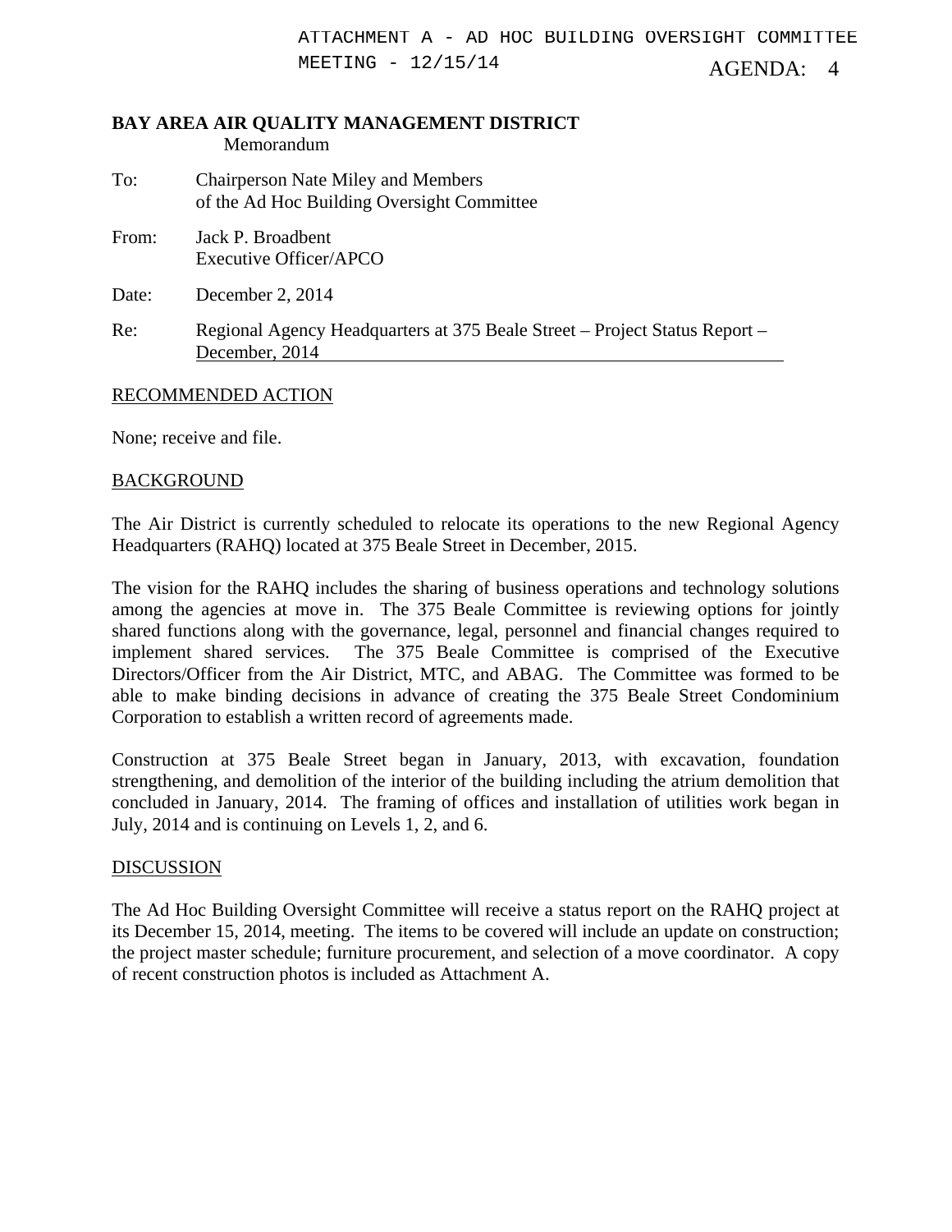ATTACHMENT A - AD HOC BUILDING OVERSIGHT COMMITTEE MEETING - 12/15/14

AGENDA: 4

**BAY AREA AIR QUALITY MANAGEMENT DISTRICT**
Memorandum

To: Chairperson Nate Miley and Members of the Ad Hoc Building Oversight Committee

From: Jack P. Broadbent
Executive Officer/APCO

Date: December 2, 2014

Re: Regional Agency Headquarters at 375 Beale Street – Project Status Report – December, 2014

RECOMMENDED ACTION

None; receive and file.

BACKGROUND

The Air District is currently scheduled to relocate its operations to the new Regional Agency Headquarters (RAHQ) located at 375 Beale Street in December, 2015.

The vision for the RAHQ includes the sharing of business operations and technology solutions among the agencies at move in. The 375 Beale Committee is reviewing options for jointly shared functions along with the governance, legal, personnel and financial changes required to implement shared services. The 375 Beale Committee is comprised of the Executive Directors/Officer from the Air District, MTC, and ABAG. The Committee was formed to be able to make binding decisions in advance of creating the 375 Beale Street Condominium Corporation to establish a written record of agreements made.

Construction at 375 Beale Street began in January, 2013, with excavation, foundation strengthening, and demolition of the interior of the building including the atrium demolition that concluded in January, 2014. The framing of offices and installation of utilities work began in July, 2014 and is continuing on Levels 1, 2, and 6.

DISCUSSION

The Ad Hoc Building Oversight Committee will receive a status report on the RAHQ project at its December 15, 2014, meeting. The items to be covered will include an update on construction; the project master schedule; furniture procurement, and selection of a move coordinator. A copy of recent construction photos is included as Attachment A.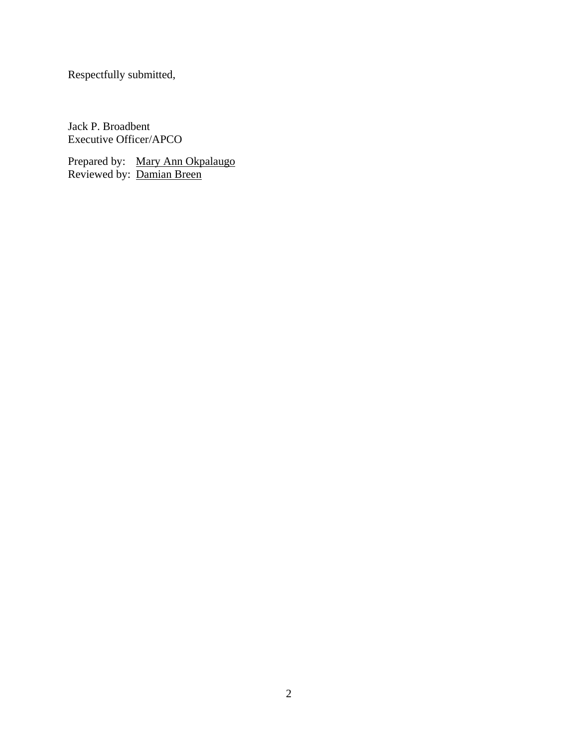Respectfully submitted,

Jack P. Broadbent
Executive Officer/APCO

Prepared by: <u>Mary Ann Okpalaugo</u>
Reviewed by: <u>Damian Breen</u>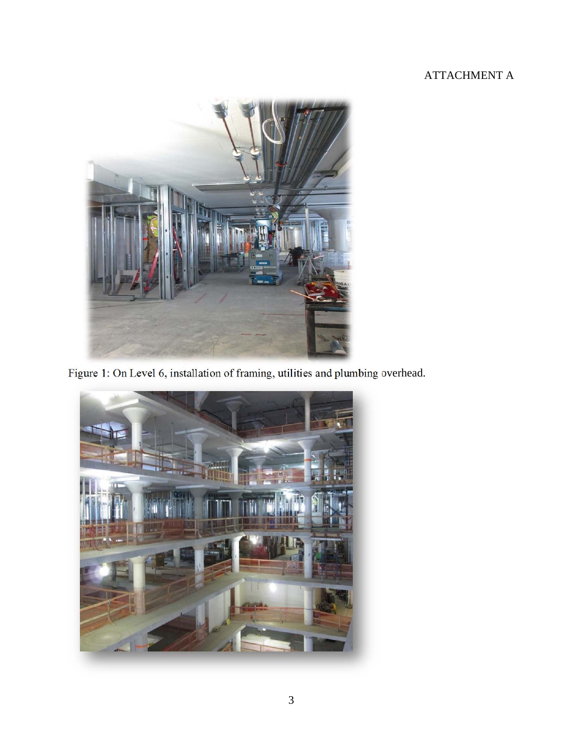ATTACHMENT A

Figure 1: On Level 6, installation of framing, utilities and plumbing overhead.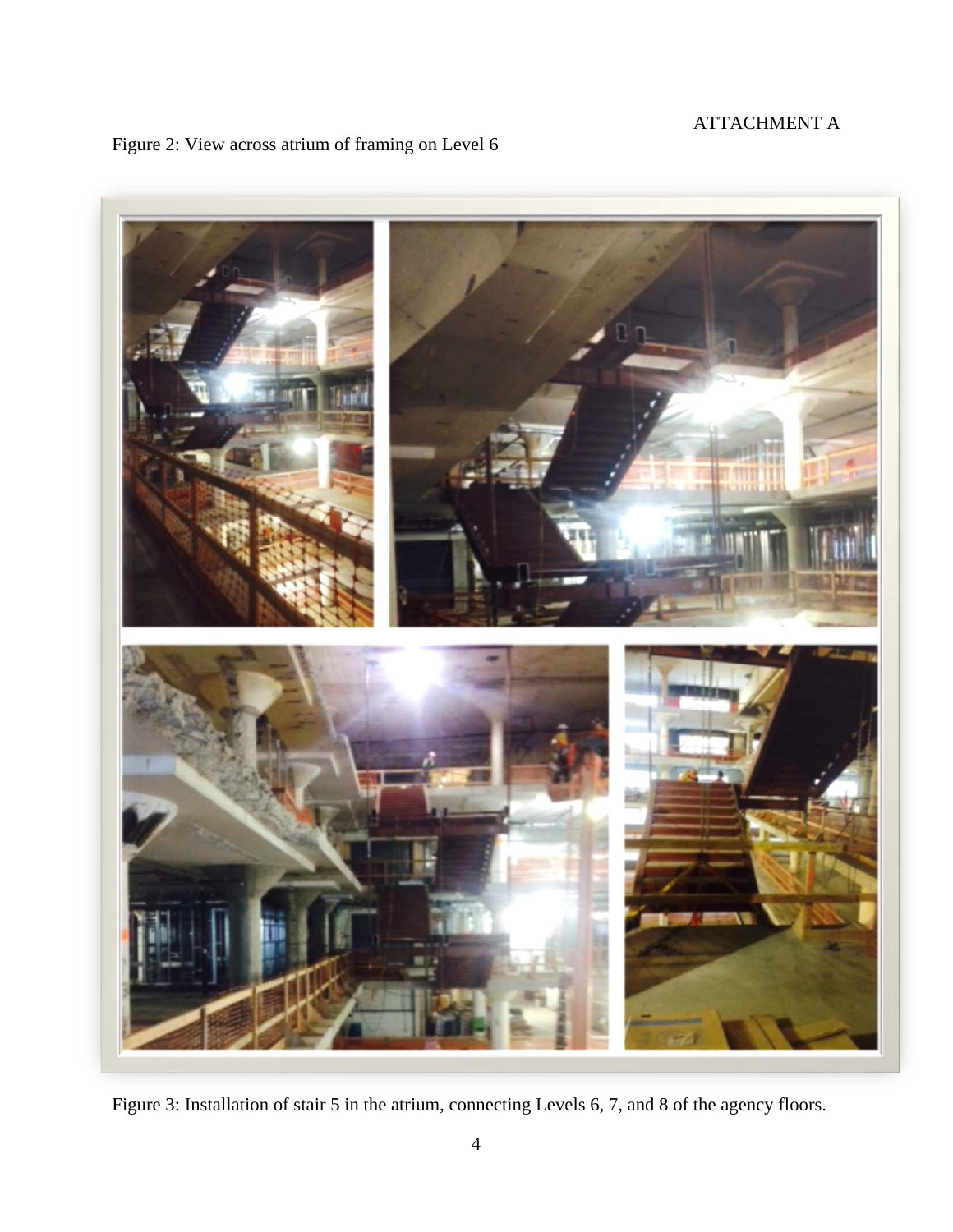ATTACHMENT A

Figure 2: View across atrium of framing on Level 6

Figure 3: Installation of stair 5 in the atrium, connecting Levels 6, 7, and 8 of the agency floors.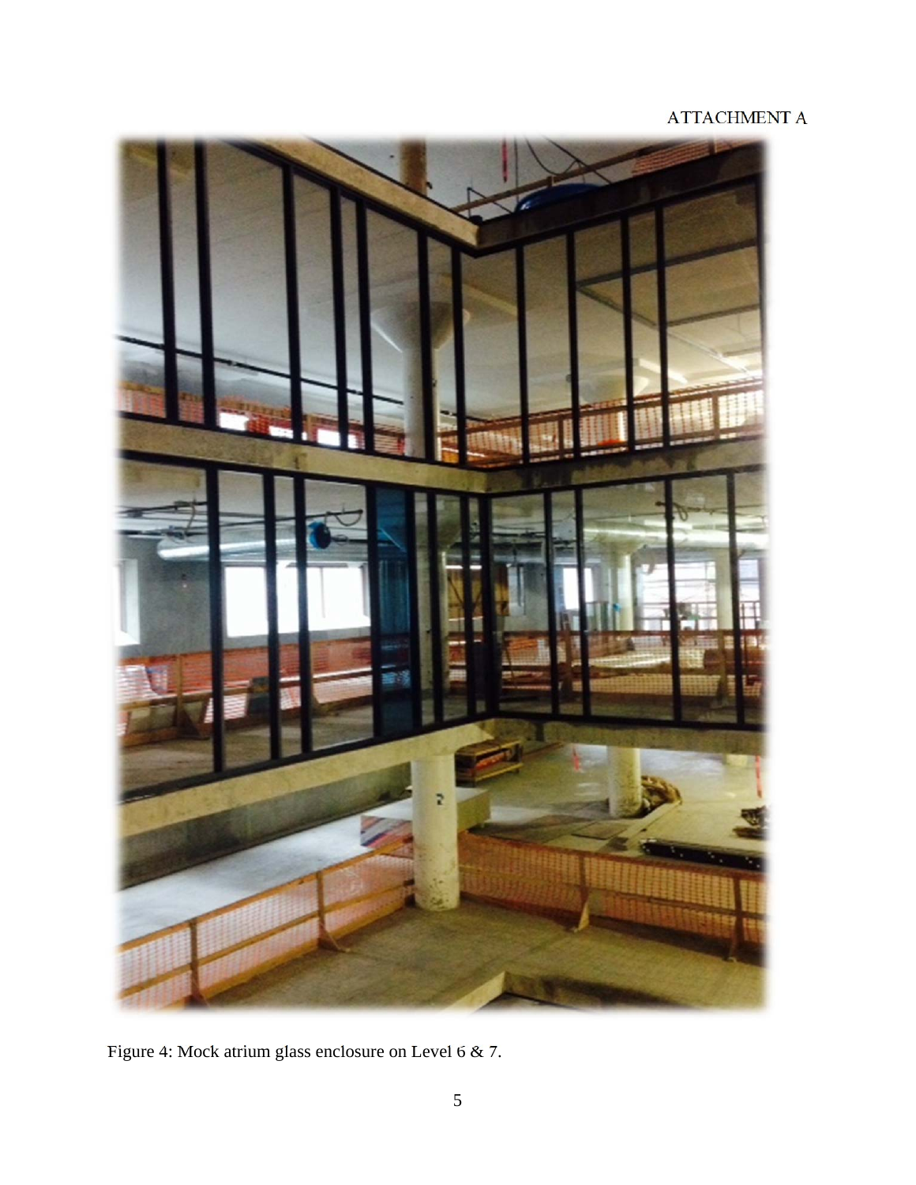ATTACHMENT A

Figure 4: Mock atrium glass enclosure on Level 6 & 7.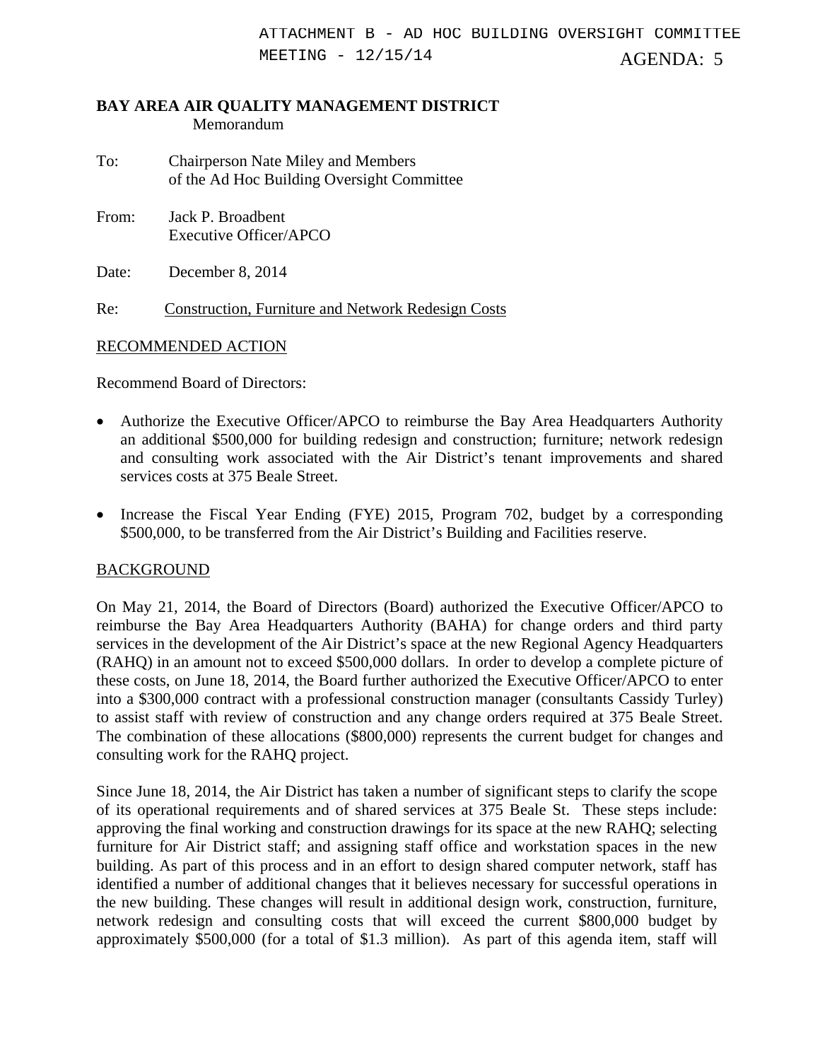ATTACHMENT B - AD HOC BUILDING OVERSIGHT COMMITTEE MEETING - 12/15/14

AGENDA: 5

**BAY AREA AIR QUALITY MANAGEMENT DISTRICT**
Memorandum

To: Chairperson Nate Miley and Members of the Ad Hoc Building Oversight Committee

From: Jack P. Broadbent
Executive Officer/APCO

Date: December 8, 2014

Re: Construction, Furniture and Network Redesign Costs

## RECOMMENDED ACTION

Recommend Board of Directors:

- Authorize the Executive Officer/APCO to reimburse the Bay Area Headquarters Authority an additional $500,000 for building redesign and construction; furniture; network redesign and consulting work associated with the Air District's tenant improvements and shared services costs at 375 Beale Street.
- Increase the Fiscal Year Ending (FYE) 2015, Program 702, budget by a corresponding $500,000, to be transferred from the Air District's Building and Facilities reserve.

## BACKGROUND

On May 21, 2014, the Board of Directors (Board) authorized the Executive Officer/APCO to reimburse the Bay Area Headquarters Authority (BAHA) for change orders and third party services in the development of the Air District's space at the new Regional Agency Headquarters (RAHQ) in an amount not to exceed $500,000 dollars. In order to develop a complete picture of these costs, on June 18, 2014, the Board further authorized the Executive Officer/APCO to enter into a $300,000 contract with a professional construction manager (consultants Cassidy Turley) to assist staff with review of construction and any change orders required at 375 Beale Street. The combination of these allocations ($800,000) represents the current budget for changes and consulting work for the RAHQ project.

Since June 18, 2014, the Air District has taken a number of significant steps to clarify the scope of its operational requirements and of shared services at 375 Beale St. These steps include: approving the final working and construction drawings for its space at the new RAHQ; selecting furniture for Air District staff; and assigning staff office and workstation spaces in the new building. As part of this process and in an effort to design shared computer network, staff has identified a number of additional changes that it believes necessary for successful operations in the new building. These changes will result in additional design work, construction, furniture, network redesign and consulting costs that will exceed the current $800,000 budget by approximately $500,000 (for a total of $1.3 million). As part of this agenda item, staff will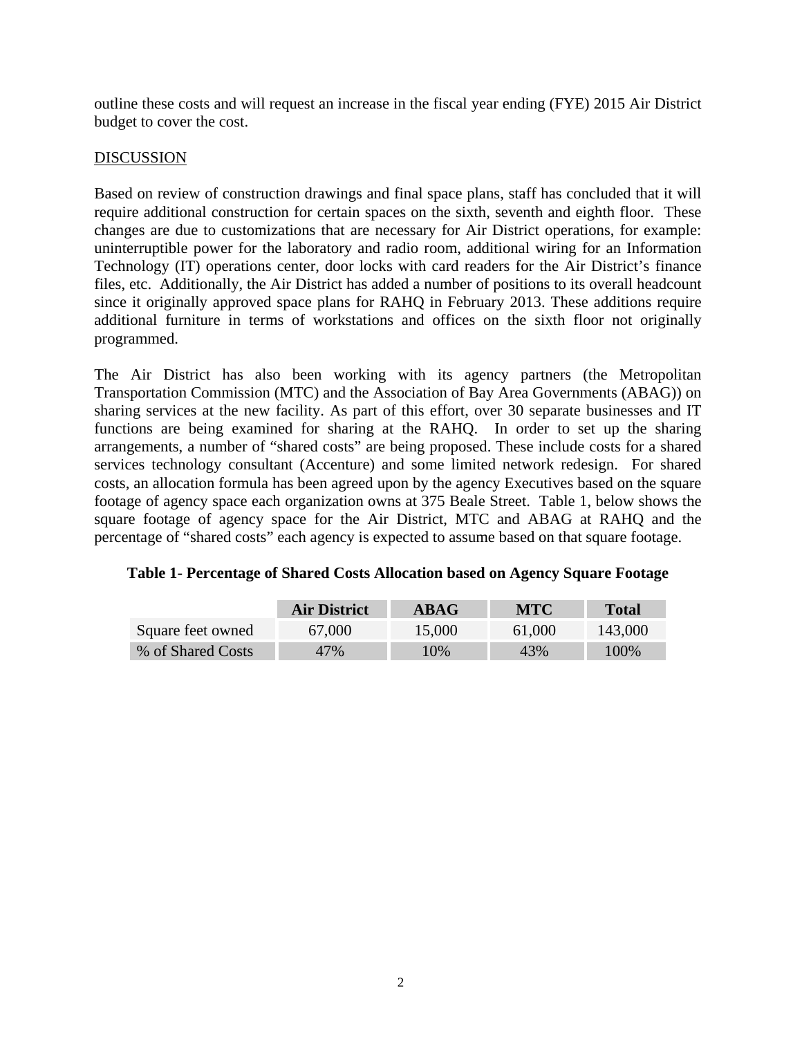outline these costs and will request an increase in the fiscal year ending (FYE) 2015 Air District budget to cover the cost.

DISCUSSION

Based on review of construction drawings and final space plans, staff has concluded that it will require additional construction for certain spaces on the sixth, seventh and eighth floor. These changes are due to customizations that are necessary for Air District operations, for example: uninterruptible power for the laboratory and radio room, additional wiring for an Information Technology (IT) operations center, door locks with card readers for the Air District's finance files, etc. Additionally, the Air District has added a number of positions to its overall headcount since it originally approved space plans for RAHQ in February 2013. These additions require additional furniture in terms of workstations and offices on the sixth floor not originally programmed.

The Air District has also been working with its agency partners (the Metropolitan Transportation Commission (MTC) and the Association of Bay Area Governments (ABAG)) on sharing services at the new facility. As part of this effort, over 30 separate businesses and IT functions are being examined for sharing at the RAHQ. In order to set up the sharing arrangements, a number of "shared costs" are being proposed. These include costs for a shared services technology consultant (Accenture) and some limited network redesign. For shared costs, an allocation formula has been agreed upon by the agency Executives based on the square footage of agency space each organization owns at 375 Beale Street. Table 1, below shows the square footage of agency space for the Air District, MTC and ABAG at RAHQ and the percentage of "shared costs" each agency is expected to assume based on that square footage.

**Table 1- Percentage of Shared Costs Allocation based on Agency Square Footage**

| | Air District | ABAG | MTC | Total |
|---|---|---|---|---|
| Square feet owned | 67,000 | 15,000 | 61,000 | 143,000 |
| % of Shared Costs | 47% | 10% | 43% | 100% |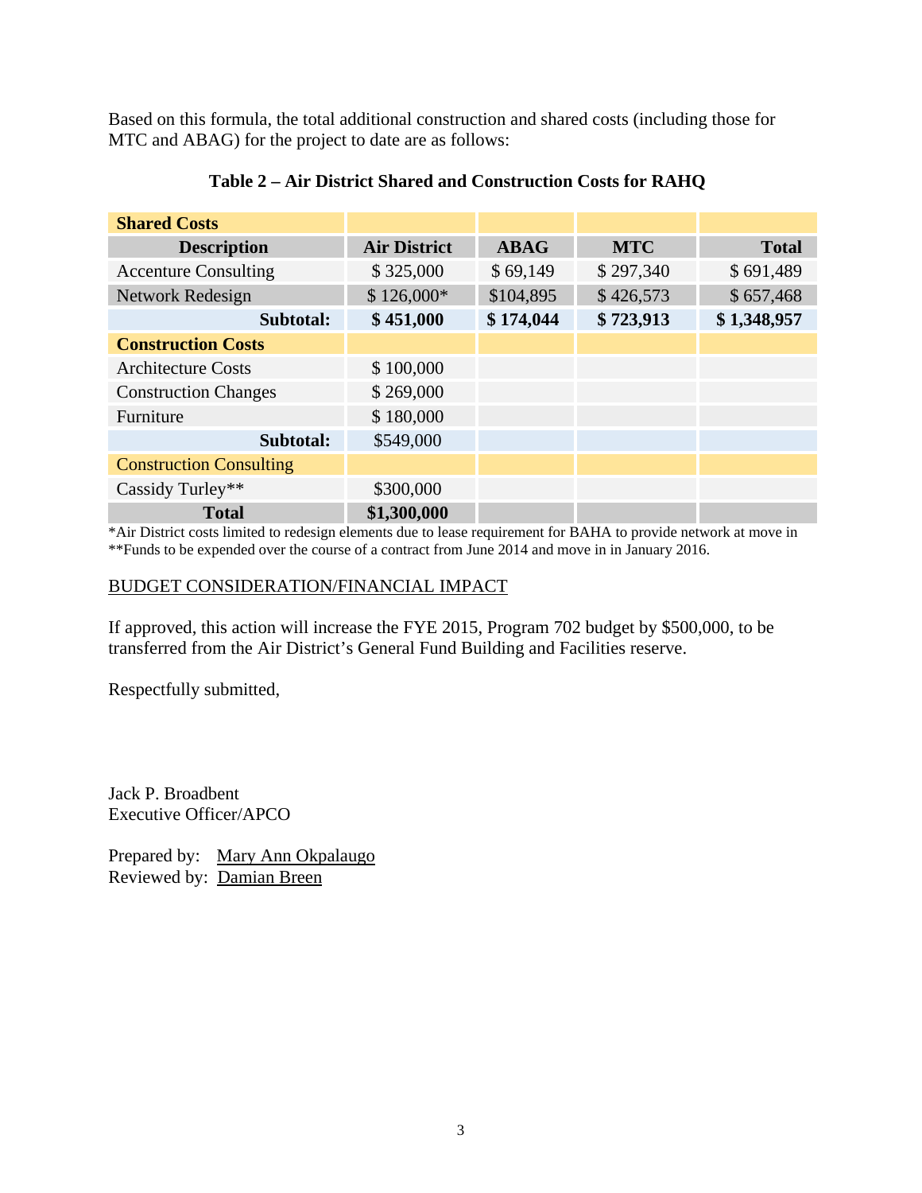Based on this formula, the total additional construction and shared costs (including those for MTC and ABAG) for the project to date are as follows:

**Table 2 – Air District Shared and Construction Costs for RAHQ**

| **Shared Costs** | | | | |
|---|---|---|---|---|
| **Description** | **Air District** | **ABAG** | **MTC** | **Total** |
| Accenture Consulting | $ 325,000 | $ 69,149 | $ 297,340 | $ 691,489 |
| Network Redesign | $ 126,000* | $104,895 | $ 426,573 | $ 657,468 |
| **Subtotal:** | **$ 451,000** | **$ 174,044** | **$ 723,913** | **$ 1,348,957** |
| **Construction Costs** | | | | |
| Architecture Costs | $ 100,000 | | | |
| Construction Changes | $ 269,000 | | | |
| Furniture | $ 180,000 | | | |
| **Subtotal:** | $549,000 | | | |
| Construction Consulting | | | | |
| Cassidy Turley** | $300,000 | | | |
| **Total** | **$1,300,000** | | | |

*Air District costs limited to redesign elements due to lease requirement for BAHA to provide network at move in
**Funds to be expended over the course of a contract from June 2014 and move in in January 2016.

BUDGET CONSIDERATION/FINANCIAL IMPACT

If approved, this action will increase the FYE 2015, Program 702 budget by $500,000, to be transferred from the Air District's General Fund Building and Facilities reserve.

Respectfully submitted,

Jack P. Broadbent
Executive Officer/APCO

Prepared by: Mary Ann Okpalaugo
Reviewed by: Damian Breen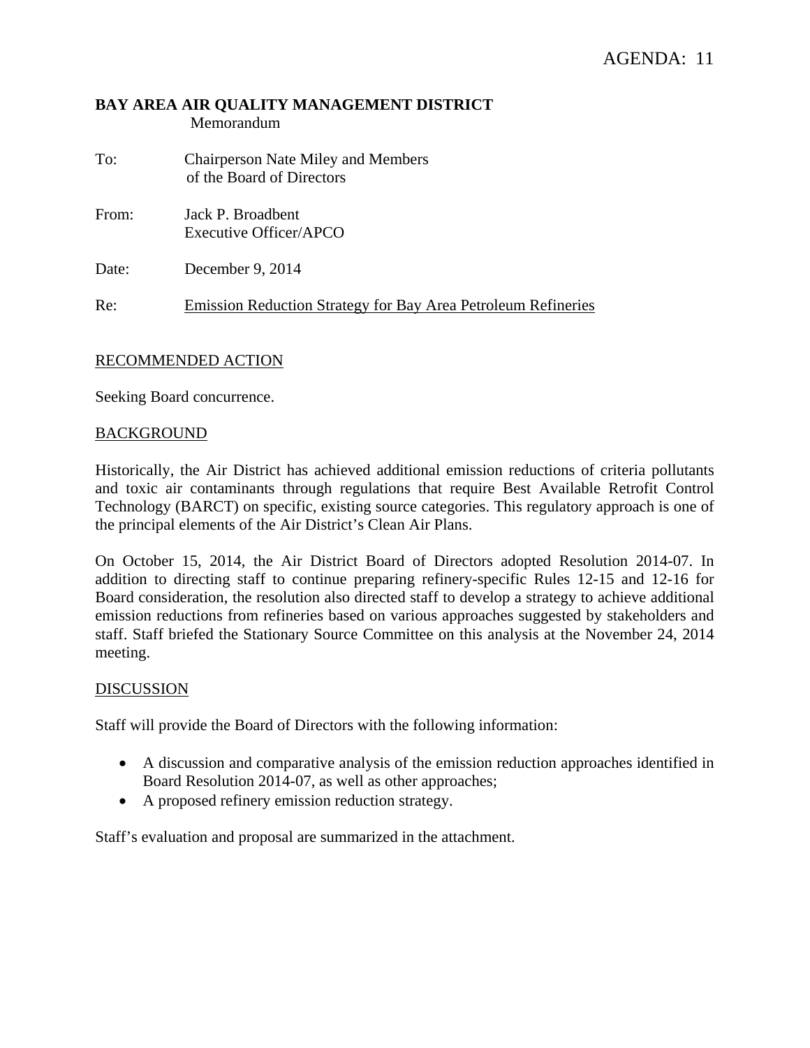AGENDA: 11

**BAY AREA AIR QUALITY MANAGEMENT DISTRICT**
Memorandum

To: Chairperson Nate Miley and Members of the Board of Directors

From: Jack P. Broadbent
Executive Officer/APCO

Date: December 9, 2014

Re: Emission Reduction Strategy for Bay Area Petroleum Refineries

## RECOMMENDED ACTION

Seeking Board concurrence.

## BACKGROUND

Historically, the Air District has achieved additional emission reductions of criteria pollutants and toxic air contaminants through regulations that require Best Available Retrofit Control Technology (BARCT) on specific, existing source categories. This regulatory approach is one of the principal elements of the Air District's Clean Air Plans.

On October 15, 2014, the Air District Board of Directors adopted Resolution 2014-07. In addition to directing staff to continue preparing refinery-specific Rules 12-15 and 12-16 for Board consideration, the resolution also directed staff to develop a strategy to achieve additional emission reductions from refineries based on various approaches suggested by stakeholders and staff. Staff briefed the Stationary Source Committee on this analysis at the November 24, 2014 meeting.

## DISCUSSION

Staff will provide the Board of Directors with the following information:

- A discussion and comparative analysis of the emission reduction approaches identified in Board Resolution 2014-07, as well as other approaches;
- A proposed refinery emission reduction strategy.

Staff's evaluation and proposal are summarized in the attachment.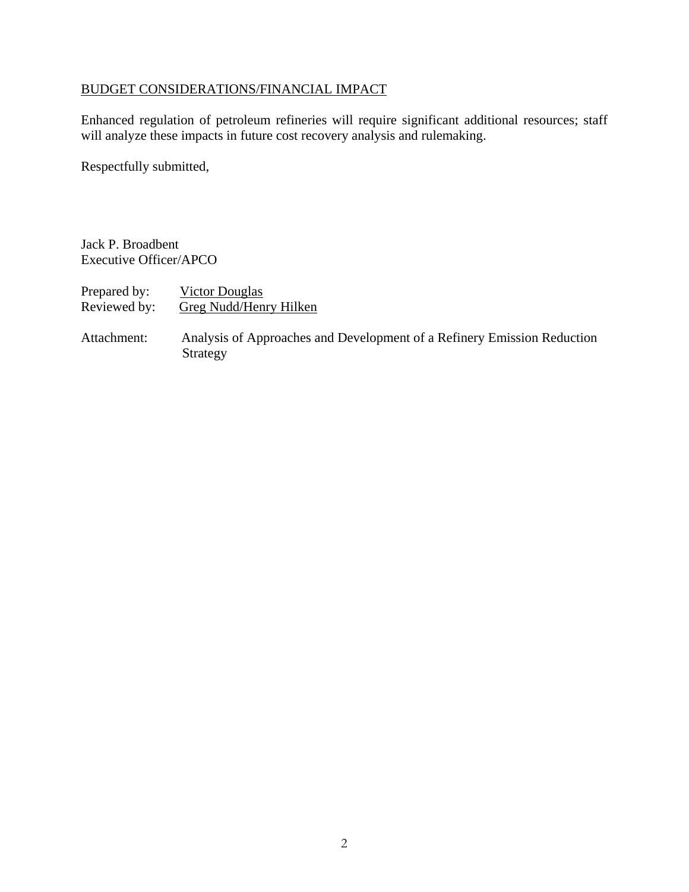BUDGET CONSIDERATIONS/FINANCIAL IMPACT

Enhanced regulation of petroleum refineries will require significant additional resources; staff will analyze these impacts in future cost recovery analysis and rulemaking.

Respectfully submitted,

Jack P. Broadbent
Executive Officer/APCO

Prepared by: Victor Douglas
Reviewed by: Greg Nudd/Henry Hilken

Attachment: Analysis of Approaches and Development of a Refinery Emission Reduction Strategy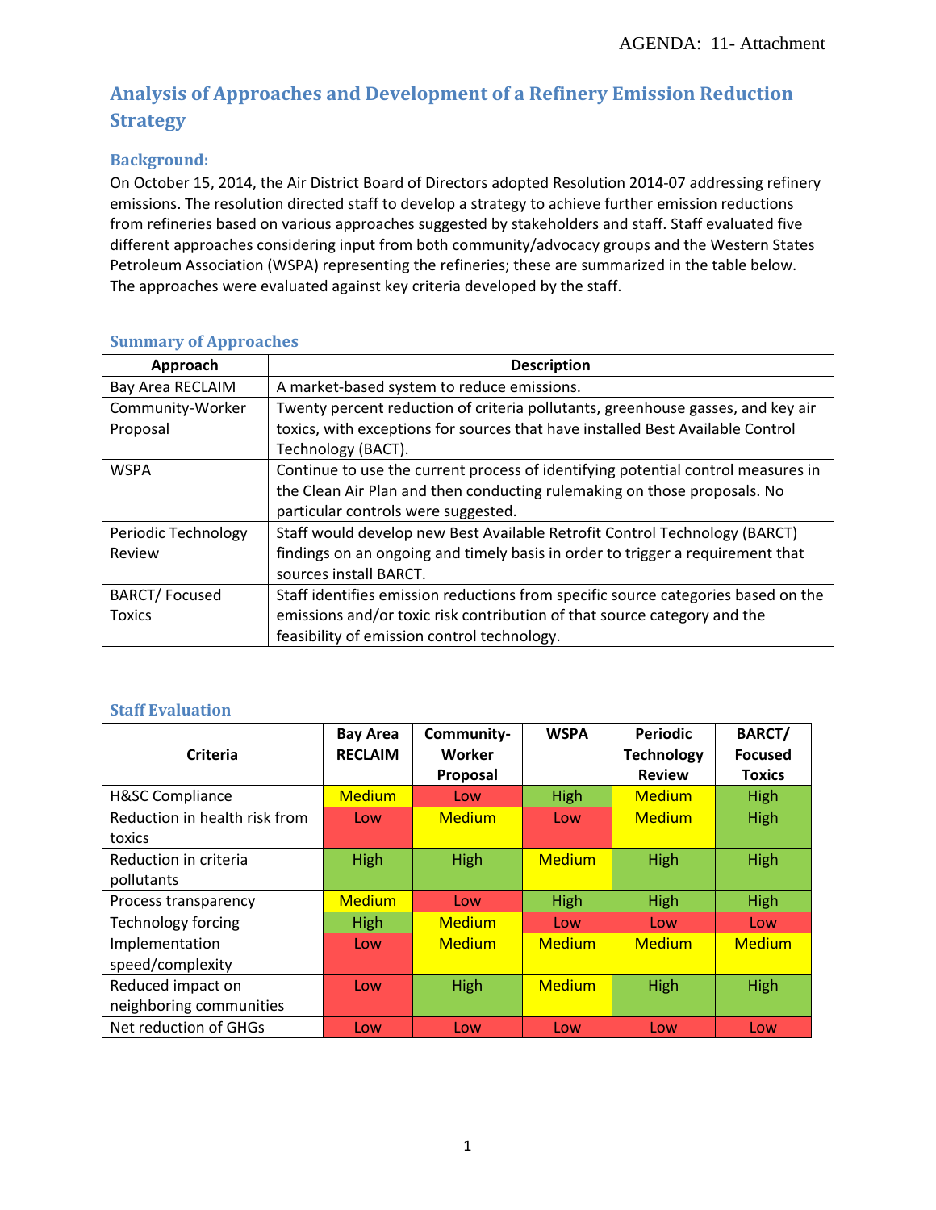# Analysis of Approaches and Development of a Refinery Emission Reduction Strategy

## Background:

On October 15, 2014, the Air District Board of Directors adopted Resolution 2014-07 addressing refinery emissions. The resolution directed staff to develop a strategy to achieve further emission reductions from refineries based on various approaches suggested by stakeholders and staff. Staff evaluated five different approaches considering input from both community/advocacy groups and the Western States Petroleum Association (WSPA) representing the refineries; these are summarized in the table below. The approaches were evaluated against key criteria developed by the staff.

## Summary of Approaches

| Approach | Description |
|---|---|
| Bay Area RECLAIM | A market-based system to reduce emissions. |
| Community-Worker Proposal | Twenty percent reduction of criteria pollutants, greenhouse gasses, and key air toxics, with exceptions for sources that have installed Best Available Control Technology (BACT). |
| WSPA | Continue to use the current process of identifying potential control measures in the Clean Air Plan and then conducting rulemaking on those proposals. No particular controls were suggested. |
| Periodic Technology Review | Staff would develop new Best Available Retrofit Control Technology (BARCT) findings on an ongoing and timely basis in order to trigger a requirement that sources install BARCT. |
| BARCT/ Focused Toxics | Staff identifies emission reductions from specific source categories based on the emissions and/or toxic risk contribution of that source category and the feasibility of emission control technology. |

## Staff Evaluation

| Criteria | Bay Area RECLAIM | Community-Worker Proposal | WSPA | Periodic Technology Review | BARCT/ Focused Toxics |
|---|---|---|---|---|---|
| H&SC Compliance | Medium | Low | High | Medium | High |
| Reduction in health risk from toxics | Low | Medium | Low | Medium | High |
| Reduction in criteria pollutants | High | High | Medium | High | High |
| Process transparency | Medium | Low | High | High | High |
| Technology forcing | High | Medium | Low | Low | Low |
| Implementation speed/complexity | Low | Medium | Medium | Medium | Medium |
| Reduced impact on neighboring communities | Low | High | Medium | High | High |
| Net reduction of GHGs | Low | Low | Low | Low | Low |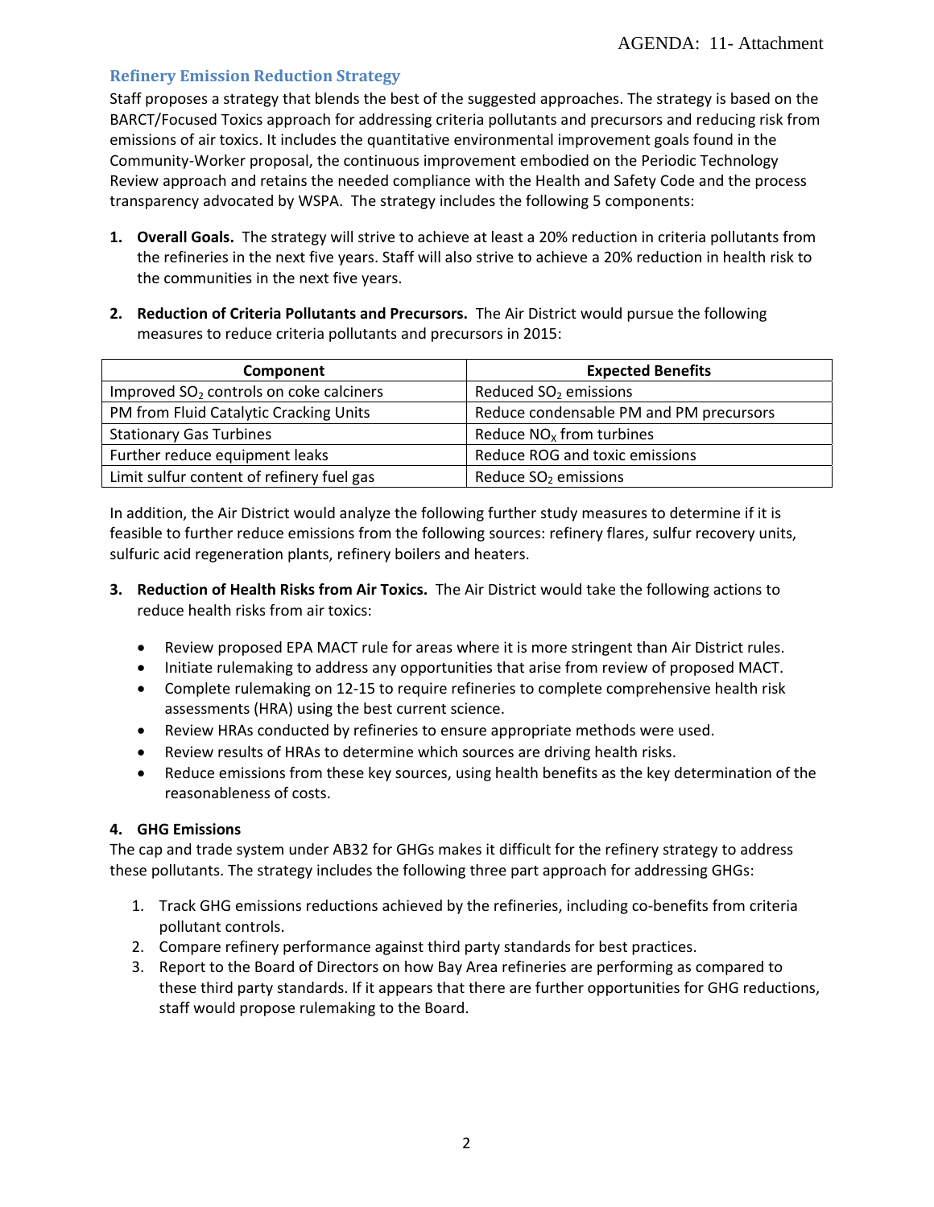## Refinery Emission Reduction Strategy

Staff proposes a strategy that blends the best of the suggested approaches. The strategy is based on the BARCT/Focused Toxics approach for addressing criteria pollutants and precursors and reducing risk from emissions of air toxics. It includes the quantitative environmental improvement goals found in the Community-Worker proposal, the continuous improvement embodied on the Periodic Technology Review approach and retains the needed compliance with the Health and Safety Code and the process transparency advocated by WSPA. The strategy includes the following 5 components:

1. **Overall Goals.** The strategy will strive to achieve at least a 20% reduction in criteria pollutants from the refineries in the next five years. Staff will also strive to achieve a 20% reduction in health risk to the communities in the next five years.

2. **Reduction of Criteria Pollutants and Precursors.** The Air District would pursue the following measures to reduce criteria pollutants and precursors in 2015:

| Component | Expected Benefits |
| --- | --- |
| Improved $SO_2$ controls on coke calciners | Reduced $SO_2$ emissions |
| PM from Fluid Catalytic Cracking Units | Reduce condensable PM and PM precursors |
| Stationary Gas Turbines | Reduce $NO_x$ from turbines |
| Further reduce equipment leaks | Reduce ROG and toxic emissions |
| Limit sulfur content of refinery fuel gas | Reduce $SO_2$ emissions |

In addition, the Air District would analyze the following further study measures to determine if it is feasible to further reduce emissions from the following sources: refinery flares, sulfur recovery units, sulfuric acid regeneration plants, refinery boilers and heaters.

3. **Reduction of Health Risks from Air Toxics.** The Air District would take the following actions to reduce health risks from air toxics:

   - Review proposed EPA MACT rule for areas where it is more stringent than Air District rules.
   - Initiate rulemaking to address any opportunities that arise from review of proposed MACT.
   - Complete rulemaking on 12-15 to require refineries to complete comprehensive health risk assessments (HRA) using the best current science.
   - Review HRAs conducted by refineries to ensure appropriate methods were used.
   - Review results of HRAs to determine which sources are driving health risks.
   - Reduce emissions from these key sources, using health benefits as the key determination of the reasonableness of costs.

4. **GHG Emissions**

The cap and trade system under AB32 for GHGs makes it difficult for the refinery strategy to address these pollutants. The strategy includes the following three part approach for addressing GHGs:

1. Track GHG emissions reductions achieved by the refineries, including co-benefits from criteria pollutant controls.
2. Compare refinery performance against third party standards for best practices.
3. Report to the Board of Directors on how Bay Area refineries are performing as compared to these third party standards. If it appears that there are further opportunities for GHG reductions, staff would propose rulemaking to the Board.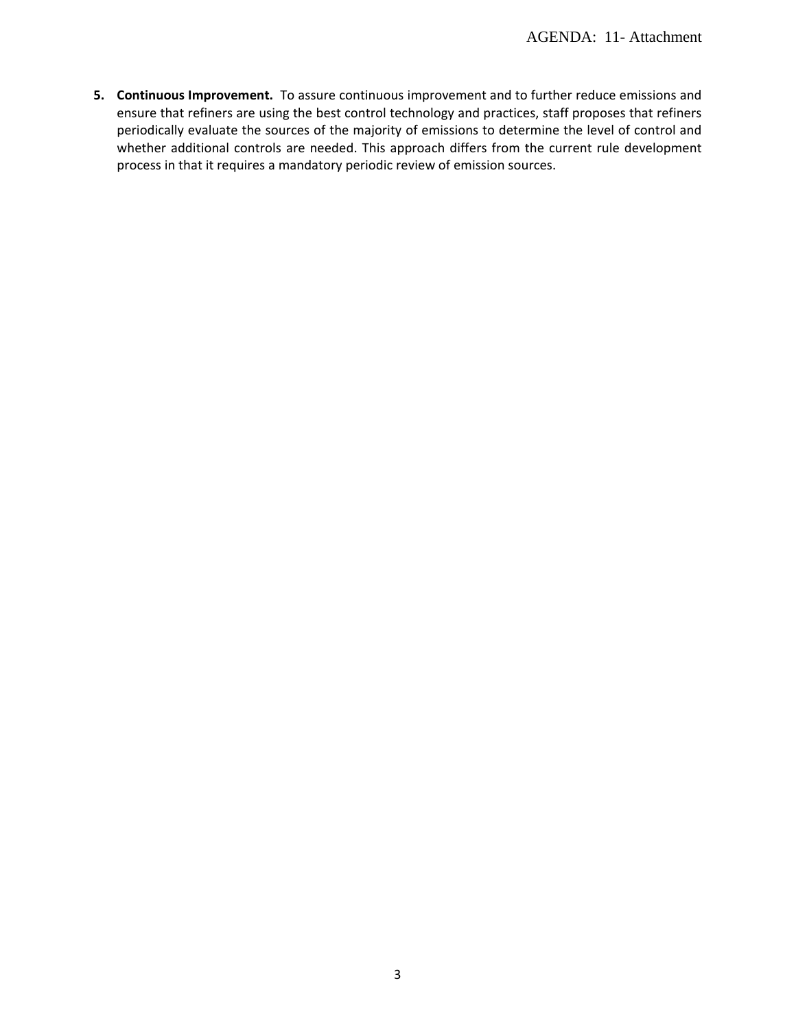5. **Continuous Improvement.** To assure continuous improvement and to further reduce emissions and ensure that refiners are using the best control technology and practices, staff proposes that refiners periodically evaluate the sources of the majority of emissions to determine the level of control and whether additional controls are needed. This approach differs from the current rule development process in that it requires a mandatory periodic review of emission sources.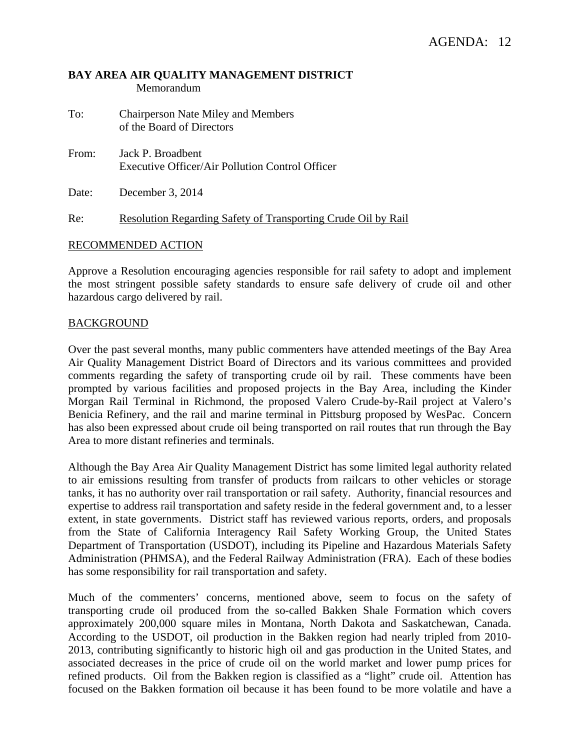AGENDA: 12

**BAY AREA AIR QUALITY MANAGEMENT DISTRICT**
Memorandum

To: Chairperson Nate Miley and Members of the Board of Directors

From: Jack P. Broadbent
Executive Officer/Air Pollution Control Officer

Date: December 3, 2014

Re: Resolution Regarding Safety of Transporting Crude Oil by Rail

## RECOMMENDED ACTION

Approve a Resolution encouraging agencies responsible for rail safety to adopt and implement the most stringent possible safety standards to ensure safe delivery of crude oil and other hazardous cargo delivered by rail.

## BACKGROUND

Over the past several months, many public commenters have attended meetings of the Bay Area Air Quality Management District Board of Directors and its various committees and provided comments regarding the safety of transporting crude oil by rail. These comments have been prompted by various facilities and proposed projects in the Bay Area, including the Kinder Morgan Rail Terminal in Richmond, the proposed Valero Crude-by-Rail project at Valero's Benicia Refinery, and the rail and marine terminal in Pittsburg proposed by WesPac. Concern has also been expressed about crude oil being transported on rail routes that run through the Bay Area to more distant refineries and terminals.

Although the Bay Area Air Quality Management District has some limited legal authority related to air emissions resulting from transfer of products from railcars to other vehicles or storage tanks, it has no authority over rail transportation or rail safety. Authority, financial resources and expertise to address rail transportation and safety reside in the federal government and, to a lesser extent, in state governments. District staff has reviewed various reports, orders, and proposals from the State of California Interagency Rail Safety Working Group, the United States Department of Transportation (USDOT), including its Pipeline and Hazardous Materials Safety Administration (PHMSA), and the Federal Railway Administration (FRA). Each of these bodies has some responsibility for rail transportation and safety.

Much of the commenters' concerns, mentioned above, seem to focus on the safety of transporting crude oil produced from the so-called Bakken Shale Formation which covers approximately 200,000 square miles in Montana, North Dakota and Saskatchewan, Canada. According to the USDOT, oil production in the Bakken region had nearly tripled from 2010-2013, contributing significantly to historic high oil and gas production in the United States, and associated decreases in the price of crude oil on the world market and lower pump prices for refined products. Oil from the Bakken region is classified as a "light" crude oil. Attention has focused on the Bakken formation oil because it has been found to be more volatile and have a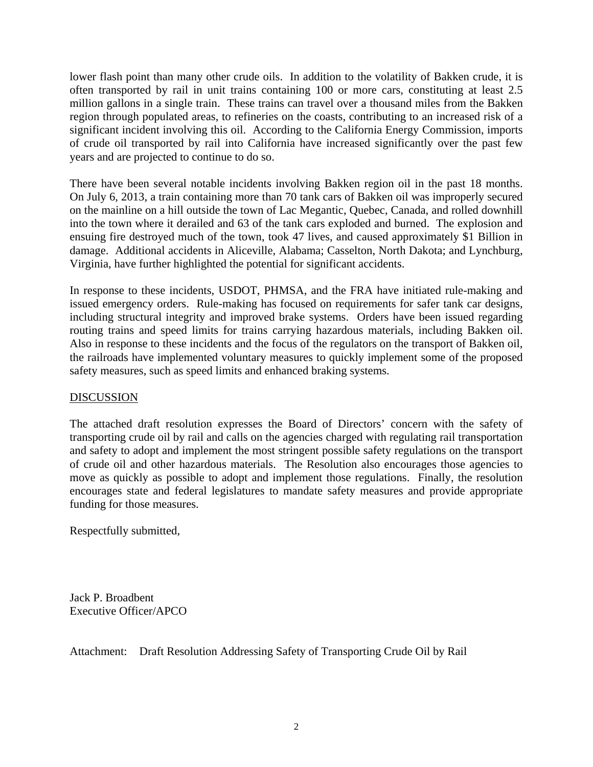lower flash point than many other crude oils. In addition to the volatility of Bakken crude, it is often transported by rail in unit trains containing 100 or more cars, constituting at least 2.5 million gallons in a single train. These trains can travel over a thousand miles from the Bakken region through populated areas, to refineries on the coasts, contributing to an increased risk of a significant incident involving this oil. According to the California Energy Commission, imports of crude oil transported by rail into California have increased significantly over the past few years and are projected to continue to do so.

There have been several notable incidents involving Bakken region oil in the past 18 months. On July 6, 2013, a train containing more than 70 tank cars of Bakken oil was improperly secured on the mainline on a hill outside the town of Lac Megantic, Quebec, Canada, and rolled downhill into the town where it derailed and 63 of the tank cars exploded and burned. The explosion and ensuing fire destroyed much of the town, took 47 lives, and caused approximately $1 Billion in damage. Additional accidents in Aliceville, Alabama; Casselton, North Dakota; and Lynchburg, Virginia, have further highlighted the potential for significant accidents.

In response to these incidents, USDOT, PHMSA, and the FRA have initiated rule-making and issued emergency orders. Rule-making has focused on requirements for safer tank car designs, including structural integrity and improved brake systems. Orders have been issued regarding routing trains and speed limits for trains carrying hazardous materials, including Bakken oil. Also in response to these incidents and the focus of the regulators on the transport of Bakken oil, the railroads have implemented voluntary measures to quickly implement some of the proposed safety measures, such as speed limits and enhanced braking systems.

## DISCUSSION

The attached draft resolution expresses the Board of Directors' concern with the safety of transporting crude oil by rail and calls on the agencies charged with regulating rail transportation and safety to adopt and implement the most stringent possible safety regulations on the transport of crude oil and other hazardous materials. The Resolution also encourages those agencies to move as quickly as possible to adopt and implement those regulations. Finally, the resolution encourages state and federal legislatures to mandate safety measures and provide appropriate funding for those measures.

Respectfully submitted,

Jack P. Broadbent
Executive Officer/APCO

Attachment: Draft Resolution Addressing Safety of Transporting Crude Oil by Rail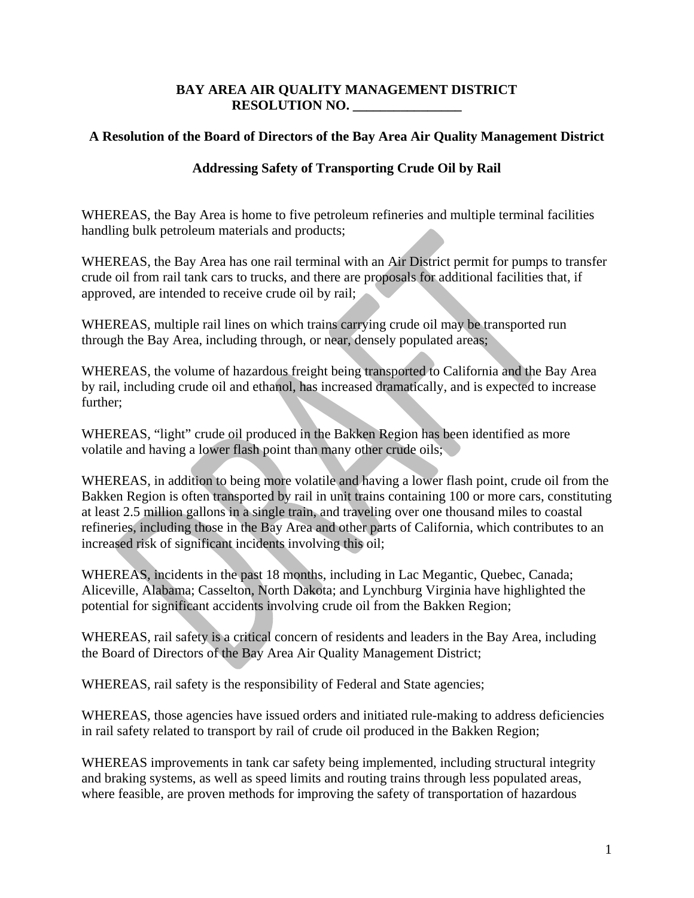**BAY AREA AIR QUALITY MANAGEMENT DISTRICT**
**RESOLUTION NO. \_\_\_\_\_\_\_\_\_\_\_\_\_\_\_\_**

**A Resolution of the Board of Directors of the Bay Area Air Quality Management District**

**Addressing Safety of Transporting Crude Oil by Rail**

WHEREAS, the Bay Area is home to five petroleum refineries and multiple terminal facilities handling bulk petroleum materials and products;

WHEREAS, the Bay Area has one rail terminal with an Air District permit for pumps to transfer crude oil from rail tank cars to trucks, and there are proposals for additional facilities that, if approved, are intended to receive crude oil by rail;

WHEREAS, multiple rail lines on which trains carrying crude oil may be transported run through the Bay Area, including through, or near, densely populated areas;

WHEREAS, the volume of hazardous freight being transported to California and the Bay Area by rail, including crude oil and ethanol, has increased dramatically, and is expected to increase further;

WHEREAS, "light" crude oil produced in the Bakken Region has been identified as more volatile and having a lower flash point than many other crude oils;

WHEREAS, in addition to being more volatile and having a lower flash point, crude oil from the Bakken Region is often transported by rail in unit trains containing 100 or more cars, constituting at least 2.5 million gallons in a single train, and traveling over one thousand miles to coastal refineries, including those in the Bay Area and other parts of California, which contributes to an increased risk of significant incidents involving this oil;

WHEREAS, incidents in the past 18 months, including in Lac Megantic, Quebec, Canada; Aliceville, Alabama; Casselton, North Dakota; and Lynchburg Virginia have highlighted the potential for significant accidents involving crude oil from the Bakken Region;

WHEREAS, rail safety is a critical concern of residents and leaders in the Bay Area, including the Board of Directors of the Bay Area Air Quality Management District;

WHEREAS, rail safety is the responsibility of Federal and State agencies;

WHEREAS, those agencies have issued orders and initiated rule-making to address deficiencies in rail safety related to transport by rail of crude oil produced in the Bakken Region;

WHEREAS improvements in tank car safety being implemented, including structural integrity and braking systems, as well as speed limits and routing trains through less populated areas, where feasible, are proven methods for improving the safety of transportation of hazardous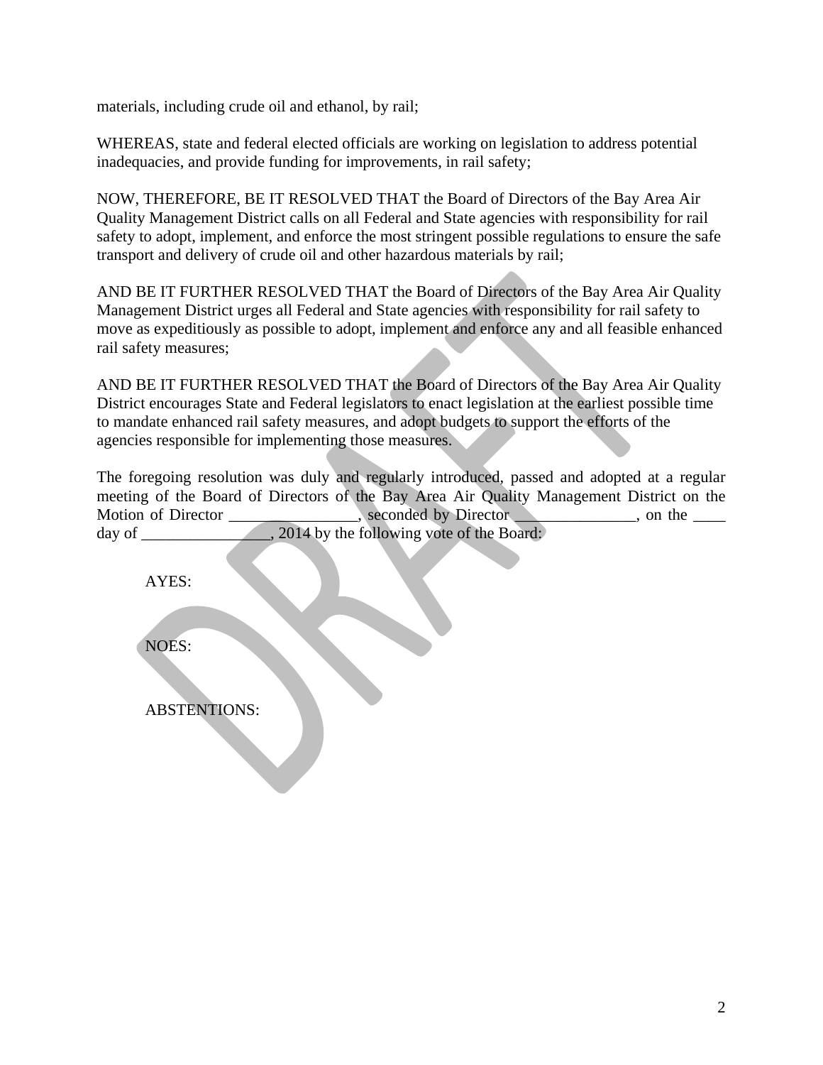materials, including crude oil and ethanol, by rail;

WHEREAS, state and federal elected officials are working on legislation to address potential inadequacies, and provide funding for improvements, in rail safety;

NOW, THEREFORE, BE IT RESOLVED THAT the Board of Directors of the Bay Area Air Quality Management District calls on all Federal and State agencies with responsibility for rail safety to adopt, implement, and enforce the most stringent possible regulations to ensure the safe transport and delivery of crude oil and other hazardous materials by rail;

AND BE IT FURTHER RESOLVED THAT the Board of Directors of the Bay Area Air Quality Management District urges all Federal and State agencies with responsibility for rail safety to move as expeditiously as possible to adopt, implement and enforce any and all feasible enhanced rail safety measures;

AND BE IT FURTHER RESOLVED THAT the Board of Directors of the Bay Area Air Quality District encourages State and Federal legislators to enact legislation at the earliest possible time to mandate enhanced rail safety measures, and adopt budgets to support the efforts of the agencies responsible for implementing those measures.

The foregoing resolution was duly and regularly introduced, passed and adopted at a regular meeting of the Board of Directors of the Bay Area Air Quality Management District on the Motion of Director ________________, seconded by Director _______________, on the ____ day of ________________, 2014 by the following vote of the Board:

AYES:

NOES:

ABSTENTIONS: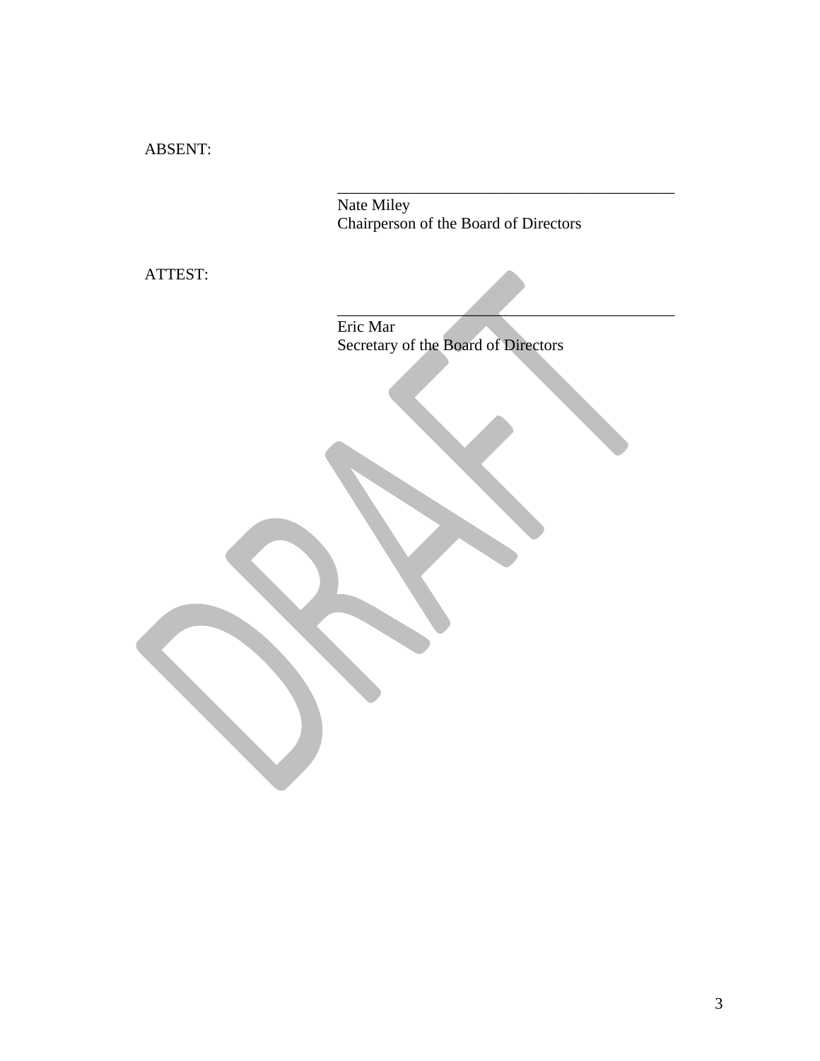ABSENT:

\_\_\_\_\_\_\_\_\_\_\_\_\_\_\_\_\_\_\_\_\_\_\_\_\_\_\_\_\_\_\_\_\_\_\_\_\_\_\_\_\_\_\_

Nate Miley
Chairperson of the Board of Directors

ATTEST:

\_\_\_\_\_\_\_\_\_\_\_\_\_\_\_\_\_\_\_\_\_\_\_\_\_\_\_\_\_\_\_\_\_\_\_\_\_\_\_\_\_\_\_

Eric Mar
Secretary of the Board of Directors

DRAFT